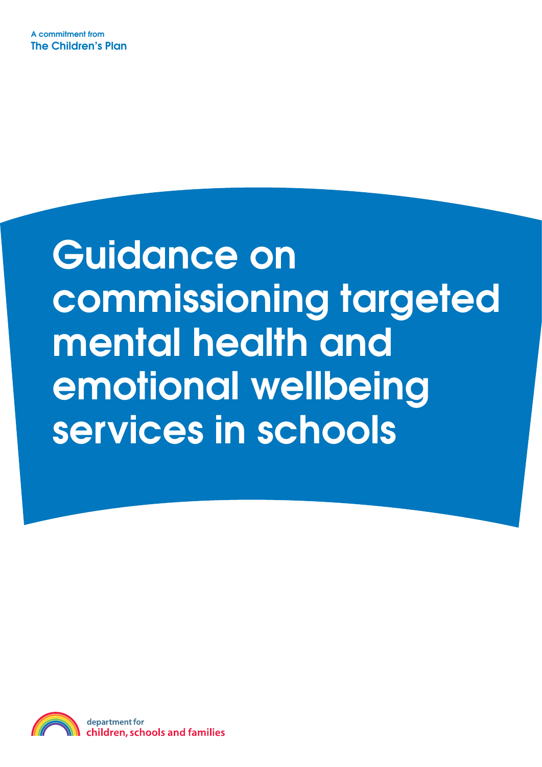A commitment from
**The Children's Plan**

# Guidance on commissioning targeted mental health and emotional wellbeing services in schools

department for
**children, schools and families**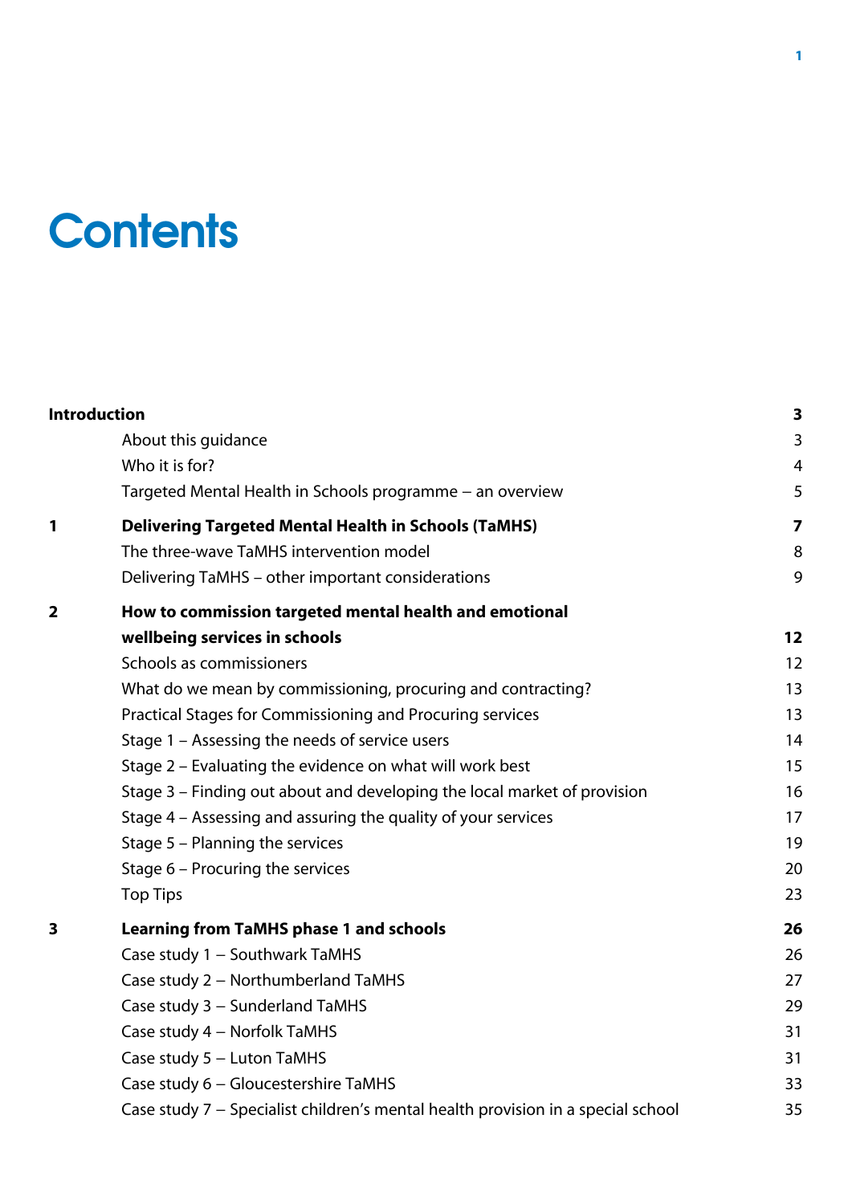# Contents

| | | |
|---|---|---|
| **Introduction** | | **3** |
| | About this guidance | 3 |
| | Who it is for? | 4 |
| | Targeted Mental Health in Schools programme – an overview | 5 |
| **1** | **Delivering Targeted Mental Health in Schools (TaMHS)** | **7** |
| | The three-wave TaMHS intervention model | 8 |
| | Delivering TaMHS – other important considerations | 9 |
| **2** | **How to commission targeted mental health and emotional wellbeing services in schools** | **12** |
| | Schools as commissioners | 12 |
| | What do we mean by commissioning, procuring and contracting? | 13 |
| | Practical Stages for Commissioning and Procuring services | 13 |
| | Stage 1 – Assessing the needs of service users | 14 |
| | Stage 2 – Evaluating the evidence on what will work best | 15 |
| | Stage 3 – Finding out about and developing the local market of provision | 16 |
| | Stage 4 – Assessing and assuring the quality of your services | 17 |
| | Stage 5 – Planning the services | 19 |
| | Stage 6 – Procuring the services | 20 |
| | Top Tips | 23 |
| **3** | **Learning from TaMHS phase 1 and schools** | **26** |
| | Case study 1 – Southwark TaMHS | 26 |
| | Case study 2 – Northumberland TaMHS | 27 |
| | Case study 3 – Sunderland TaMHS | 29 |
| | Case study 4 – Norfolk TaMHS | 31 |
| | Case study 5 – Luton TaMHS | 31 |
| | Case study 6 – Gloucestershire TaMHS | 33 |
| | Case study 7 – Specialist children's mental health provision in a special school | 35 |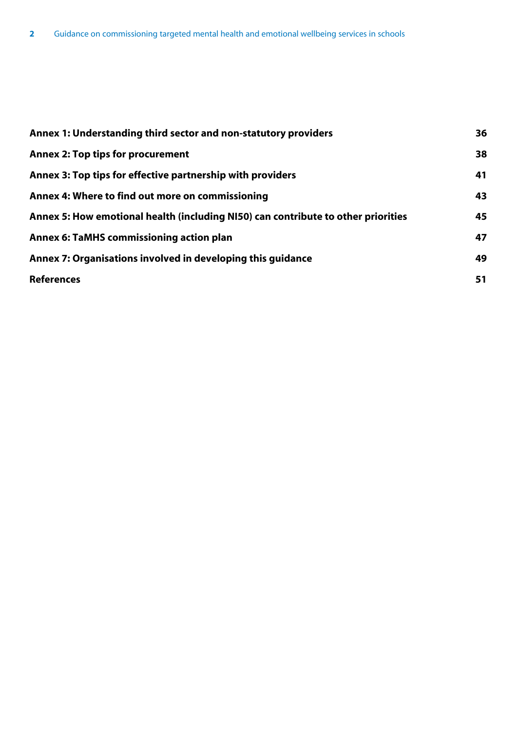| | |
|---|---|
| **Annex 1: Understanding third sector and non-statutory providers** | **36** |
| **Annex 2: Top tips for procurement** | **38** |
| **Annex 3: Top tips for effective partnership with providers** | **41** |
| **Annex 4: Where to find out more on commissioning** | **43** |
| **Annex 5: How emotional health (including NI50) can contribute to other priorities** | **45** |
| **Annex 6: TaMHS commissioning action plan** | **47** |
| **Annex 7: Organisations involved in developing this guidance** | **49** |
| **References** | **51** |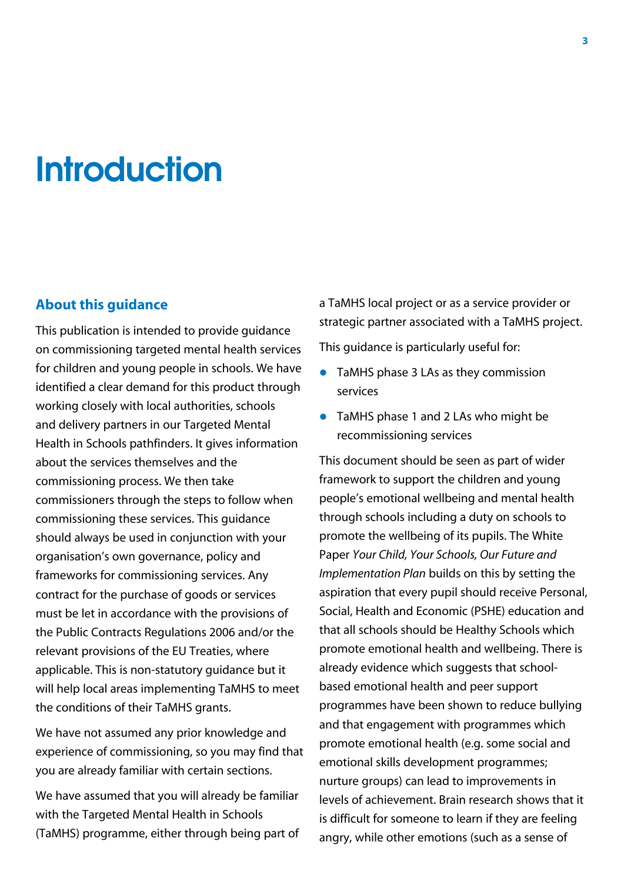# Introduction

## About this guidance

This publication is intended to provide guidance on commissioning targeted mental health services for children and young people in schools. We have identified a clear demand for this product through working closely with local authorities, schools and delivery partners in our Targeted Mental Health in Schools pathfinders. It gives information about the services themselves and the commissioning process. We then take commissioners through the steps to follow when commissioning these services. This guidance should always be used in conjunction with your organisation's own governance, policy and frameworks for commissioning services. Any contract for the purchase of goods or services must be let in accordance with the provisions of the Public Contracts Regulations 2006 and/or the relevant provisions of the EU Treaties, where applicable. This is non-statutory guidance but it will help local areas implementing TaMHS to meet the conditions of their TaMHS grants.

We have not assumed any prior knowledge and experience of commissioning, so you may find that you are already familiar with certain sections.

We have assumed that you will already be familiar with the Targeted Mental Health in Schools (TaMHS) programme, either through being part of a TaMHS local project or as a service provider or strategic partner associated with a TaMHS project.

This guidance is particularly useful for:

- TaMHS phase 3 LAs as they commission services
- TaMHS phase 1 and 2 LAs who might be recommissioning services

This document should be seen as part of wider framework to support the children and young people's emotional wellbeing and mental health through schools including a duty on schools to promote the wellbeing of its pupils. The White Paper *Your Child, Your Schools, Our Future and Implementation Plan* builds on this by setting the aspiration that every pupil should receive Personal, Social, Health and Economic (PSHE) education and that all schools should be Healthy Schools which promote emotional health and wellbeing. There is already evidence which suggests that school-based emotional health and peer support programmes have been shown to reduce bullying and that engagement with programmes which promote emotional health (e.g. some social and emotional skills development programmes; nurture groups) can lead to improvements in levels of achievement. Brain research shows that it is difficult for someone to learn if they are feeling angry, while other emotions (such as a sense of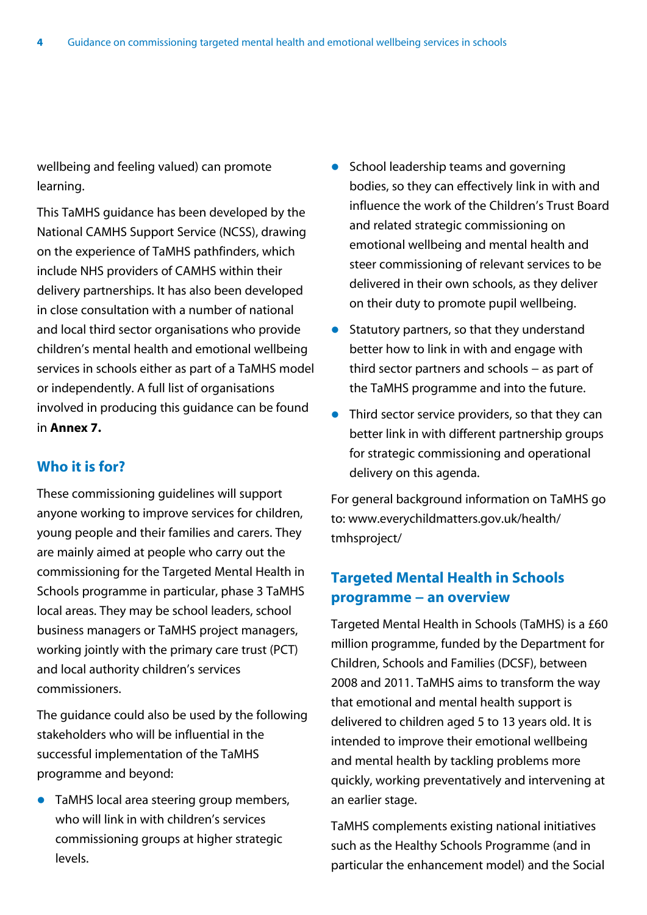wellbeing and feeling valued) can promote learning.

This TaMHS guidance has been developed by the National CAMHS Support Service (NCSS), drawing on the experience of TaMHS pathfinders, which include NHS providers of CAMHS within their delivery partnerships. It has also been developed in close consultation with a number of national and local third sector organisations who provide children's mental health and emotional wellbeing services in schools either as part of a TaMHS model or independently. A full list of organisations involved in producing this guidance can be found in **Annex 7.**

## Who it is for?

These commissioning guidelines will support anyone working to improve services for children, young people and their families and carers. They are mainly aimed at people who carry out the commissioning for the Targeted Mental Health in Schools programme in particular, phase 3 TaMHS local areas. They may be school leaders, school business managers or TaMHS project managers, working jointly with the primary care trust (PCT) and local authority children's services commissioners.

The guidance could also be used by the following stakeholders who will be influential in the successful implementation of the TaMHS programme and beyond:

- TaMHS local area steering group members, who will link in with children's services commissioning groups at higher strategic levels.
- School leadership teams and governing bodies, so they can effectively link in with and influence the work of the Children's Trust Board and related strategic commissioning on emotional wellbeing and mental health and steer commissioning of relevant services to be delivered in their own schools, as they deliver on their duty to promote pupil wellbeing.
- Statutory partners, so that they understand better how to link in with and engage with third sector partners and schools – as part of the TaMHS programme and into the future.
- Third sector service providers, so that they can better link in with different partnership groups for strategic commissioning and operational delivery on this agenda.

For general background information on TaMHS go to: www.everychildmatters.gov.uk/health/tmhsproject/

## Targeted Mental Health in Schools programme – an overview

Targeted Mental Health in Schools (TaMHS) is a £60 million programme, funded by the Department for Children, Schools and Families (DCSF), between 2008 and 2011. TaMHS aims to transform the way that emotional and mental health support is delivered to children aged 5 to 13 years old. It is intended to improve their emotional wellbeing and mental health by tackling problems more quickly, working preventatively and intervening at an earlier stage.

TaMHS complements existing national initiatives such as the Healthy Schools Programme (and in particular the enhancement model) and the Social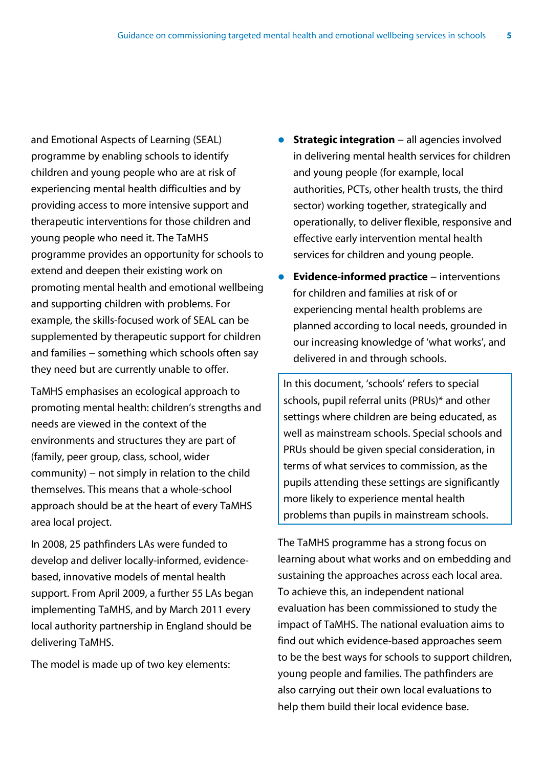and Emotional Aspects of Learning (SEAL) programme by enabling schools to identify children and young people who are at risk of experiencing mental health difficulties and by providing access to more intensive support and therapeutic interventions for those children and young people who need it. The TaMHS programme provides an opportunity for schools to extend and deepen their existing work on promoting mental health and emotional wellbeing and supporting children with problems. For example, the skills-focused work of SEAL can be supplemented by therapeutic support for children and families – something which schools often say they need but are currently unable to offer.

TaMHS emphasises an ecological approach to promoting mental health: children's strengths and needs are viewed in the context of the environments and structures they are part of (family, peer group, class, school, wider community) – not simply in relation to the child themselves. This means that a whole-school approach should be at the heart of every TaMHS area local project.

In 2008, 25 pathfinders LAs were funded to develop and deliver locally-informed, evidence-based, innovative models of mental health support. From April 2009, a further 55 LAs began implementing TaMHS, and by March 2011 every local authority partnership in England should be delivering TaMHS.

The model is made up of two key elements:

- **Strategic integration** – all agencies involved in delivering mental health services for children and young people (for example, local authorities, PCTs, other health trusts, the third sector) working together, strategically and operationally, to deliver flexible, responsive and effective early intervention mental health services for children and young people.
- **Evidence-informed practice** – interventions for children and families at risk of or experiencing mental health problems are planned according to local needs, grounded in our increasing knowledge of 'what works', and delivered in and through schools.

> In this document, 'schools' refers to special schools, pupil referral units (PRUs)* and other settings where children are being educated, as well as mainstream schools. Special schools and PRUs should be given special consideration, in terms of what services to commission, as the pupils attending these settings are significantly more likely to experience mental health problems than pupils in mainstream schools.

The TaMHS programme has a strong focus on learning about what works and on embedding and sustaining the approaches across each local area. To achieve this, an independent national evaluation has been commissioned to study the impact of TaMHS. The national evaluation aims to find out which evidence-based approaches seem to be the best ways for schools to support children, young people and families. The pathfinders are also carrying out their own local evaluations to help them build their local evidence base.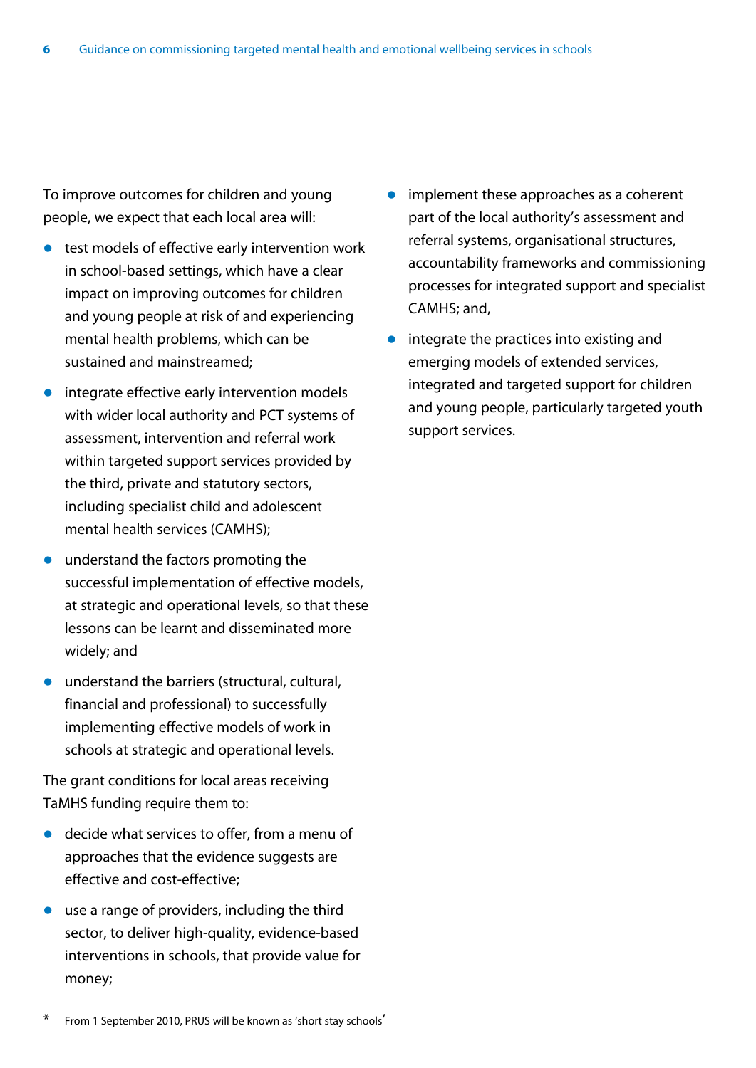To improve outcomes for children and young people, we expect that each local area will:

- test models of effective early intervention work in school-based settings, which have a clear impact on improving outcomes for children and young people at risk of and experiencing mental health problems, which can be sustained and mainstreamed;
- integrate effective early intervention models with wider local authority and PCT systems of assessment, intervention and referral work within targeted support services provided by the third, private and statutory sectors, including specialist child and adolescent mental health services (CAMHS);
- understand the factors promoting the successful implementation of effective models, at strategic and operational levels, so that these lessons can be learnt and disseminated more widely; and
- understand the barriers (structural, cultural, financial and professional) to successfully implementing effective models of work in schools at strategic and operational levels.

The grant conditions for local areas receiving TaMHS funding require them to:

- decide what services to offer, from a menu of approaches that the evidence suggests are effective and cost-effective;
- use a range of providers, including the third sector, to deliver high-quality, evidence-based interventions in schools, that provide value for money;
- implement these approaches as a coherent part of the local authority's assessment and referral systems, organisational structures, accountability frameworks and commissioning processes for integrated support and specialist CAMHS; and,
- integrate the practices into existing and emerging models of extended services, integrated and targeted support for children and young people, particularly targeted youth support services.

* From 1 September 2010, PRUS will be known as 'short stay schools'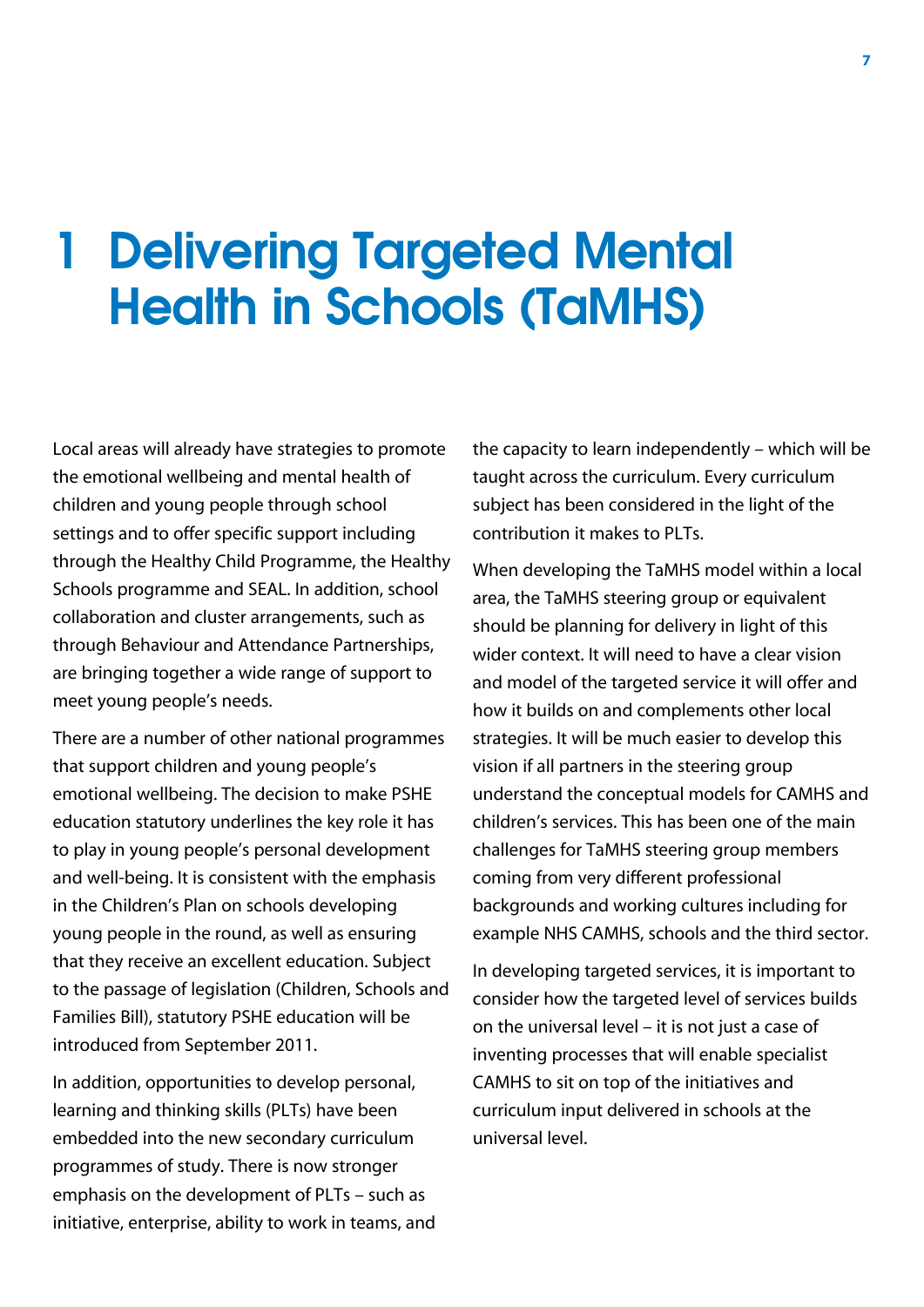# 1 Delivering Targeted Mental Health in Schools (TaMHS)

Local areas will already have strategies to promote the emotional wellbeing and mental health of children and young people through school settings and to offer specific support including through the Healthy Child Programme, the Healthy Schools programme and SEAL. In addition, school collaboration and cluster arrangements, such as through Behaviour and Attendance Partnerships, are bringing together a wide range of support to meet young people's needs.

There are a number of other national programmes that support children and young people's emotional wellbeing. The decision to make PSHE education statutory underlines the key role it has to play in young people's personal development and well-being. It is consistent with the emphasis in the Children's Plan on schools developing young people in the round, as well as ensuring that they receive an excellent education. Subject to the passage of legislation (Children, Schools and Families Bill), statutory PSHE education will be introduced from September 2011.

In addition, opportunities to develop personal, learning and thinking skills (PLTs) have been embedded into the new secondary curriculum programmes of study. There is now stronger emphasis on the development of PLTs – such as initiative, enterprise, ability to work in teams, and the capacity to learn independently – which will be taught across the curriculum. Every curriculum subject has been considered in the light of the contribution it makes to PLTs.

When developing the TaMHS model within a local area, the TaMHS steering group or equivalent should be planning for delivery in light of this wider context. It will need to have a clear vision and model of the targeted service it will offer and how it builds on and complements other local strategies. It will be much easier to develop this vision if all partners in the steering group understand the conceptual models for CAMHS and children's services. This has been one of the main challenges for TaMHS steering group members coming from very different professional backgrounds and working cultures including for example NHS CAMHS, schools and the third sector.

In developing targeted services, it is important to consider how the targeted level of services builds on the universal level – it is not just a case of inventing processes that will enable specialist CAMHS to sit on top of the initiatives and curriculum input delivered in schools at the universal level.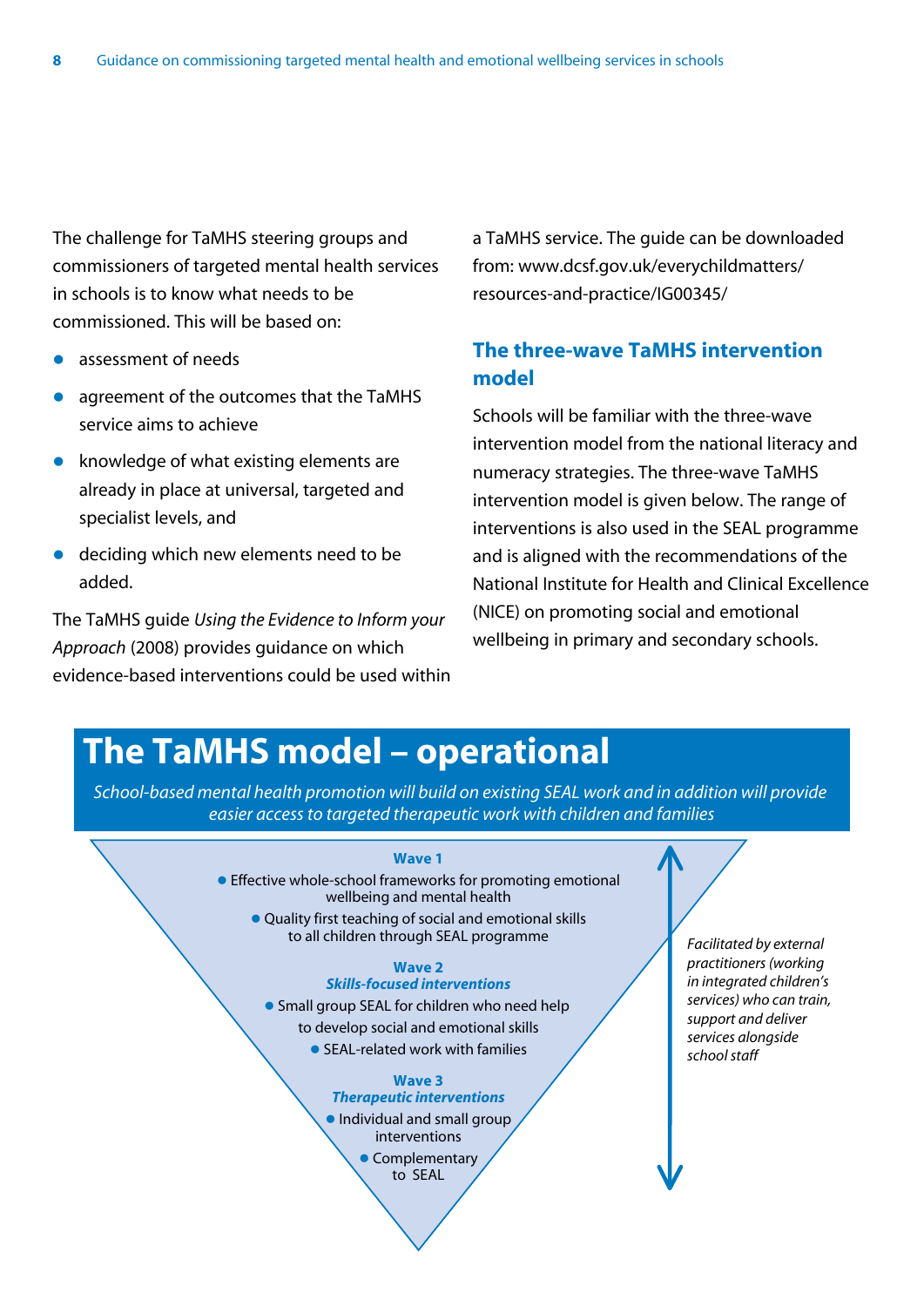The challenge for TaMHS steering groups and commissioners of targeted mental health services in schools is to know what needs to be commissioned. This will be based on:

- assessment of needs
- agreement of the outcomes that the TaMHS service aims to achieve
- knowledge of what existing elements are already in place at universal, targeted and specialist levels, and
- deciding which new elements need to be added.

The TaMHS guide *Using the Evidence to Inform your Approach* (2008) provides guidance on which evidence-based interventions could be used within a TaMHS service. The guide can be downloaded from: www.dcsf.gov.uk/everychildmatters/resources-and-practice/IG00345/

## The three-wave TaMHS intervention model

Schools will be familiar with the three-wave intervention model from the national literacy and numeracy strategies. The three-wave TaMHS intervention model is given below. The range of interventions is also used in the SEAL programme and is aligned with the recommendations of the National Institute for Health and Clinical Excellence (NICE) on promoting social and emotional wellbeing in primary and secondary schools.

# The TaMHS model – operational

*School-based mental health promotion will build on existing SEAL work and in addition will provide easier access to targeted therapeutic work with children and families*

**Wave 1**

- Effective whole-school frameworks for promoting emotional wellbeing and mental health
- Quality first teaching of social and emotional skills to all children through SEAL programme

**Wave 2**
***Skills-focused interventions***

- Small group SEAL for children who need help to develop social and emotional skills
- SEAL-related work with families

**Wave 3**
***Therapeutic interventions***

- Individual and small group interventions
- Complementary to SEAL

*Facilitated by external practitioners (working in integrated children's services) who can train, support and deliver services alongside school staff*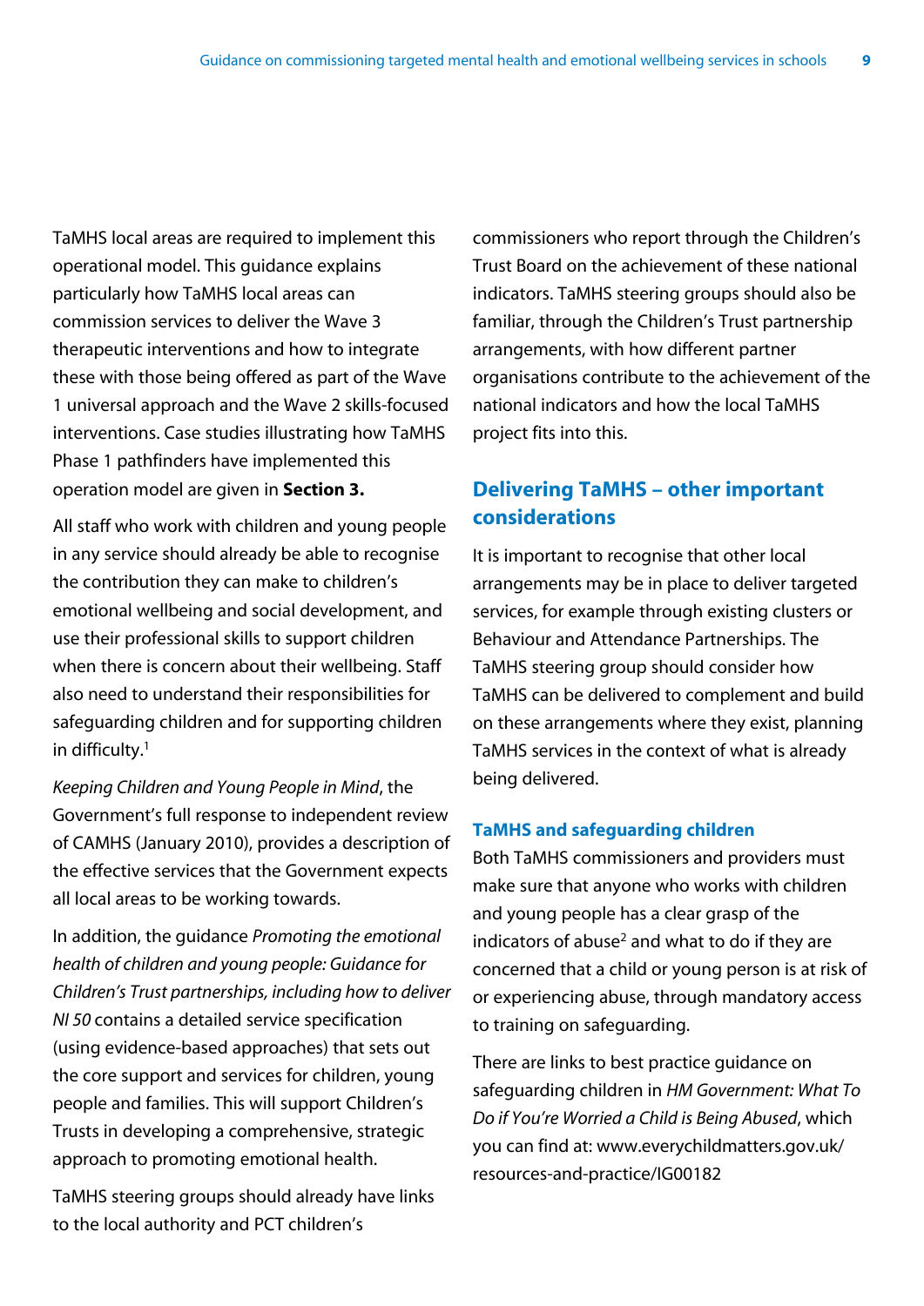TaMHS local areas are required to implement this operational model. This guidance explains particularly how TaMHS local areas can commission services to deliver the Wave 3 therapeutic interventions and how to integrate these with those being offered as part of the Wave 1 universal approach and the Wave 2 skills-focused interventions. Case studies illustrating how TaMHS Phase 1 pathfinders have implemented this operation model are given in **Section 3.**

All staff who work with children and young people in any service should already be able to recognise the contribution they can make to children's emotional wellbeing and social development, and use their professional skills to support children when there is concern about their wellbeing. Staff also need to understand their responsibilities for safeguarding children and for supporting children in difficulty.[1]

*Keeping Children and Young People in Mind*, the Government's full response to independent review of CAMHS (January 2010), provides a description of the effective services that the Government expects all local areas to be working towards.

In addition, the guidance *Promoting the emotional health of children and young people: Guidance for Children's Trust partnerships, including how to deliver NI 50* contains a detailed service specification (using evidence-based approaches) that sets out the core support and services for children, young people and families. This will support Children's Trusts in developing a comprehensive, strategic approach to promoting emotional health.

TaMHS steering groups should already have links to the local authority and PCT children's commissioners who report through the Children's Trust Board on the achievement of these national indicators. TaMHS steering groups should also be familiar, through the Children's Trust partnership arrangements, with how different partner organisations contribute to the achievement of the national indicators and how the local TaMHS project fits into this.

## Delivering TaMHS – other important considerations

It is important to recognise that other local arrangements may be in place to deliver targeted services, for example through existing clusters or Behaviour and Attendance Partnerships. The TaMHS steering group should consider how TaMHS can be delivered to complement and build on these arrangements where they exist, planning TaMHS services in the context of what is already being delivered.

### TaMHS and safeguarding children

Both TaMHS commissioners and providers must make sure that anyone who works with children and young people has a clear grasp of the indicators of abuse[2] and what to do if they are concerned that a child or young person is at risk of or experiencing abuse, through mandatory access to training on safeguarding.

There are links to best practice guidance on safeguarding children in *HM Government: What To Do if You're Worried a Child is Being Abused*, which you can find at: www.everychildmatters.gov.uk/resources-and-practice/IG00182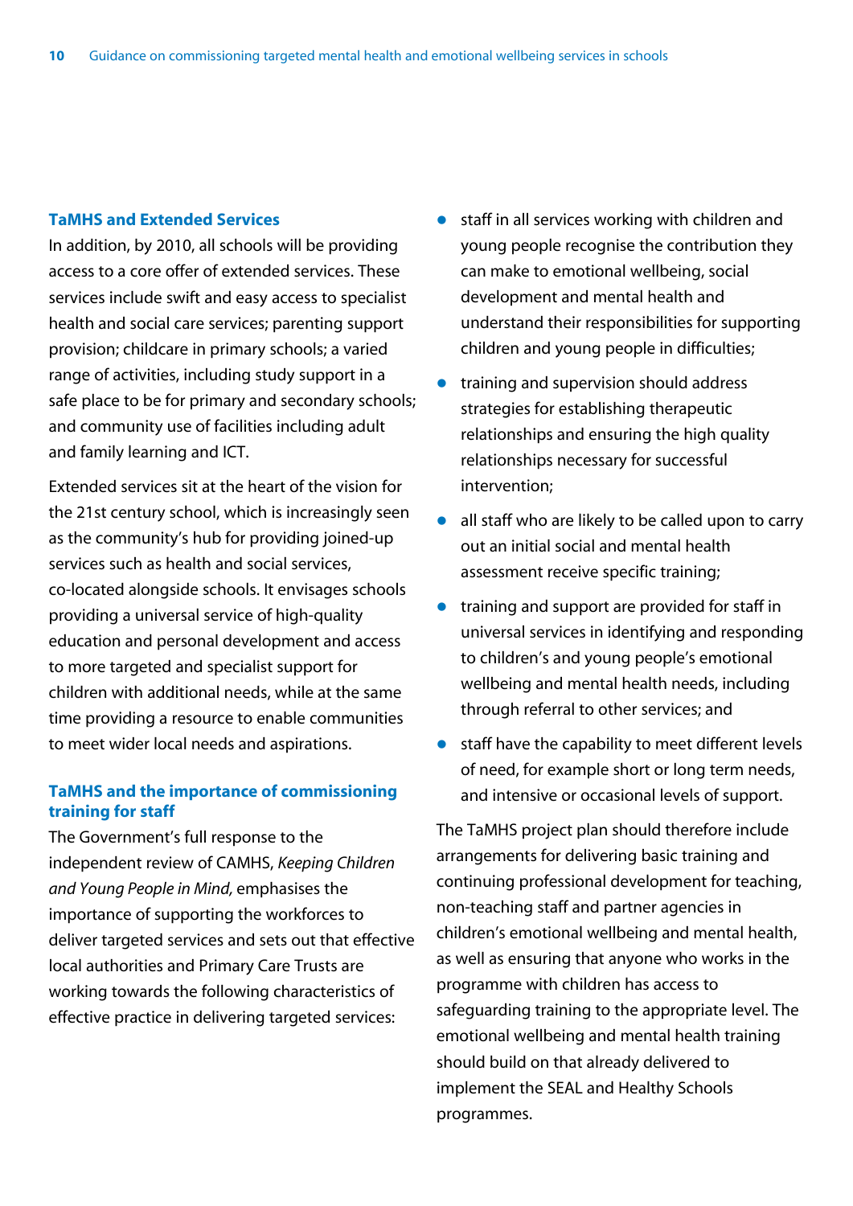### TaMHS and Extended Services

In addition, by 2010, all schools will be providing access to a core offer of extended services. These services include swift and easy access to specialist health and social care services; parenting support provision; childcare in primary schools; a varied range of activities, including study support in a safe place to be for primary and secondary schools; and community use of facilities including adult and family learning and ICT.

Extended services sit at the heart of the vision for the 21st century school, which is increasingly seen as the community's hub for providing joined-up services such as health and social services, co-located alongside schools. It envisages schools providing a universal service of high-quality education and personal development and access to more targeted and specialist support for children with additional needs, while at the same time providing a resource to enable communities to meet wider local needs and aspirations.

### TaMHS and the importance of commissioning training for staff

The Government's full response to the independent review of CAMHS, *Keeping Children and Young People in Mind,* emphasises the importance of supporting the workforces to deliver targeted services and sets out that effective local authorities and Primary Care Trusts are working towards the following characteristics of effective practice in delivering targeted services:

- staff in all services working with children and young people recognise the contribution they can make to emotional wellbeing, social development and mental health and understand their responsibilities for supporting children and young people in difficulties;
- training and supervision should address strategies for establishing therapeutic relationships and ensuring the high quality relationships necessary for successful intervention;
- all staff who are likely to be called upon to carry out an initial social and mental health assessment receive specific training;
- training and support are provided for staff in universal services in identifying and responding to children's and young people's emotional wellbeing and mental health needs, including through referral to other services; and
- staff have the capability to meet different levels of need, for example short or long term needs, and intensive or occasional levels of support.

The TaMHS project plan should therefore include arrangements for delivering basic training and continuing professional development for teaching, non-teaching staff and partner agencies in children's emotional wellbeing and mental health, as well as ensuring that anyone who works in the programme with children has access to safeguarding training to the appropriate level. The emotional wellbeing and mental health training should build on that already delivered to implement the SEAL and Healthy Schools programmes.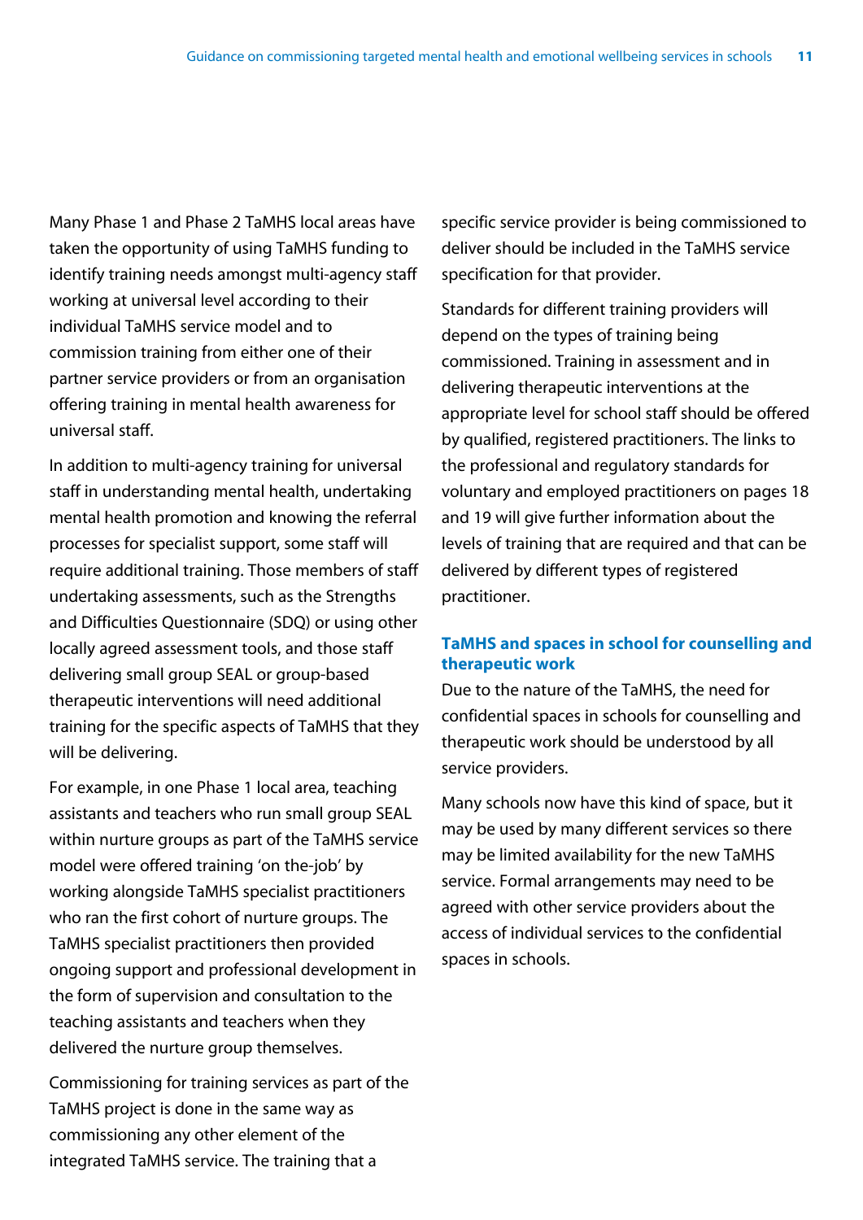Many Phase 1 and Phase 2 TaMHS local areas have taken the opportunity of using TaMHS funding to identify training needs amongst multi-agency staff working at universal level according to their individual TaMHS service model and to commission training from either one of their partner service providers or from an organisation offering training in mental health awareness for universal staff.

In addition to multi-agency training for universal staff in understanding mental health, undertaking mental health promotion and knowing the referral processes for specialist support, some staff will require additional training. Those members of staff undertaking assessments, such as the Strengths and Difficulties Questionnaire (SDQ) or using other locally agreed assessment tools, and those staff delivering small group SEAL or group-based therapeutic interventions will need additional training for the specific aspects of TaMHS that they will be delivering.

For example, in one Phase 1 local area, teaching assistants and teachers who run small group SEAL within nurture groups as part of the TaMHS service model were offered training 'on the-job' by working alongside TaMHS specialist practitioners who ran the first cohort of nurture groups. The TaMHS specialist practitioners then provided ongoing support and professional development in the form of supervision and consultation to the teaching assistants and teachers when they delivered the nurture group themselves.

Commissioning for training services as part of the TaMHS project is done in the same way as commissioning any other element of the integrated TaMHS service. The training that a specific service provider is being commissioned to deliver should be included in the TaMHS service specification for that provider.

Standards for different training providers will depend on the types of training being commissioned. Training in assessment and in delivering therapeutic interventions at the appropriate level for school staff should be offered by qualified, registered practitioners. The links to the professional and regulatory standards for voluntary and employed practitioners on pages 18 and 19 will give further information about the levels of training that are required and that can be delivered by different types of registered practitioner.

## TaMHS and spaces in school for counselling and therapeutic work

Due to the nature of the TaMHS, the need for confidential spaces in schools for counselling and therapeutic work should be understood by all service providers.

Many schools now have this kind of space, but it may be used by many different services so there may be limited availability for the new TaMHS service. Formal arrangements may need to be agreed with other service providers about the access of individual services to the confidential spaces in schools.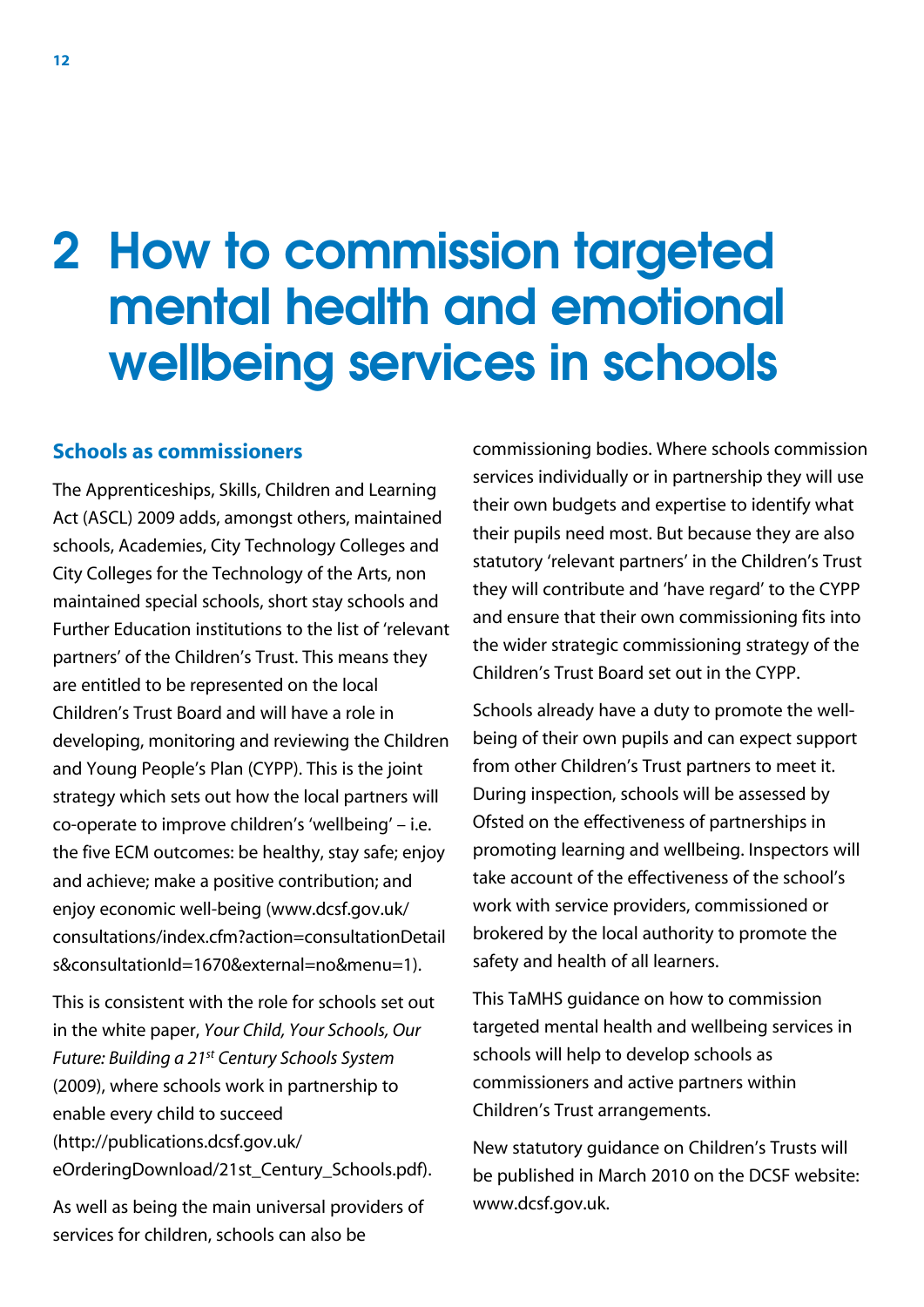# 2 How to commission targeted mental health and emotional wellbeing services in schools

## Schools as commissioners

The Apprenticeships, Skills, Children and Learning Act (ASCL) 2009 adds, amongst others, maintained schools, Academies, City Technology Colleges and City Colleges for the Technology of the Arts, non maintained special schools, short stay schools and Further Education institutions to the list of 'relevant partners' of the Children's Trust. This means they are entitled to be represented on the local Children's Trust Board and will have a role in developing, monitoring and reviewing the Children and Young People's Plan (CYPP). This is the joint strategy which sets out how the local partners will co-operate to improve children's 'wellbeing' – i.e. the five ECM outcomes: be healthy, stay safe; enjoy and achieve; make a positive contribution; and enjoy economic well-being (www.dcsf.gov.uk/consultations/index.cfm?action=consultationDetails&consultationId=1670&external=no&menu=1).

This is consistent with the role for schools set out in the white paper, *Your Child, Your Schools, Our Future: Building a 21st Century Schools System* (2009), where schools work in partnership to enable every child to succeed (http://publications.dcsf.gov.uk/eOrderingDownload/21st_Century_Schools.pdf).

As well as being the main universal providers of services for children, schools can also be commissioning bodies. Where schools commission services individually or in partnership they will use their own budgets and expertise to identify what their pupils need most. But because they are also statutory 'relevant partners' in the Children's Trust they will contribute and 'have regard' to the CYPP and ensure that their own commissioning fits into the wider strategic commissioning strategy of the Children's Trust Board set out in the CYPP.

Schools already have a duty to promote the well-being of their own pupils and can expect support from other Children's Trust partners to meet it. During inspection, schools will be assessed by Ofsted on the effectiveness of partnerships in promoting learning and wellbeing. Inspectors will take account of the effectiveness of the school's work with service providers, commissioned or brokered by the local authority to promote the safety and health of all learners.

This TaMHS guidance on how to commission targeted mental health and wellbeing services in schools will help to develop schools as commissioners and active partners within Children's Trust arrangements.

New statutory guidance on Children's Trusts will be published in March 2010 on the DCSF website: www.dcsf.gov.uk.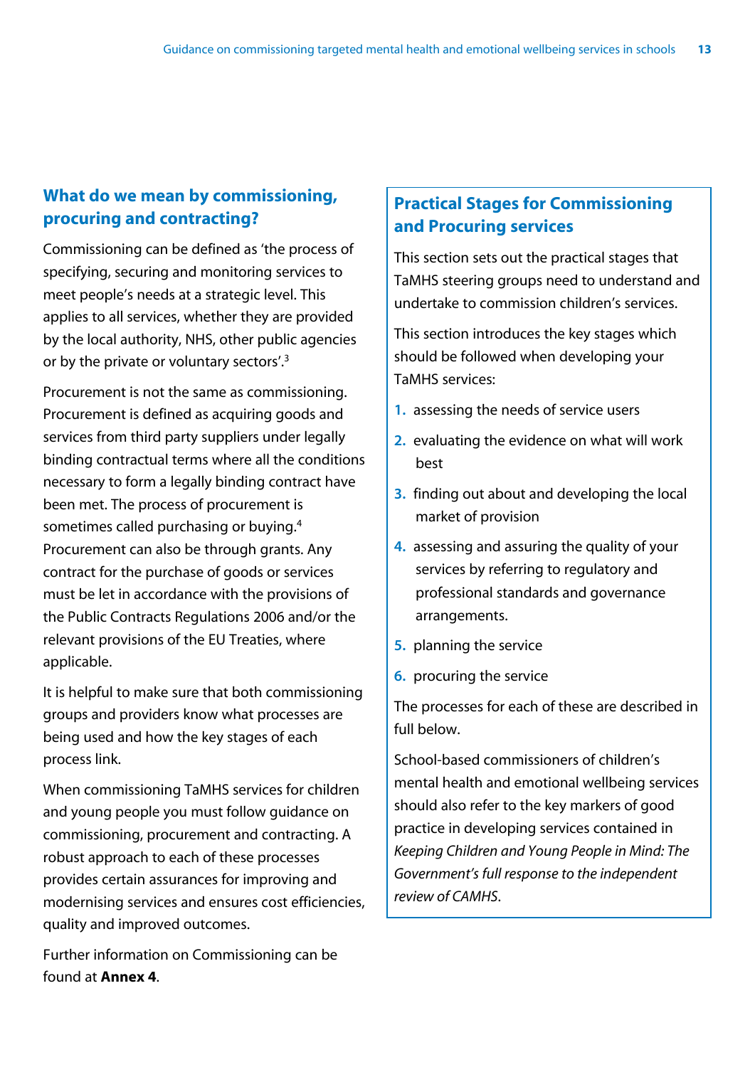## What do we mean by commissioning, procuring and contracting?

Commissioning can be defined as 'the process of specifying, securing and monitoring services to meet people's needs at a strategic level. This applies to all services, whether they are provided by the local authority, NHS, other public agencies or by the private or voluntary sectors'.[3]

Procurement is not the same as commissioning. Procurement is defined as acquiring goods and services from third party suppliers under legally binding contractual terms where all the conditions necessary to form a legally binding contract have been met. The process of procurement is sometimes called purchasing or buying.[4] Procurement can also be through grants. Any contract for the purchase of goods or services must be let in accordance with the provisions of the Public Contracts Regulations 2006 and/or the relevant provisions of the EU Treaties, where applicable.

It is helpful to make sure that both commissioning groups and providers know what processes are being used and how the key stages of each process link.

When commissioning TaMHS services for children and young people you must follow guidance on commissioning, procurement and contracting. A robust approach to each of these processes provides certain assurances for improving and modernising services and ensures cost efficiencies, quality and improved outcomes.

Further information on Commissioning can be found at **Annex 4**.

## Practical Stages for Commissioning and Procuring services

This section sets out the practical stages that TaMHS steering groups need to understand and undertake to commission children's services.

This section introduces the key stages which should be followed when developing your TaMHS services:

1. assessing the needs of service users
2. evaluating the evidence on what will work best
3. finding out about and developing the local market of provision
4. assessing and assuring the quality of your services by referring to regulatory and professional standards and governance arrangements.
5. planning the service
6. procuring the service

The processes for each of these are described in full below.

School-based commissioners of children's mental health and emotional wellbeing services should also refer to the key markers of good practice in developing services contained in *Keeping Children and Young People in Mind: The Government's full response to the independent review of CAMHS*.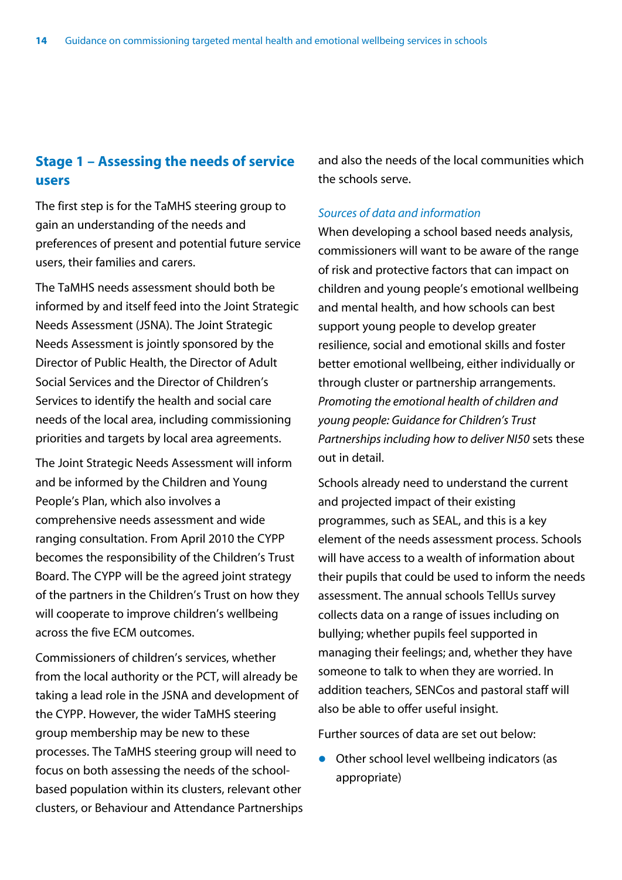## Stage 1 – Assessing the needs of service users

The first step is for the TaMHS steering group to gain an understanding of the needs and preferences of present and potential future service users, their families and carers.

The TaMHS needs assessment should both be informed by and itself feed into the Joint Strategic Needs Assessment (JSNA). The Joint Strategic Needs Assessment is jointly sponsored by the Director of Public Health, the Director of Adult Social Services and the Director of Children's Services to identify the health and social care needs of the local area, including commissioning priorities and targets by local area agreements.

The Joint Strategic Needs Assessment will inform and be informed by the Children and Young People's Plan, which also involves a comprehensive needs assessment and wide ranging consultation. From April 2010 the CYPP becomes the responsibility of the Children's Trust Board. The CYPP will be the agreed joint strategy of the partners in the Children's Trust on how they will cooperate to improve children's wellbeing across the five ECM outcomes.

Commissioners of children's services, whether from the local authority or the PCT, will already be taking a lead role in the JSNA and development of the CYPP. However, the wider TaMHS steering group membership may be new to these processes. The TaMHS steering group will need to focus on both assessing the needs of the school-based population within its clusters, relevant other clusters, or Behaviour and Attendance Partnerships and also the needs of the local communities which the schools serve.

*Sources of data and information*

When developing a school based needs analysis, commissioners will want to be aware of the range of risk and protective factors that can impact on children and young people's emotional wellbeing and mental health, and how schools can best support young people to develop greater resilience, social and emotional skills and foster better emotional wellbeing, either individually or through cluster or partnership arrangements. *Promoting the emotional health of children and young people: Guidance for Children's Trust Partnerships including how to deliver NI50* sets these out in detail.

Schools already need to understand the current and projected impact of their existing programmes, such as SEAL, and this is a key element of the needs assessment process. Schools will have access to a wealth of information about their pupils that could be used to inform the needs assessment. The annual schools TellUs survey collects data on a range of issues including on bullying; whether pupils feel supported in managing their feelings; and, whether they have someone to talk to when they are worried. In addition teachers, SENCos and pastoral staff will also be able to offer useful insight.

Further sources of data are set out below:

- Other school level wellbeing indicators (as appropriate)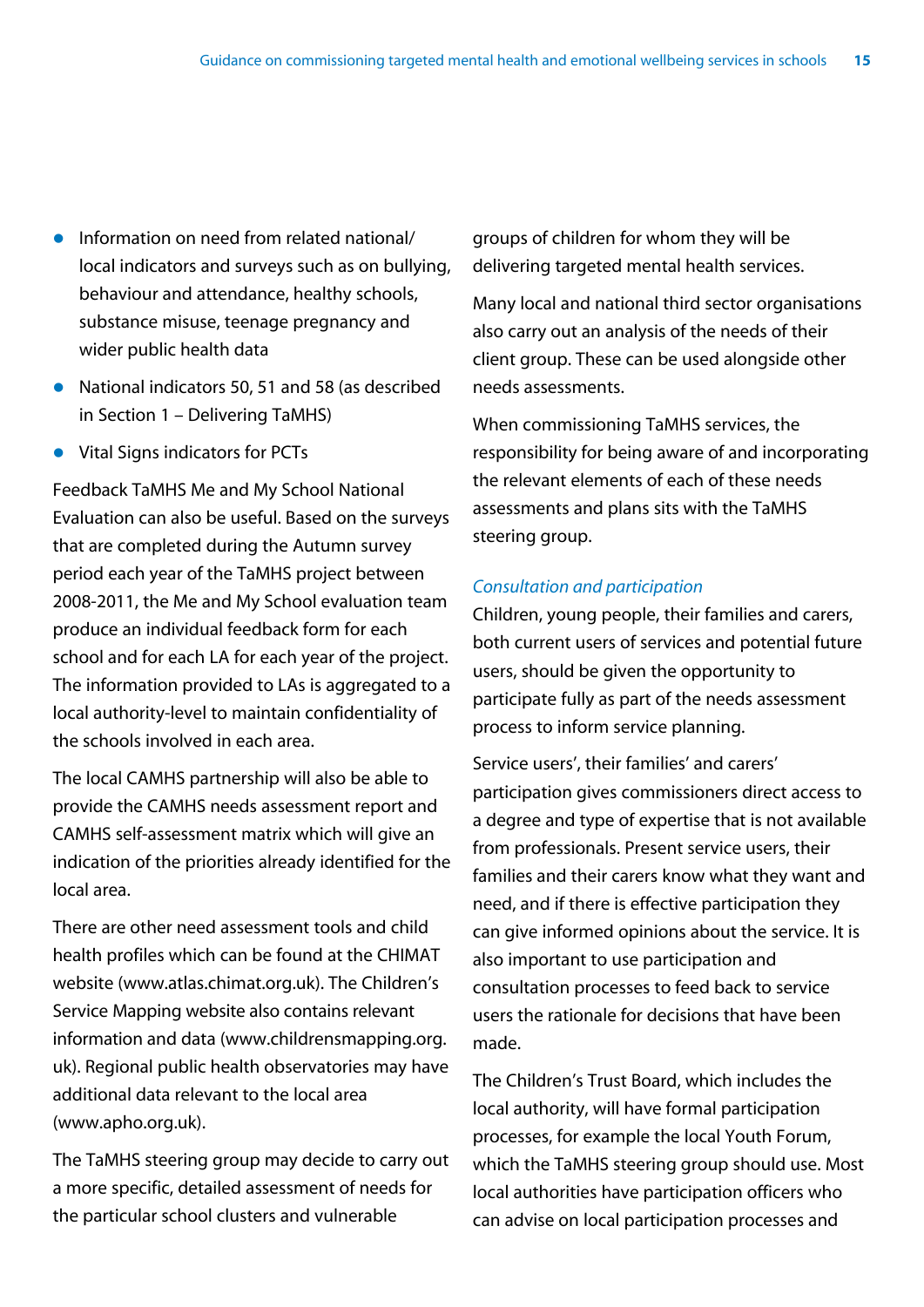- Information on need from related national/local indicators and surveys such as on bullying, behaviour and attendance, healthy schools, substance misuse, teenage pregnancy and wider public health data
- National indicators 50, 51 and 58 (as described in Section 1 – Delivering TaMHS)
- Vital Signs indicators for PCTs

Feedback TaMHS Me and My School National Evaluation can also be useful. Based on the surveys that are completed during the Autumn survey period each year of the TaMHS project between 2008-2011, the Me and My School evaluation team produce an individual feedback form for each school and for each LA for each year of the project. The information provided to LAs is aggregated to a local authority-level to maintain confidentiality of the schools involved in each area.

The local CAMHS partnership will also be able to provide the CAMHS needs assessment report and CAMHS self-assessment matrix which will give an indication of the priorities already identified for the local area.

There are other need assessment tools and child health profiles which can be found at the CHIMAT website (www.atlas.chimat.org.uk). The Children's Service Mapping website also contains relevant information and data (www.childrensmapping.org.uk). Regional public health observatories may have additional data relevant to the local area (www.apho.org.uk).

The TaMHS steering group may decide to carry out a more specific, detailed assessment of needs for the particular school clusters and vulnerable groups of children for whom they will be delivering targeted mental health services.

Many local and national third sector organisations also carry out an analysis of the needs of their client group. These can be used alongside other needs assessments.

When commissioning TaMHS services, the responsibility for being aware of and incorporating the relevant elements of each of these needs assessments and plans sits with the TaMHS steering group.

*Consultation and participation*

Children, young people, their families and carers, both current users of services and potential future users, should be given the opportunity to participate fully as part of the needs assessment process to inform service planning.

Service users', their families' and carers' participation gives commissioners direct access to a degree and type of expertise that is not available from professionals. Present service users, their families and their carers know what they want and need, and if there is effective participation they can give informed opinions about the service. It is also important to use participation and consultation processes to feed back to service users the rationale for decisions that have been made.

The Children's Trust Board, which includes the local authority, will have formal participation processes, for example the local Youth Forum, which the TaMHS steering group should use. Most local authorities have participation officers who can advise on local participation processes and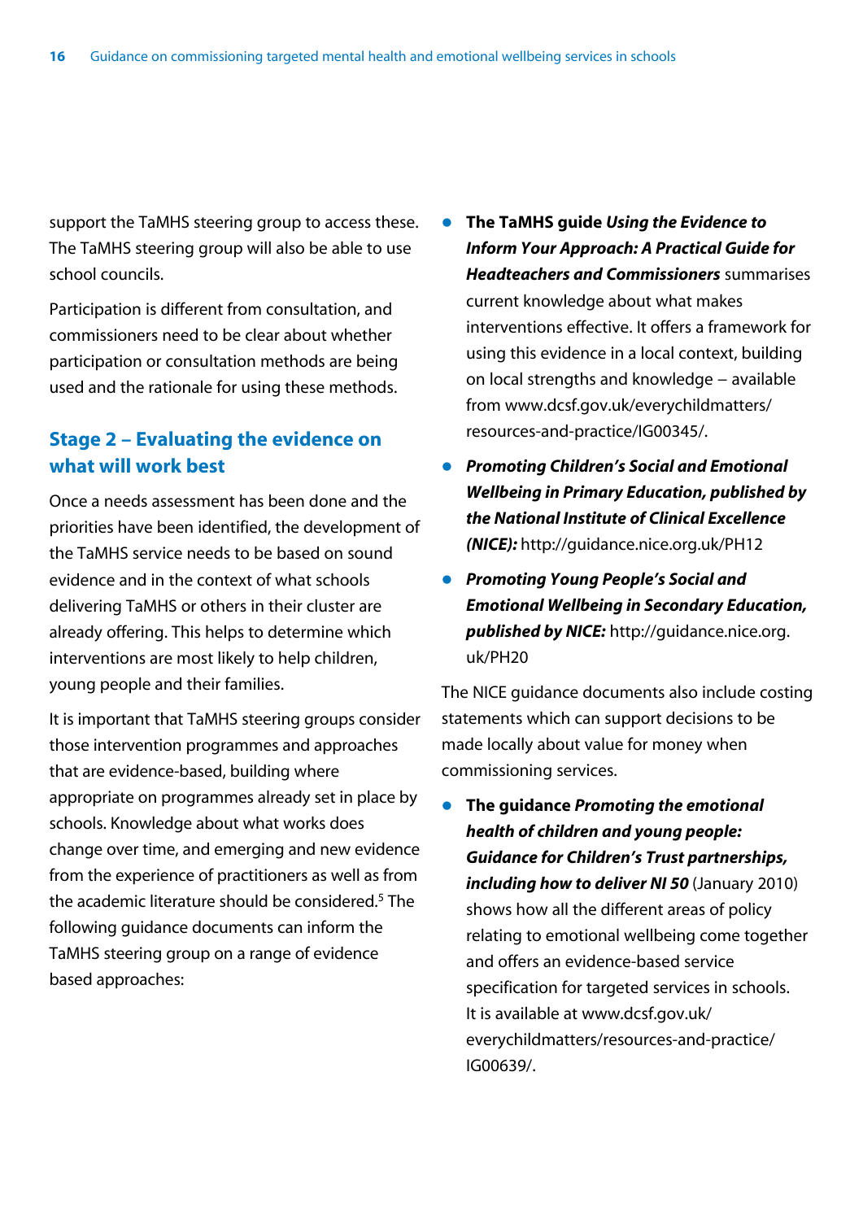support the TaMHS steering group to access these. The TaMHS steering group will also be able to use school councils.

Participation is different from consultation, and commissioners need to be clear about whether participation or consultation methods are being used and the rationale for using these methods.

## Stage 2 – Evaluating the evidence on what will work best

Once a needs assessment has been done and the priorities have been identified, the development of the TaMHS service needs to be based on sound evidence and in the context of what schools delivering TaMHS or others in their cluster are already offering. This helps to determine which interventions are most likely to help children, young people and their families.

It is important that TaMHS steering groups consider those intervention programmes and approaches that are evidence-based, building where appropriate on programmes already set in place by schools. Knowledge about what works does change over time, and emerging and new evidence from the experience of practitioners as well as from the academic literature should be considered.[5] The following guidance documents can inform the TaMHS steering group on a range of evidence based approaches:

- **The TaMHS guide *Using the Evidence to Inform Your Approach: A Practical Guide for Headteachers and Commissioners*** summarises current knowledge about what makes interventions effective. It offers a framework for using this evidence in a local context, building on local strengths and knowledge – available from www.dcsf.gov.uk/everychildmatters/resources-and-practice/IG00345/.
- ***Promoting Children's Social and Emotional Wellbeing in Primary Education, published by the National Institute of Clinical Excellence (NICE):*** http://guidance.nice.org.uk/PH12
- ***Promoting Young People's Social and Emotional Wellbeing in Secondary Education, published by NICE:*** http://guidance.nice.org.uk/PH20

The NICE guidance documents also include costing statements which can support decisions to be made locally about value for money when commissioning services.

- **The guidance *Promoting the emotional health of children and young people: Guidance for Children's Trust partnerships, including how to deliver NI 50*** (January 2010) shows how all the different areas of policy relating to emotional wellbeing come together and offers an evidence-based service specification for targeted services in schools. It is available at www.dcsf.gov.uk/everychildmatters/resources-and-practice/IG00639/.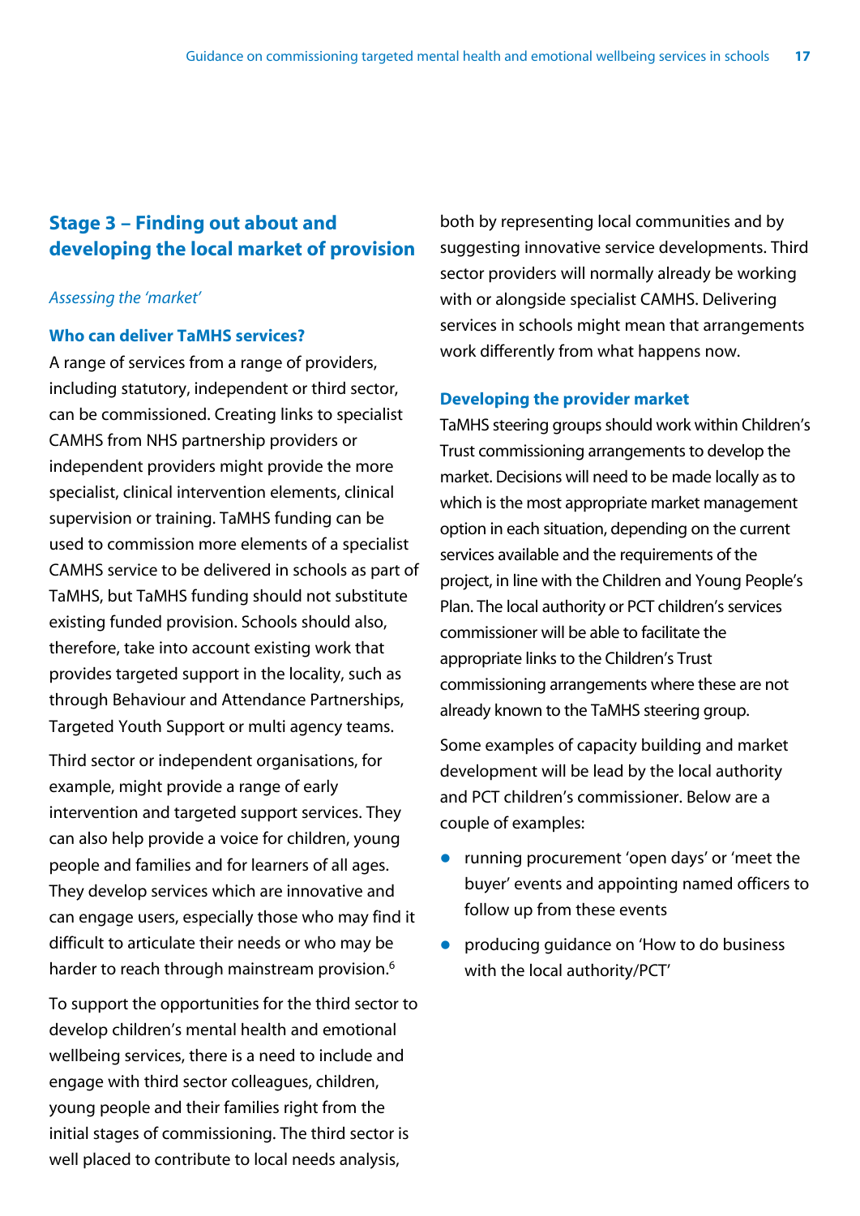## Stage 3 – Finding out about and developing the local market of provision

*Assessing the 'market'*

### Who can deliver TaMHS services?

A range of services from a range of providers, including statutory, independent or third sector, can be commissioned. Creating links to specialist CAMHS from NHS partnership providers or independent providers might provide the more specialist, clinical intervention elements, clinical supervision or training. TaMHS funding can be used to commission more elements of a specialist CAMHS service to be delivered in schools as part of TaMHS, but TaMHS funding should not substitute existing funded provision. Schools should also, therefore, take into account existing work that provides targeted support in the locality, such as through Behaviour and Attendance Partnerships, Targeted Youth Support or multi agency teams.

Third sector or independent organisations, for example, might provide a range of early intervention and targeted support services. They can also help provide a voice for children, young people and families and for learners of all ages. They develop services which are innovative and can engage users, especially those who may find it difficult to articulate their needs or who may be harder to reach through mainstream provision.[6]

To support the opportunities for the third sector to develop children's mental health and emotional wellbeing services, there is a need to include and engage with third sector colleagues, children, young people and their families right from the initial stages of commissioning. The third sector is well placed to contribute to local needs analysis, both by representing local communities and by suggesting innovative service developments. Third sector providers will normally already be working with or alongside specialist CAMHS. Delivering services in schools might mean that arrangements work differently from what happens now.

### Developing the provider market

TaMHS steering groups should work within Children's Trust commissioning arrangements to develop the market. Decisions will need to be made locally as to which is the most appropriate market management option in each situation, depending on the current services available and the requirements of the project, in line with the Children and Young People's Plan. The local authority or PCT children's services commissioner will be able to facilitate the appropriate links to the Children's Trust commissioning arrangements where these are not already known to the TaMHS steering group.

Some examples of capacity building and market development will be lead by the local authority and PCT children's commissioner. Below are a couple of examples:

- running procurement 'open days' or 'meet the buyer' events and appointing named officers to follow up from these events
- producing guidance on 'How to do business with the local authority/PCT'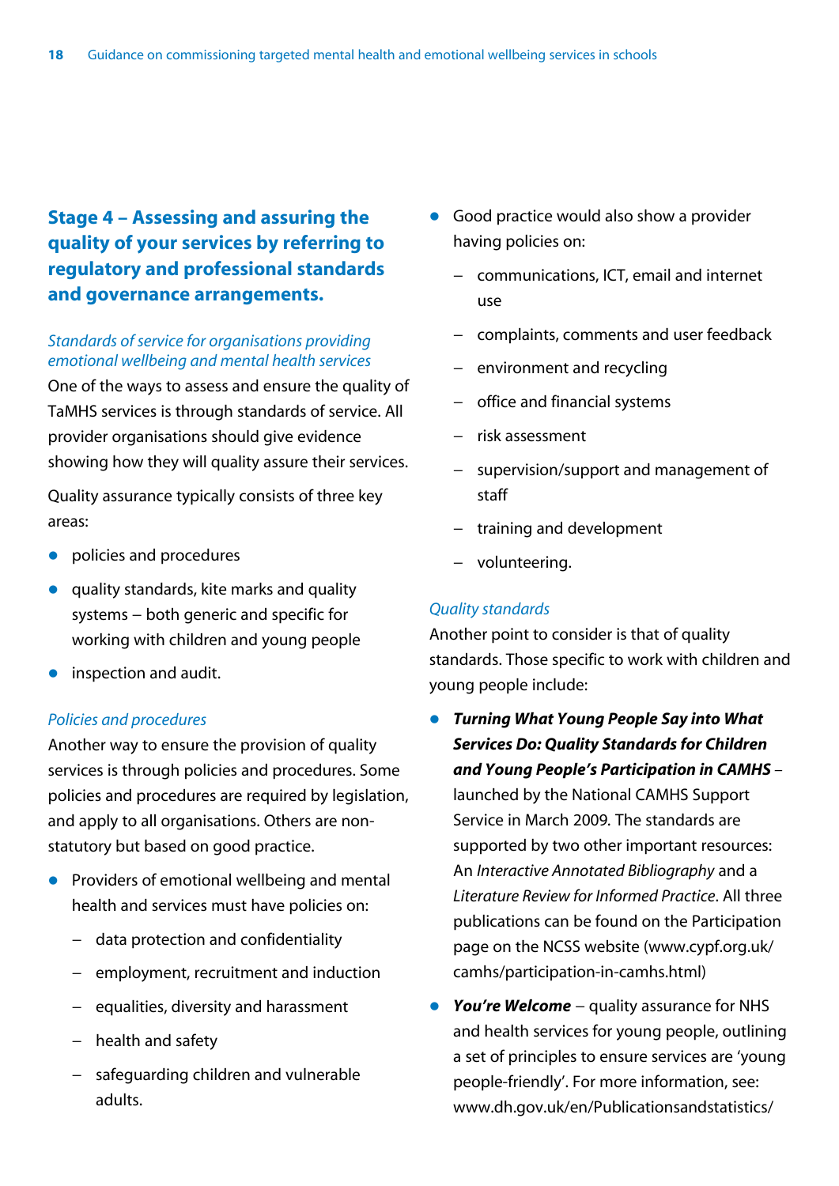## Stage 4 – Assessing and assuring the quality of your services by referring to regulatory and professional standards and governance arrangements.

*Standards of service for organisations providing emotional wellbeing and mental health services*

One of the ways to assess and ensure the quality of TaMHS services is through standards of service. All provider organisations should give evidence showing how they will quality assure their services.

Quality assurance typically consists of three key areas:

- policies and procedures
- quality standards, kite marks and quality systems – both generic and specific for working with children and young people
- inspection and audit.

*Policies and procedures*

Another way to ensure the provision of quality services is through policies and procedures. Some policies and procedures are required by legislation, and apply to all organisations. Others are non-statutory but based on good practice.

- Providers of emotional wellbeing and mental health and services must have policies on:
  - data protection and confidentiality
  - employment, recruitment and induction
  - equalities, diversity and harassment
  - health and safety
  - safeguarding children and vulnerable adults.
- Good practice would also show a provider having policies on:
  - communications, ICT, email and internet use
  - complaints, comments and user feedback
  - environment and recycling
  - office and financial systems
  - risk assessment
  - supervision/support and management of staff
  - training and development
  - volunteering.

*Quality standards*

Another point to consider is that of quality standards. Those specific to work with children and young people include:

- ***Turning What Young People Say into What Services Do: Quality Standards for Children and Young People's Participation in CAMHS*** – launched by the National CAMHS Support Service in March 2009. The standards are supported by two other important resources: An *Interactive Annotated Bibliography* and a *Literature Review for Informed Practice*. All three publications can be found on the Participation page on the NCSS website (www.cypf.org.uk/camhs/participation-in-camhs.html)
- ***You're Welcome*** – quality assurance for NHS and health services for young people, outlining a set of principles to ensure services are 'young people-friendly'. For more information, see: www.dh.gov.uk/en/Publicationsandstatistics/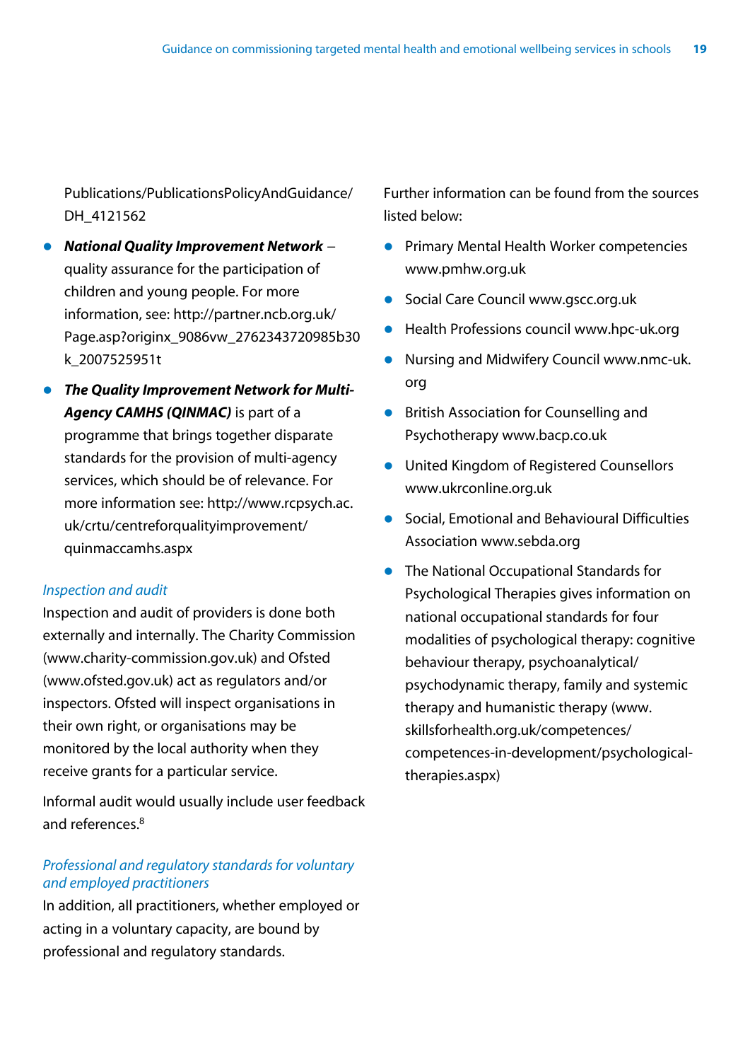Publications/PublicationsPolicyAndGuidance/DH_4121562

- ***National Quality Improvement Network*** – quality assurance for the participation of children and young people. For more information, see: http://partner.ncb.org.uk/Page.asp?originx_9086vw_2762343720985b30k_2007525951t
- ***The Quality Improvement Network for Multi-Agency CAMHS (QINMAC)*** is part of a programme that brings together disparate standards for the provision of multi-agency services, which should be of relevance. For more information see: http://www.rcpsych.ac.uk/crtu/centreforqualityimprovement/quinmaccamhs.aspx

*Inspection and audit*

Inspection and audit of providers is done both externally and internally. The Charity Commission (www.charity-commission.gov.uk) and Ofsted (www.ofsted.gov.uk) act as regulators and/or inspectors. Ofsted will inspect organisations in their own right, or organisations may be monitored by the local authority when they receive grants for a particular service.

Informal audit would usually include user feedback and references.[8]

*Professional and regulatory standards for voluntary and employed practitioners*

In addition, all practitioners, whether employed or acting in a voluntary capacity, are bound by professional and regulatory standards.

Further information can be found from the sources listed below:

- Primary Mental Health Worker competencies www.pmhw.org.uk
- Social Care Council www.gscc.org.uk
- Health Professions council www.hpc-uk.org
- Nursing and Midwifery Council www.nmc-uk.org
- British Association for Counselling and Psychotherapy www.bacp.co.uk
- United Kingdom of Registered Counsellors www.ukrconline.org.uk
- Social, Emotional and Behavioural Difficulties Association www.sebda.org
- The National Occupational Standards for Psychological Therapies gives information on national occupational standards for four modalities of psychological therapy: cognitive behaviour therapy, psychoanalytical/psychodynamic therapy, family and systemic therapy and humanistic therapy (www.skillsforhealth.org.uk/competences/competences-in-development/psychological-therapies.aspx)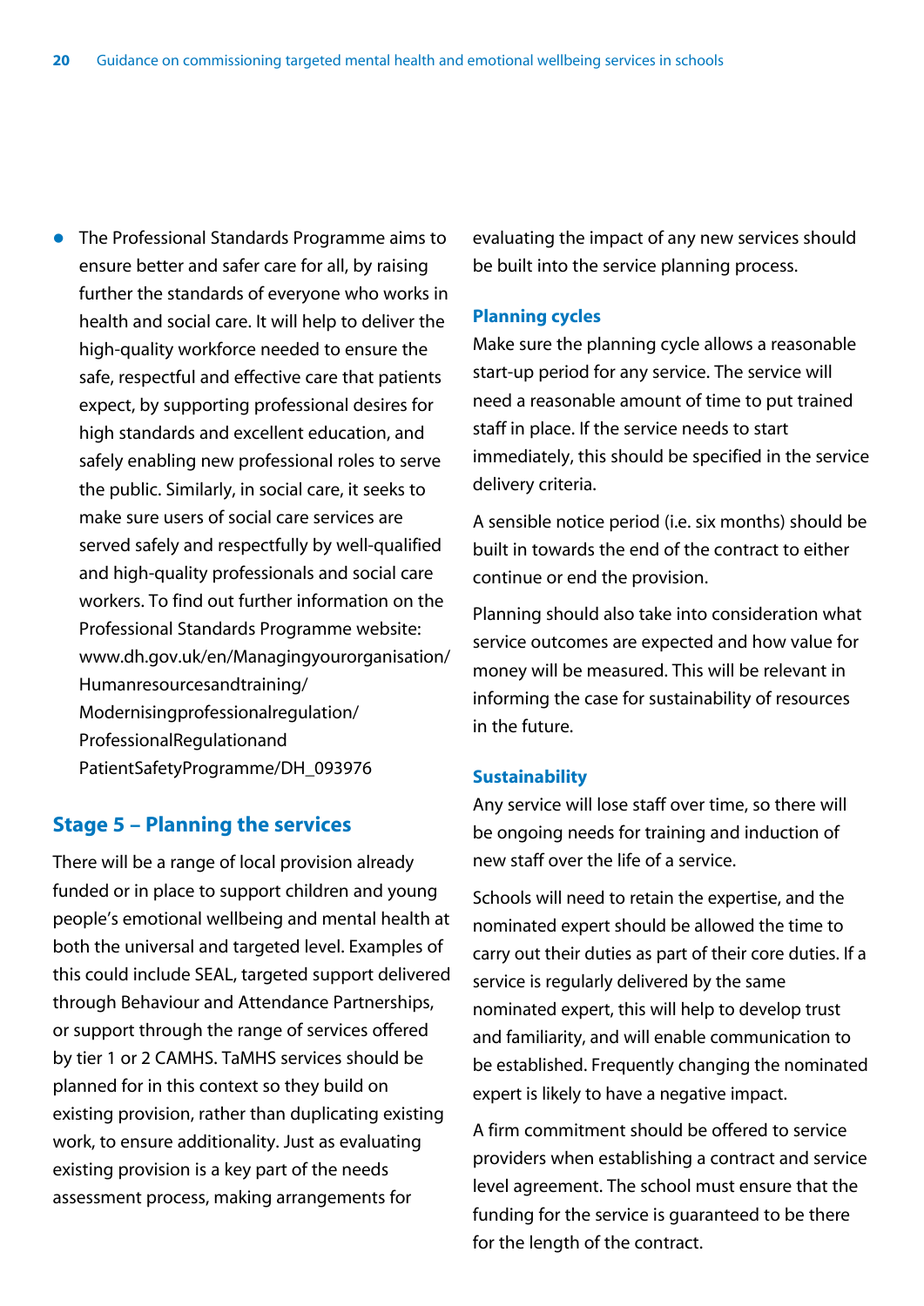- The Professional Standards Programme aims to ensure better and safer care for all, by raising further the standards of everyone who works in health and social care. It will help to deliver the high-quality workforce needed to ensure the safe, respectful and effective care that patients expect, by supporting professional desires for high standards and excellent education, and safely enabling new professional roles to serve the public. Similarly, in social care, it seeks to make sure users of social care services are served safely and respectfully by well-qualified and high-quality professionals and social care workers. To find out further information on the Professional Standards Programme website: www.dh.gov.uk/en/Managingyourorganisation/Humanresourcesandtraining/Modernisingprofessionalregulation/ProfessionalRegulationandPatientSafetyProgramme/DH_093976

## Stage 5 – Planning the services

There will be a range of local provision already funded or in place to support children and young people's emotional wellbeing and mental health at both the universal and targeted level. Examples of this could include SEAL, targeted support delivered through Behaviour and Attendance Partnerships, or support through the range of services offered by tier 1 or 2 CAMHS. TaMHS services should be planned for in this context so they build on existing provision, rather than duplicating existing work, to ensure additionality. Just as evaluating existing provision is a key part of the needs assessment process, making arrangements for evaluating the impact of any new services should be built into the service planning process.

### Planning cycles

Make sure the planning cycle allows a reasonable start-up period for any service. The service will need a reasonable amount of time to put trained staff in place. If the service needs to start immediately, this should be specified in the service delivery criteria.

A sensible notice period (i.e. six months) should be built in towards the end of the contract to either continue or end the provision.

Planning should also take into consideration what service outcomes are expected and how value for money will be measured. This will be relevant in informing the case for sustainability of resources in the future.

### Sustainability

Any service will lose staff over time, so there will be ongoing needs for training and induction of new staff over the life of a service.

Schools will need to retain the expertise, and the nominated expert should be allowed the time to carry out their duties as part of their core duties. If a service is regularly delivered by the same nominated expert, this will help to develop trust and familiarity, and will enable communication to be established. Frequently changing the nominated expert is likely to have a negative impact.

A firm commitment should be offered to service providers when establishing a contract and service level agreement. The school must ensure that the funding for the service is guaranteed to be there for the length of the contract.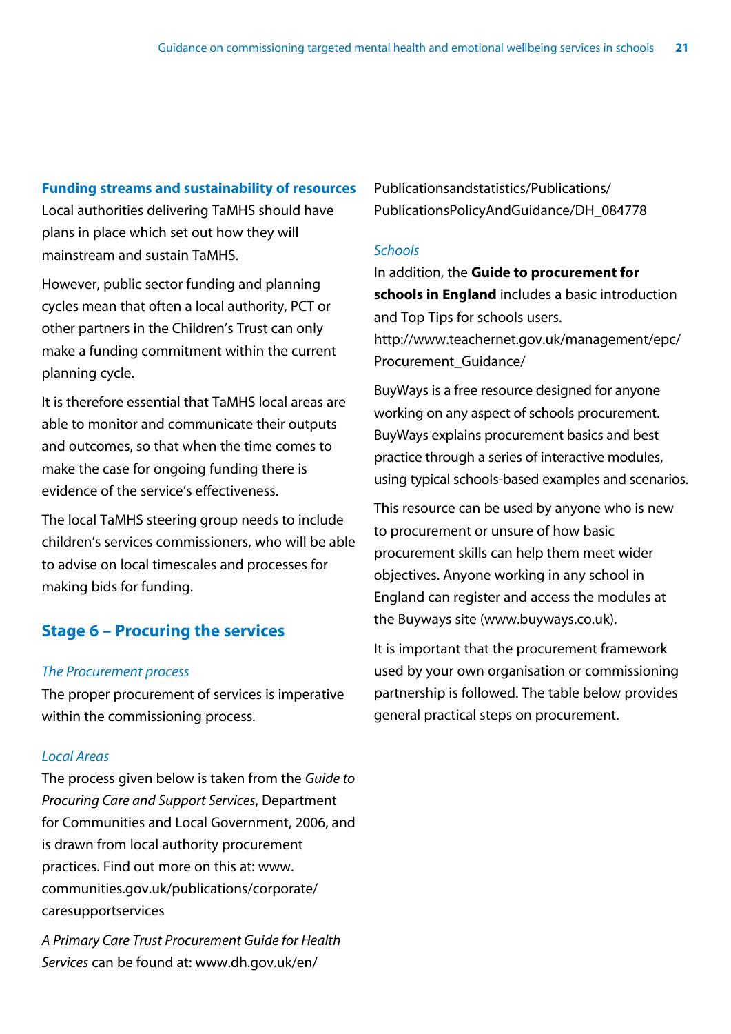### Funding streams and sustainability of resources

Local authorities delivering TaMHS should have plans in place which set out how they will mainstream and sustain TaMHS.

However, public sector funding and planning cycles mean that often a local authority, PCT or other partners in the Children's Trust can only make a funding commitment within the current planning cycle.

It is therefore essential that TaMHS local areas are able to monitor and communicate their outputs and outcomes, so that when the time comes to make the case for ongoing funding there is evidence of the service's effectiveness.

The local TaMHS steering group needs to include children's services commissioners, who will be able to advise on local timescales and processes for making bids for funding.

## Stage 6 – Procuring the services

*The Procurement process*

The proper procurement of services is imperative within the commissioning process.

*Local Areas*

The process given below is taken from the *Guide to Procuring Care and Support Services*, Department for Communities and Local Government, 2006, and is drawn from local authority procurement practices. Find out more on this at: www.communities.gov.uk/publications/corporate/caresupportservices

*A Primary Care Trust Procurement Guide for Health Services* can be found at: www.dh.gov.uk/en/Publicationsandstatistics/Publications/PublicationsPolicyAndGuidance/DH_084778

*Schools*

In addition, the **Guide to procurement for schools in England** includes a basic introduction and Top Tips for schools users. http://www.teachernet.gov.uk/management/epc/Procurement_Guidance/

BuyWays is a free resource designed for anyone working on any aspect of schools procurement. BuyWays explains procurement basics and best practice through a series of interactive modules, using typical schools-based examples and scenarios.

This resource can be used by anyone who is new to procurement or unsure of how basic procurement skills can help them meet wider objectives. Anyone working in any school in England can register and access the modules at the Buyways site (www.buyways.co.uk).

It is important that the procurement framework used by your own organisation or commissioning partnership is followed. The table below provides general practical steps on procurement.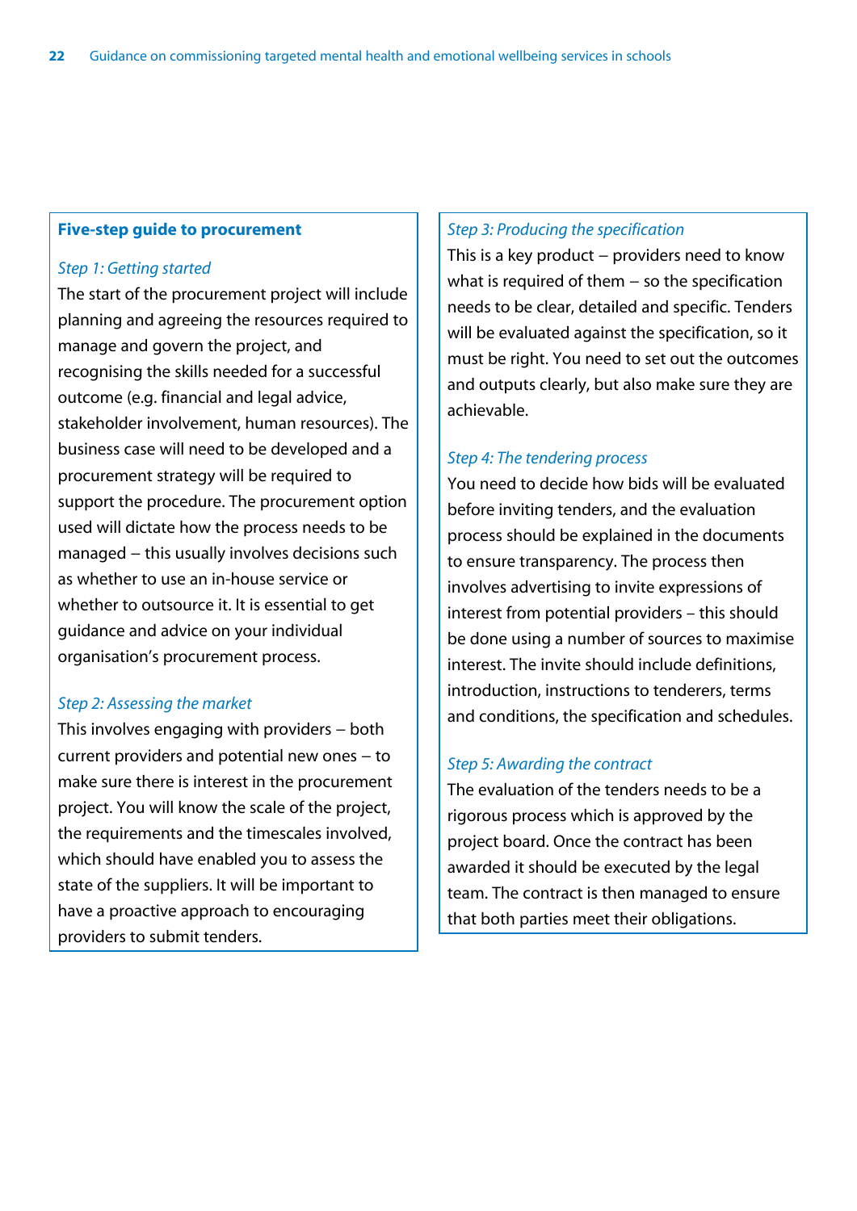**Five-step guide to procurement**

*Step 1: Getting started*

The start of the procurement project will include planning and agreeing the resources required to manage and govern the project, and recognising the skills needed for a successful outcome (e.g. financial and legal advice, stakeholder involvement, human resources). The business case will need to be developed and a procurement strategy will be required to support the procedure. The procurement option used will dictate how the process needs to be managed – this usually involves decisions such as whether to use an in-house service or whether to outsource it. It is essential to get guidance and advice on your individual organisation's procurement process.

*Step 2: Assessing the market*

This involves engaging with providers – both current providers and potential new ones – to make sure there is interest in the procurement project. You will know the scale of the project, the requirements and the timescales involved, which should have enabled you to assess the state of the suppliers. It will be important to have a proactive approach to encouraging providers to submit tenders.

*Step 3: Producing the specification*

This is a key product – providers need to know what is required of them – so the specification needs to be clear, detailed and specific. Tenders will be evaluated against the specification, so it must be right. You need to set out the outcomes and outputs clearly, but also make sure they are achievable.

*Step 4: The tendering process*

You need to decide how bids will be evaluated before inviting tenders, and the evaluation process should be explained in the documents to ensure transparency. The process then involves advertising to invite expressions of interest from potential providers – this should be done using a number of sources to maximise interest. The invite should include definitions, introduction, instructions to tenderers, terms and conditions, the specification and schedules.

*Step 5: Awarding the contract*

The evaluation of the tenders needs to be a rigorous process which is approved by the project board. Once the contract has been awarded it should be executed by the legal team. The contract is then managed to ensure that both parties meet their obligations.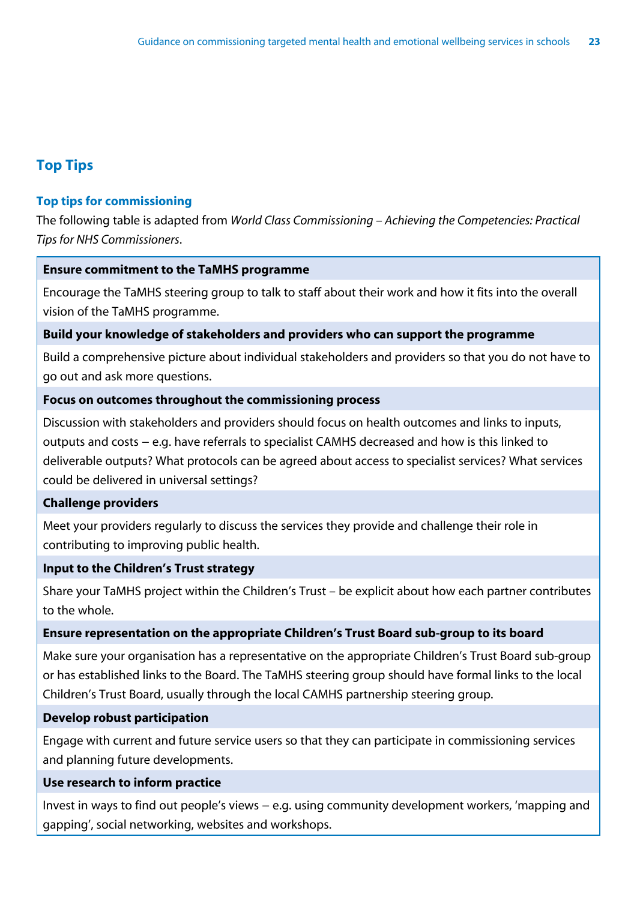## Top Tips

### Top tips for commissioning

The following table is adapted from *World Class Commissioning – Achieving the Competencies: Practical Tips for NHS Commissioners*.

| **Ensure commitment to the TaMHS programme** |
|---|
| Encourage the TaMHS steering group to talk to staff about their work and how it fits into the overall vision of the TaMHS programme. |
| **Build your knowledge of stakeholders and providers who can support the programme** |
| Build a comprehensive picture about individual stakeholders and providers so that you do not have to go out and ask more questions. |
| **Focus on outcomes throughout the commissioning process** |
| Discussion with stakeholders and providers should focus on health outcomes and links to inputs, outputs and costs – e.g. have referrals to specialist CAMHS decreased and how is this linked to deliverable outputs? What protocols can be agreed about access to specialist services? What services could be delivered in universal settings? |
| **Challenge providers** |
| Meet your providers regularly to discuss the services they provide and challenge their role in contributing to improving public health. |
| **Input to the Children's Trust strategy** |
| Share your TaMHS project within the Children's Trust – be explicit about how each partner contributes to the whole. |
| **Ensure representation on the appropriate Children's Trust Board sub-group to its board** |
| Make sure your organisation has a representative on the appropriate Children's Trust Board sub-group or has established links to the Board. The TaMHS steering group should have formal links to the local Children's Trust Board, usually through the local CAMHS partnership steering group. |
| **Develop robust participation** |
| Engage with current and future service users so that they can participate in commissioning services and planning future developments. |
| **Use research to inform practice** |
| Invest in ways to find out people's views – e.g. using community development workers, 'mapping and gapping', social networking, websites and workshops. |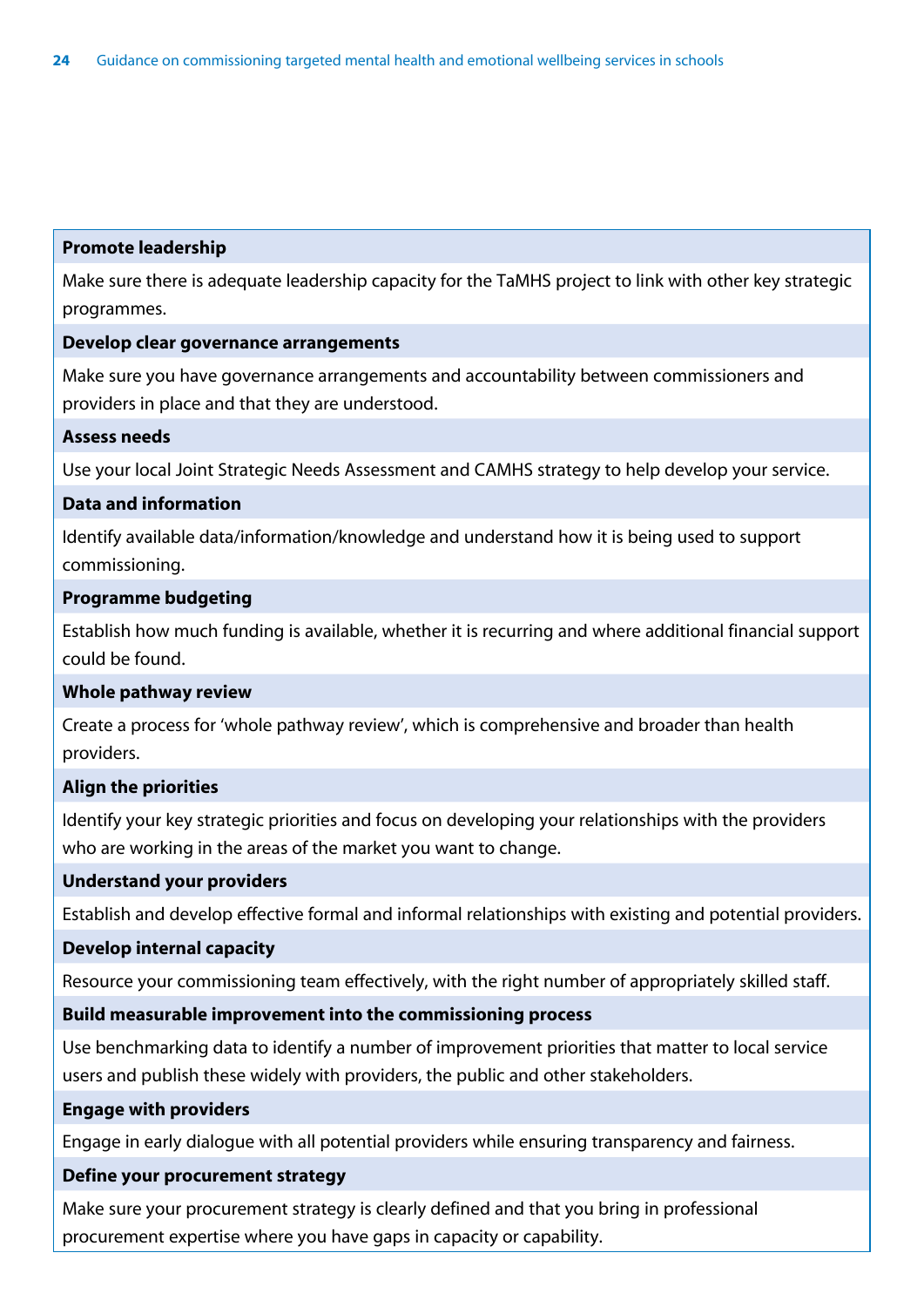| Promote leadership |
|---|
| Make sure there is adequate leadership capacity for the TaMHS project to link with other key strategic programmes. |
| **Develop clear governance arrangements** |
| Make sure you have governance arrangements and accountability between commissioners and providers in place and that they are understood. |
| **Assess needs** |
| Use your local Joint Strategic Needs Assessment and CAMHS strategy to help develop your service. |
| **Data and information** |
| Identify available data/information/knowledge and understand how it is being used to support commissioning. |
| **Programme budgeting** |
| Establish how much funding is available, whether it is recurring and where additional financial support could be found. |
| **Whole pathway review** |
| Create a process for 'whole pathway review', which is comprehensive and broader than health providers. |
| **Align the priorities** |
| Identify your key strategic priorities and focus on developing your relationships with the providers who are working in the areas of the market you want to change. |
| **Understand your providers** |
| Establish and develop effective formal and informal relationships with existing and potential providers. |
| **Develop internal capacity** |
| Resource your commissioning team effectively, with the right number of appropriately skilled staff. |
| **Build measurable improvement into the commissioning process** |
| Use benchmarking data to identify a number of improvement priorities that matter to local service users and publish these widely with providers, the public and other stakeholders. |
| **Engage with providers** |
| Engage in early dialogue with all potential providers while ensuring transparency and fairness. |
| **Define your procurement strategy** |
| Make sure your procurement strategy is clearly defined and that you bring in professional procurement expertise where you have gaps in capacity or capability. |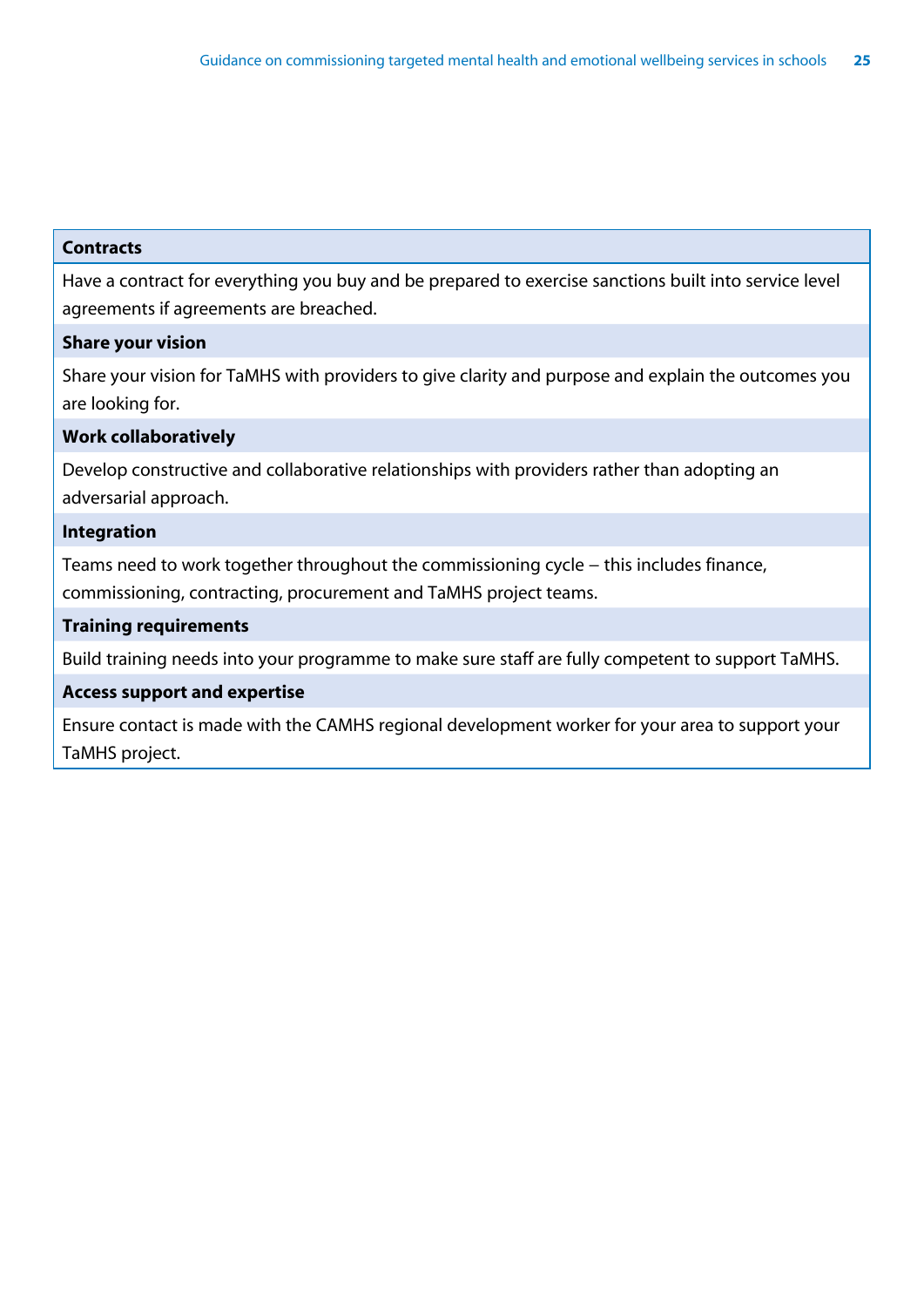| Contracts |
|---|
| Have a contract for everything you buy and be prepared to exercise sanctions built into service level agreements if agreements are breached. |
| **Share your vision** |
| Share your vision for TaMHS with providers to give clarity and purpose and explain the outcomes you are looking for. |
| **Work collaboratively** |
| Develop constructive and collaborative relationships with providers rather than adopting an adversarial approach. |
| **Integration** |
| Teams need to work together throughout the commissioning cycle – this includes finance, commissioning, contracting, procurement and TaMHS project teams. |
| **Training requirements** |
| Build training needs into your programme to make sure staff are fully competent to support TaMHS. |
| **Access support and expertise** |
| Ensure contact is made with the CAMHS regional development worker for your area to support your TaMHS project. |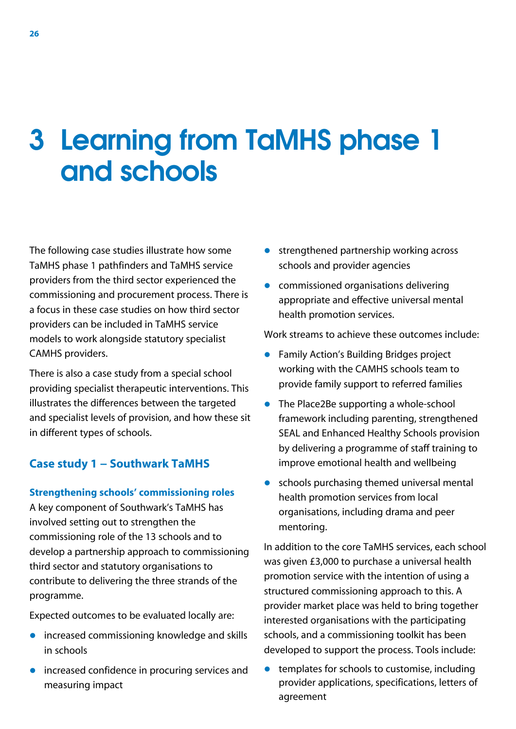# 3 Learning from TaMHS phase 1 and schools

The following case studies illustrate how some TaMHS phase 1 pathfinders and TaMHS service providers from the third sector experienced the commissioning and procurement process. There is a focus in these case studies on how third sector providers can be included in TaMHS service models to work alongside statutory specialist CAMHS providers.

There is also a case study from a special school providing specialist therapeutic interventions. This illustrates the differences between the targeted and specialist levels of provision, and how these sit in different types of schools.

## Case study 1 – Southwark TaMHS

### Strengthening schools' commissioning roles

A key component of Southwark's TaMHS has involved setting out to strengthen the commissioning role of the 13 schools and to develop a partnership approach to commissioning third sector and statutory organisations to contribute to delivering the three strands of the programme.

Expected outcomes to be evaluated locally are:

- increased commissioning knowledge and skills in schools
- increased confidence in procuring services and measuring impact
- strengthened partnership working across schools and provider agencies
- commissioned organisations delivering appropriate and effective universal mental health promotion services.

Work streams to achieve these outcomes include:

- Family Action's Building Bridges project working with the CAMHS schools team to provide family support to referred families
- The Place2Be supporting a whole-school framework including parenting, strengthened SEAL and Enhanced Healthy Schools provision by delivering a programme of staff training to improve emotional health and wellbeing
- schools purchasing themed universal mental health promotion services from local organisations, including drama and peer mentoring.

In addition to the core TaMHS services, each school was given £3,000 to purchase a universal health promotion service with the intention of using a structured commissioning approach to this. A provider market place was held to bring together interested organisations with the participating schools, and a commissioning toolkit has been developed to support the process. Tools include:

- templates for schools to customise, including provider applications, specifications, letters of agreement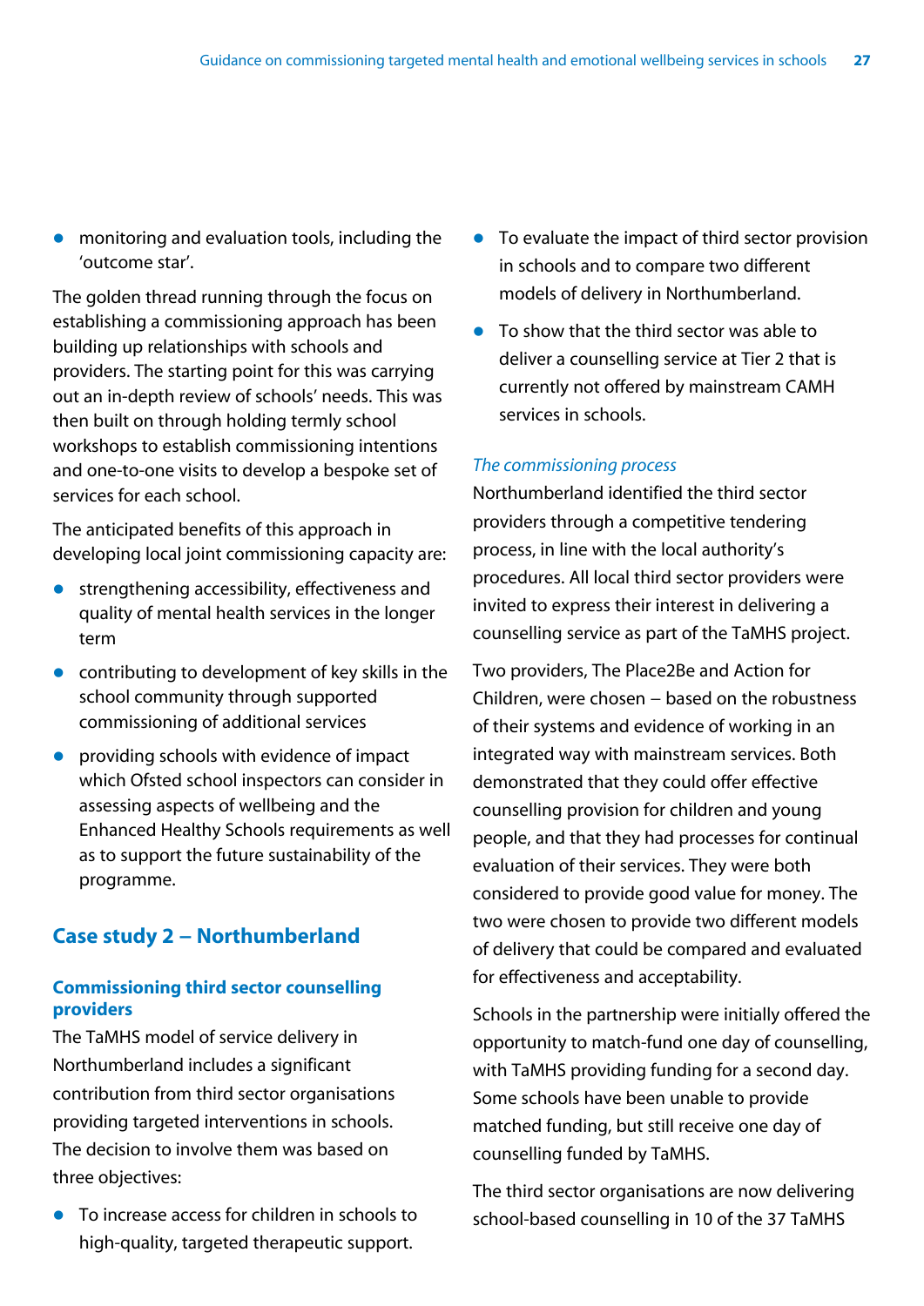- monitoring and evaluation tools, including the 'outcome star'.

The golden thread running through the focus on establishing a commissioning approach has been building up relationships with schools and providers. The starting point for this was carrying out an in-depth review of schools' needs. This was then built on through holding termly school workshops to establish commissioning intentions and one-to-one visits to develop a bespoke set of services for each school.

The anticipated benefits of this approach in developing local joint commissioning capacity are:

- strengthening accessibility, effectiveness and quality of mental health services in the longer term
- contributing to development of key skills in the school community through supported commissioning of additional services
- providing schools with evidence of impact which Ofsted school inspectors can consider in assessing aspects of wellbeing and the Enhanced Healthy Schools requirements as well as to support the future sustainability of the programme.

## Case study 2 – Northumberland

### Commissioning third sector counselling providers

The TaMHS model of service delivery in Northumberland includes a significant contribution from third sector organisations providing targeted interventions in schools. The decision to involve them was based on three objectives:

- To increase access for children in schools to high-quality, targeted therapeutic support.
- To evaluate the impact of third sector provision in schools and to compare two different models of delivery in Northumberland.
- To show that the third sector was able to deliver a counselling service at Tier 2 that is currently not offered by mainstream CAMH services in schools.

*The commissioning process*

Northumberland identified the third sector providers through a competitive tendering process, in line with the local authority's procedures. All local third sector providers were invited to express their interest in delivering a counselling service as part of the TaMHS project.

Two providers, The Place2Be and Action for Children, were chosen – based on the robustness of their systems and evidence of working in an integrated way with mainstream services. Both demonstrated that they could offer effective counselling provision for children and young people, and that they had processes for continual evaluation of their services. They were both considered to provide good value for money. The two were chosen to provide two different models of delivery that could be compared and evaluated for effectiveness and acceptability.

Schools in the partnership were initially offered the opportunity to match-fund one day of counselling, with TaMHS providing funding for a second day. Some schools have been unable to provide matched funding, but still receive one day of counselling funded by TaMHS.

The third sector organisations are now delivering school-based counselling in 10 of the 37 TaMHS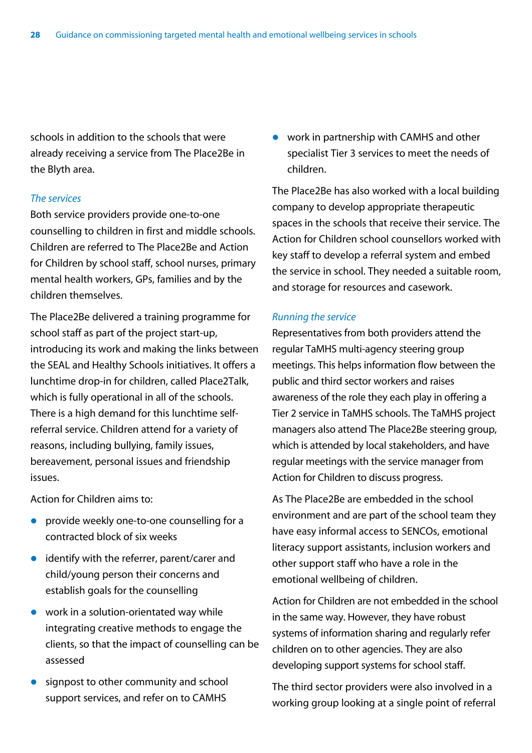schools in addition to the schools that were already receiving a service from The Place2Be in the Blyth area.

*The services*

Both service providers provide one-to-one counselling to children in first and middle schools. Children are referred to The Place2Be and Action for Children by school staff, school nurses, primary mental health workers, GPs, families and by the children themselves.

The Place2Be delivered a training programme for school staff as part of the project start-up, introducing its work and making the links between the SEAL and Healthy Schools initiatives. It offers a lunchtime drop-in for children, called Place2Talk, which is fully operational in all of the schools. There is a high demand for this lunchtime self-referral service. Children attend for a variety of reasons, including bullying, family issues, bereavement, personal issues and friendship issues.

Action for Children aims to:

- provide weekly one-to-one counselling for a contracted block of six weeks
- identify with the referrer, parent/carer and child/young person their concerns and establish goals for the counselling
- work in a solution-orientated way while integrating creative methods to engage the clients, so that the impact of counselling can be assessed
- signpost to other community and school support services, and refer on to CAMHS
- work in partnership with CAMHS and other specialist Tier 3 services to meet the needs of children.

The Place2Be has also worked with a local building company to develop appropriate therapeutic spaces in the schools that receive their service. The Action for Children school counsellors worked with key staff to develop a referral system and embed the service in school. They needed a suitable room, and storage for resources and casework.

*Running the service*

Representatives from both providers attend the regular TaMHS multi-agency steering group meetings. This helps information flow between the public and third sector workers and raises awareness of the role they each play in offering a Tier 2 service in TaMHS schools. The TaMHS project managers also attend The Place2Be steering group, which is attended by local stakeholders, and have regular meetings with the service manager from Action for Children to discuss progress.

As The Place2Be are embedded in the school environment and are part of the school team they have easy informal access to SENCOs, emotional literacy support assistants, inclusion workers and other support staff who have a role in the emotional wellbeing of children.

Action for Children are not embedded in the school in the same way. However, they have robust systems of information sharing and regularly refer children on to other agencies. They are also developing support systems for school staff.

The third sector providers were also involved in a working group looking at a single point of referral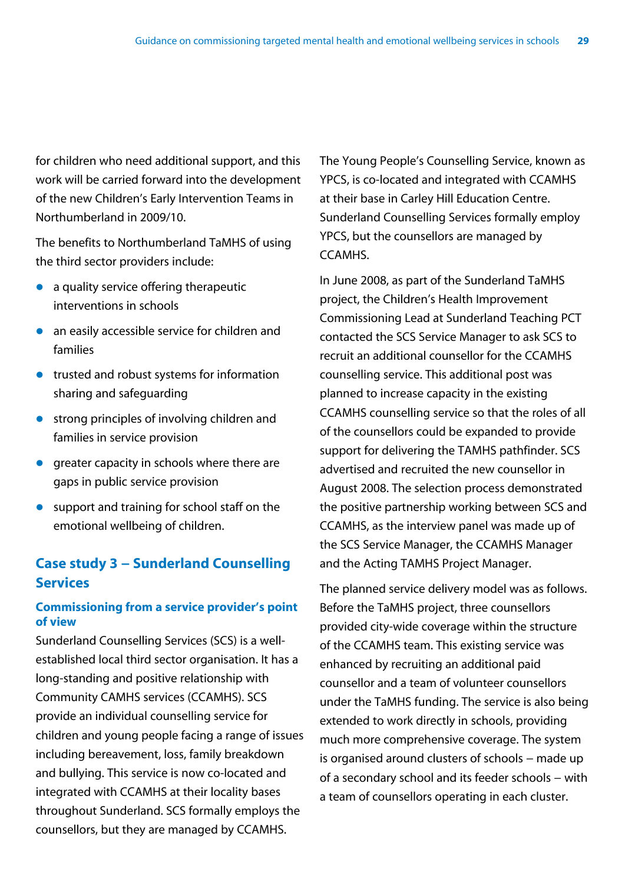for children who need additional support, and this work will be carried forward into the development of the new Children's Early Intervention Teams in Northumberland in 2009/10.

The benefits to Northumberland TaMHS of using the third sector providers include:

- a quality service offering therapeutic interventions in schools
- an easily accessible service for children and families
- trusted and robust systems for information sharing and safeguarding
- strong principles of involving children and families in service provision
- greater capacity in schools where there are gaps in public service provision
- support and training for school staff on the emotional wellbeing of children.

## Case study 3 – Sunderland Counselling Services

### Commissioning from a service provider's point of view

Sunderland Counselling Services (SCS) is a well-established local third sector organisation. It has a long-standing and positive relationship with Community CAMHS services (CCAMHS). SCS provide an individual counselling service for children and young people facing a range of issues including bereavement, loss, family breakdown and bullying. This service is now co-located and integrated with CCAMHS at their locality bases throughout Sunderland. SCS formally employs the counsellors, but they are managed by CCAMHS.

The Young People's Counselling Service, known as YPCS, is co-located and integrated with CCAMHS at their base in Carley Hill Education Centre. Sunderland Counselling Services formally employ YPCS, but the counsellors are managed by CCAMHS.

In June 2008, as part of the Sunderland TaMHS project, the Children's Health Improvement Commissioning Lead at Sunderland Teaching PCT contacted the SCS Service Manager to ask SCS to recruit an additional counsellor for the CCAMHS counselling service. This additional post was planned to increase capacity in the existing CCAMHS counselling service so that the roles of all of the counsellors could be expanded to provide support for delivering the TAMHS pathfinder. SCS advertised and recruited the new counsellor in August 2008. The selection process demonstrated the positive partnership working between SCS and CCAMHS, as the interview panel was made up of the SCS Service Manager, the CCAMHS Manager and the Acting TAMHS Project Manager.

The planned service delivery model was as follows. Before the TaMHS project, three counsellors provided city-wide coverage within the structure of the CCAMHS team. This existing service was enhanced by recruiting an additional paid counsellor and a team of volunteer counsellors under the TaMHS funding. The service is also being extended to work directly in schools, providing much more comprehensive coverage. The system is organised around clusters of schools – made up of a secondary school and its feeder schools – with a team of counsellors operating in each cluster.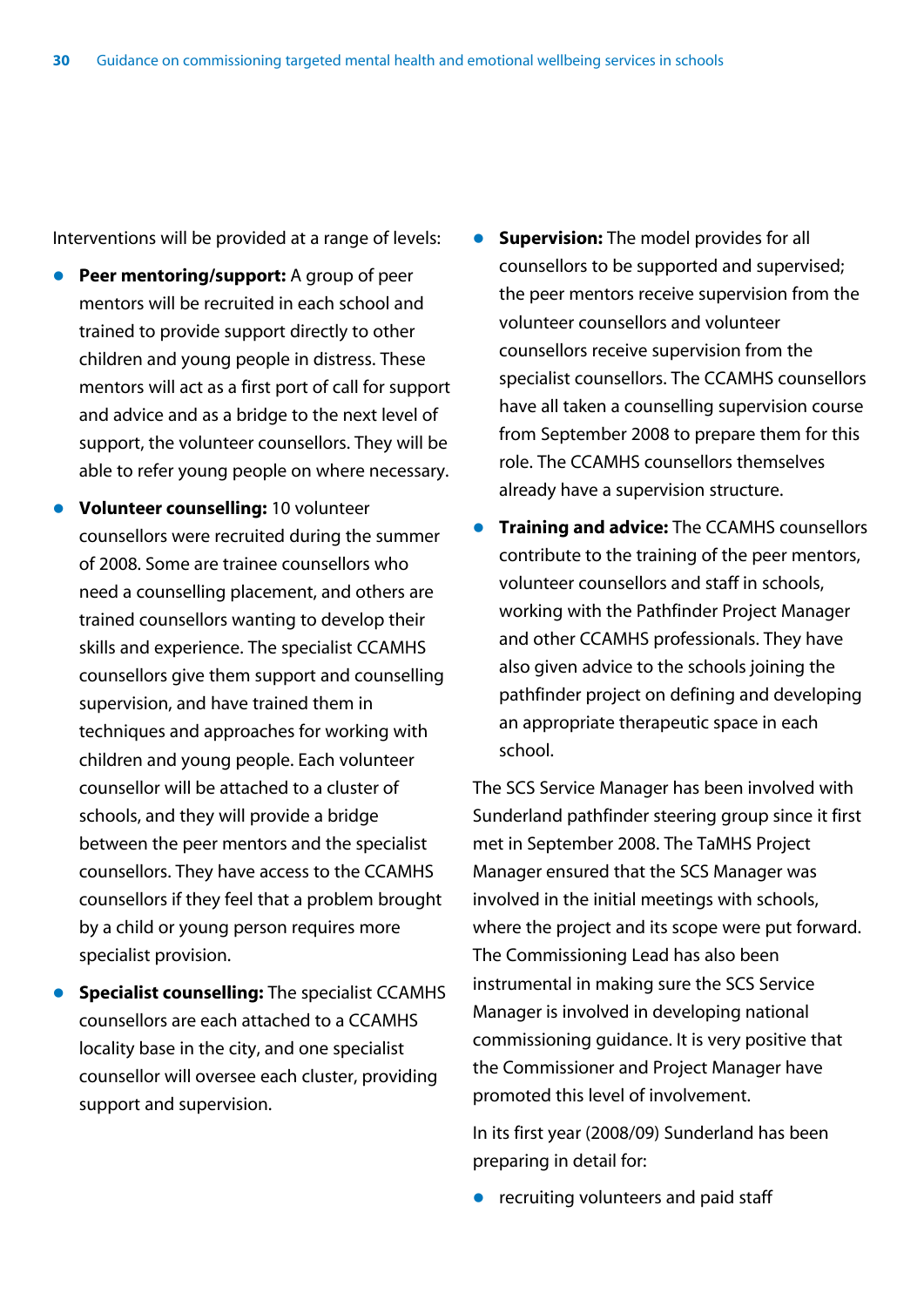Interventions will be provided at a range of levels:

- **Peer mentoring/support:** A group of peer mentors will be recruited in each school and trained to provide support directly to other children and young people in distress. These mentors will act as a first port of call for support and advice and as a bridge to the next level of support, the volunteer counsellors. They will be able to refer young people on where necessary.
- **Volunteer counselling:** 10 volunteer counsellors were recruited during the summer of 2008. Some are trainee counsellors who need a counselling placement, and others are trained counsellors wanting to develop their skills and experience. The specialist CCAMHS counsellors give them support and counselling supervision, and have trained them in techniques and approaches for working with children and young people. Each volunteer counsellor will be attached to a cluster of schools, and they will provide a bridge between the peer mentors and the specialist counsellors. They have access to the CCAMHS counsellors if they feel that a problem brought by a child or young person requires more specialist provision.
- **Specialist counselling:** The specialist CCAMHS counsellors are each attached to a CCAMHS locality base in the city, and one specialist counsellor will oversee each cluster, providing support and supervision.
- **Supervision:** The model provides for all counsellors to be supported and supervised; the peer mentors receive supervision from the volunteer counsellors and volunteer counsellors receive supervision from the specialist counsellors. The CCAMHS counsellors have all taken a counselling supervision course from September 2008 to prepare them for this role. The CCAMHS counsellors themselves already have a supervision structure.
- **Training and advice:** The CCAMHS counsellors contribute to the training of the peer mentors, volunteer counsellors and staff in schools, working with the Pathfinder Project Manager and other CCAMHS professionals. They have also given advice to the schools joining the pathfinder project on defining and developing an appropriate therapeutic space in each school.

The SCS Service Manager has been involved with Sunderland pathfinder steering group since it first met in September 2008. The TaMHS Project Manager ensured that the SCS Manager was involved in the initial meetings with schools, where the project and its scope were put forward. The Commissioning Lead has also been instrumental in making sure the SCS Service Manager is involved in developing national commissioning guidance. It is very positive that the Commissioner and Project Manager have promoted this level of involvement.

In its first year (2008/09) Sunderland has been preparing in detail for:

- recruiting volunteers and paid staff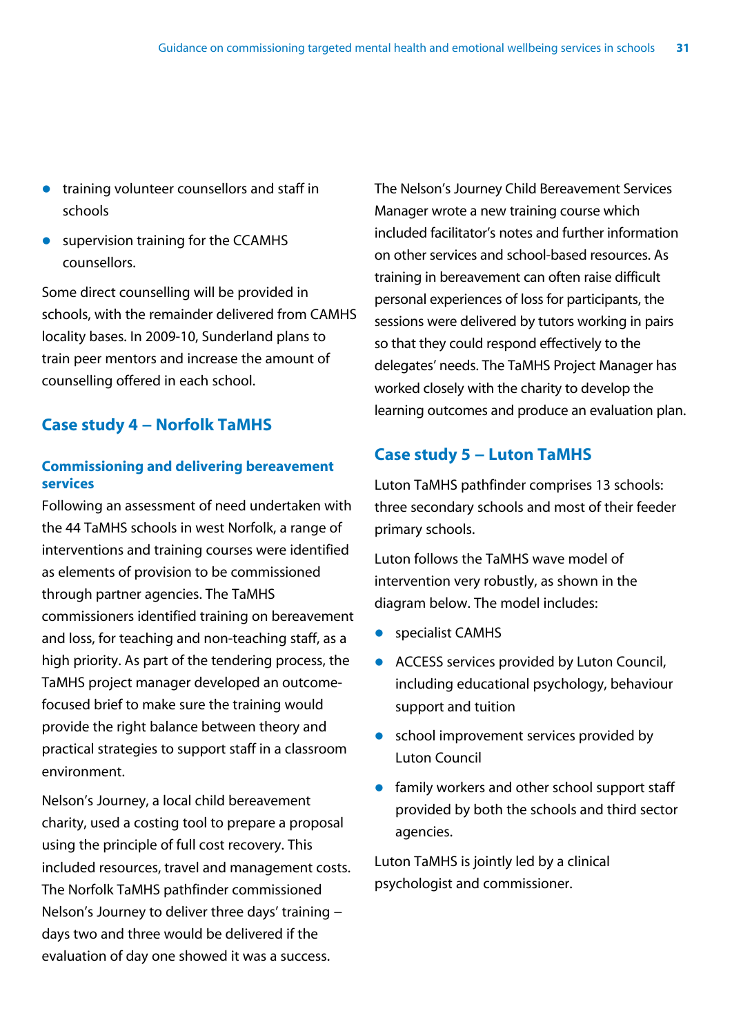- training volunteer counsellors and staff in schools
- supervision training for the CCAMHS counsellors.

Some direct counselling will be provided in schools, with the remainder delivered from CAMHS locality bases. In 2009-10, Sunderland plans to train peer mentors and increase the amount of counselling offered in each school.

## Case study 4 – Norfolk TaMHS

### Commissioning and delivering bereavement services

Following an assessment of need undertaken with the 44 TaMHS schools in west Norfolk, a range of interventions and training courses were identified as elements of provision to be commissioned through partner agencies. The TaMHS commissioners identified training on bereavement and loss, for teaching and non-teaching staff, as a high priority. As part of the tendering process, the TaMHS project manager developed an outcome-focused brief to make sure the training would provide the right balance between theory and practical strategies to support staff in a classroom environment.

Nelson's Journey, a local child bereavement charity, used a costing tool to prepare a proposal using the principle of full cost recovery. This included resources, travel and management costs. The Norfolk TaMHS pathfinder commissioned Nelson's Journey to deliver three days' training – days two and three would be delivered if the evaluation of day one showed it was a success.

The Nelson's Journey Child Bereavement Services Manager wrote a new training course which included facilitator's notes and further information on other services and school-based resources. As training in bereavement can often raise difficult personal experiences of loss for participants, the sessions were delivered by tutors working in pairs so that they could respond effectively to the delegates' needs. The TaMHS Project Manager has worked closely with the charity to develop the learning outcomes and produce an evaluation plan.

## Case study 5 – Luton TaMHS

Luton TaMHS pathfinder comprises 13 schools: three secondary schools and most of their feeder primary schools.

Luton follows the TaMHS wave model of intervention very robustly, as shown in the diagram below. The model includes:

- specialist CAMHS
- ACCESS services provided by Luton Council, including educational psychology, behaviour support and tuition
- school improvement services provided by Luton Council
- family workers and other school support staff provided by both the schools and third sector agencies.

Luton TaMHS is jointly led by a clinical psychologist and commissioner.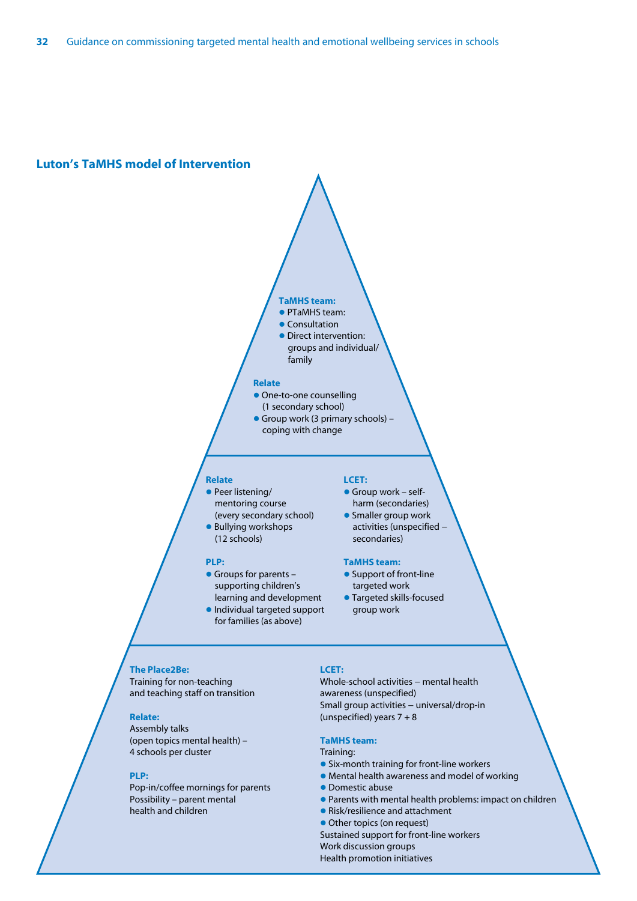## Luton's TaMHS model of Intervention

**TaMHS team:**
- PTaMHS team:
- Consultation
- Direct intervention: groups and individual/ family

**Relate**
- One-to-one counselling (1 secondary school)
- Group work (3 primary schools) – coping with change

**Relate**
- Peer listening/ mentoring course (every secondary school)
- Bullying workshops (12 schools)

**PLP:**
- Groups for parents – supporting children's learning and development
- Individual targeted support for families (as above)

**LCET:**
- Group work – self-harm (secondaries)
- Smaller group work activities (unspecified – secondaries)

**TaMHS team:**
- Support of front-line targeted work
- Targeted skills-focused group work

**The Place2Be:**
Training for non-teaching and teaching staff on transition

**Relate:**
Assembly talks (open topics mental health) – 4 schools per cluster

**PLP:**
Pop-in/coffee mornings for parents
Possibility – parent mental health and children

**LCET:**
Whole-school activities – mental health awareness (unspecified)
Small group activities – universal/drop-in (unspecified) years 7 + 8

**TaMHS team:**
Training:
- Six-month training for front-line workers
- Mental health awareness and model of working
- Domestic abuse
- Parents with mental health problems: impact on children
- Risk/resilience and attachment
- Other topics (on request)

Sustained support for front-line workers
Work discussion groups
Health promotion initiatives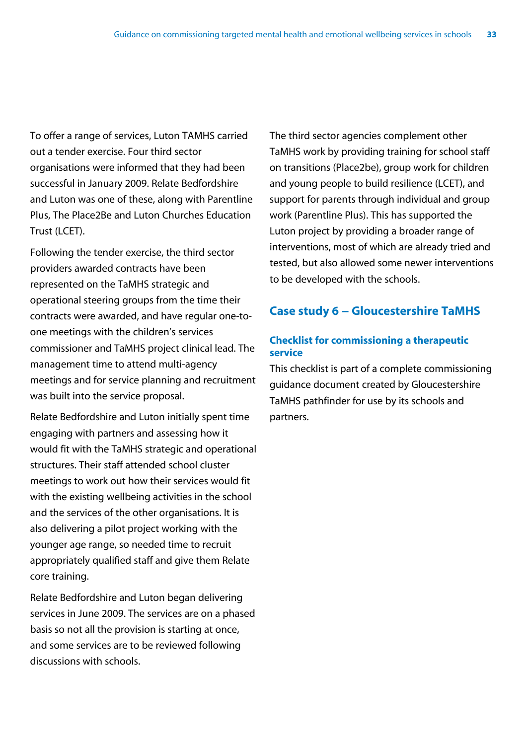To offer a range of services, Luton TAMHS carried out a tender exercise. Four third sector organisations were informed that they had been successful in January 2009. Relate Bedfordshire and Luton was one of these, along with Parentline Plus, The Place2Be and Luton Churches Education Trust (LCET).

Following the tender exercise, the third sector providers awarded contracts have been represented on the TaMHS strategic and operational steering groups from the time their contracts were awarded, and have regular one-to-one meetings with the children's services commissioner and TaMHS project clinical lead. The management time to attend multi-agency meetings and for service planning and recruitment was built into the service proposal.

Relate Bedfordshire and Luton initially spent time engaging with partners and assessing how it would fit with the TaMHS strategic and operational structures. Their staff attended school cluster meetings to work out how their services would fit with the existing wellbeing activities in the school and the services of the other organisations. It is also delivering a pilot project working with the younger age range, so needed time to recruit appropriately qualified staff and give them Relate core training.

Relate Bedfordshire and Luton began delivering services in June 2009. The services are on a phased basis so not all the provision is starting at once, and some services are to be reviewed following discussions with schools.

The third sector agencies complement other TaMHS work by providing training for school staff on transitions (Place2be), group work for children and young people to build resilience (LCET), and support for parents through individual and group work (Parentline Plus). This has supported the Luton project by providing a broader range of interventions, most of which are already tried and tested, but also allowed some newer interventions to be developed with the schools.

## Case study 6 – Gloucestershire TaMHS

### Checklist for commissioning a therapeutic service

This checklist is part of a complete commissioning guidance document created by Gloucestershire TaMHS pathfinder for use by its schools and partners.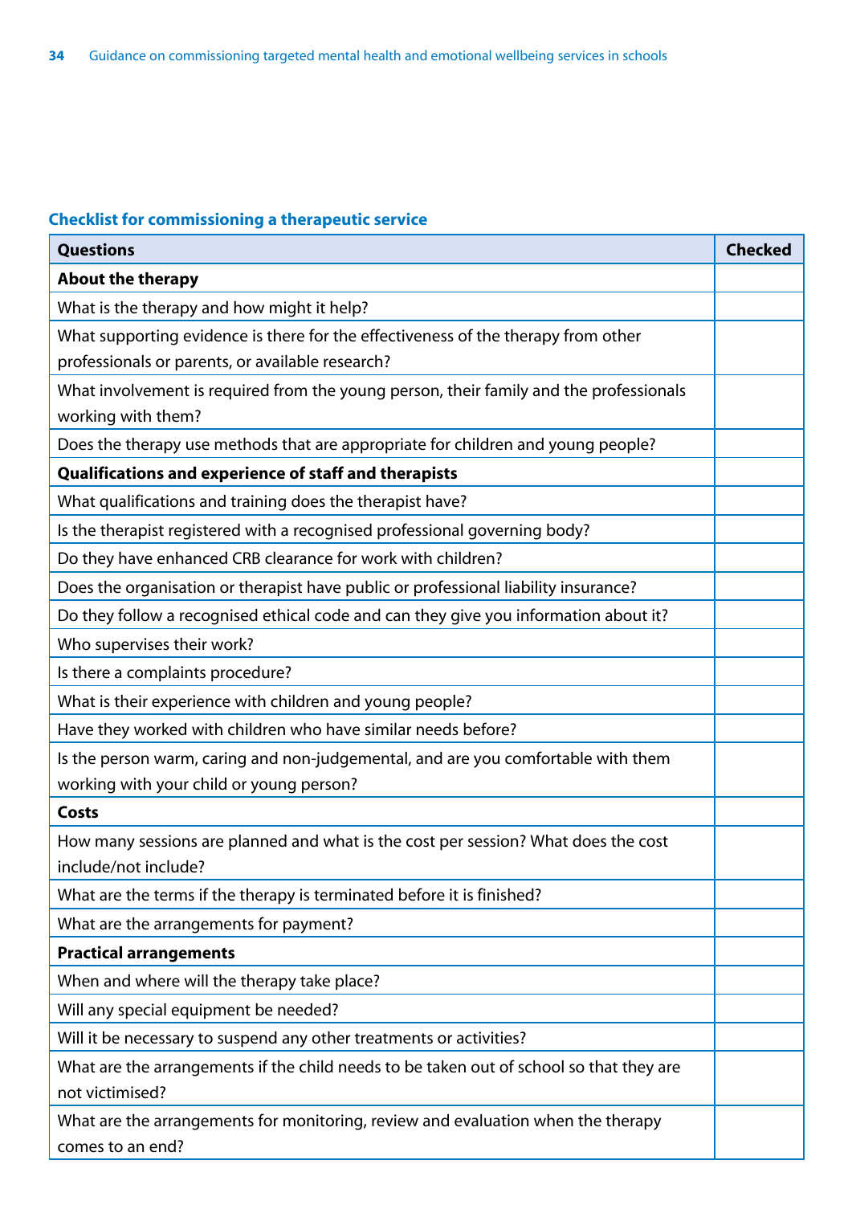### Checklist for commissioning a therapeutic service

| Questions | Checked |
|---|---|
| **About the therapy** | |
| What is the therapy and how might it help? | |
| What supporting evidence is there for the effectiveness of the therapy from other professionals or parents, or available research? | |
| What involvement is required from the young person, their family and the professionals working with them? | |
| Does the therapy use methods that are appropriate for children and young people? | |
| **Qualifications and experience of staff and therapists** | |
| What qualifications and training does the therapist have? | |
| Is the therapist registered with a recognised professional governing body? | |
| Do they have enhanced CRB clearance for work with children? | |
| Does the organisation or therapist have public or professional liability insurance? | |
| Do they follow a recognised ethical code and can they give you information about it? | |
| Who supervises their work? | |
| Is there a complaints procedure? | |
| What is their experience with children and young people? | |
| Have they worked with children who have similar needs before? | |
| Is the person warm, caring and non-judgemental, and are you comfortable with them working with your child or young person? | |
| **Costs** | |
| How many sessions are planned and what is the cost per session? What does the cost include/not include? | |
| What are the terms if the therapy is terminated before it is finished? | |
| What are the arrangements for payment? | |
| **Practical arrangements** | |
| When and where will the therapy take place? | |
| Will any special equipment be needed? | |
| Will it be necessary to suspend any other treatments or activities? | |
| What are the arrangements if the child needs to be taken out of school so that they are not victimised? | |
| What are the arrangements for monitoring, review and evaluation when the therapy comes to an end? | |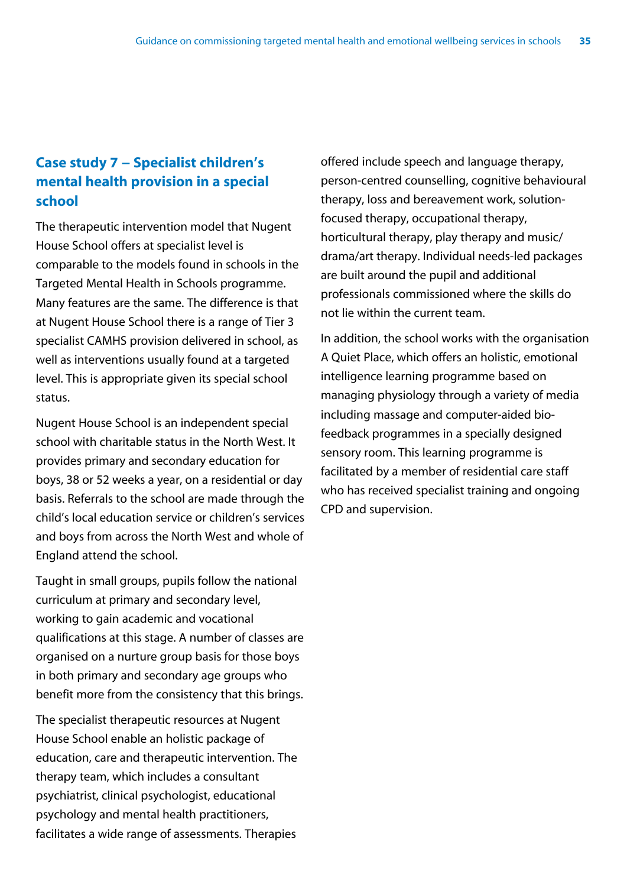## Case study 7 – Specialist children's mental health provision in a special school

The therapeutic intervention model that Nugent House School offers at specialist level is comparable to the models found in schools in the Targeted Mental Health in Schools programme. Many features are the same. The difference is that at Nugent House School there is a range of Tier 3 specialist CAMHS provision delivered in school, as well as interventions usually found at a targeted level. This is appropriate given its special school status.

Nugent House School is an independent special school with charitable status in the North West. It provides primary and secondary education for boys, 38 or 52 weeks a year, on a residential or day basis. Referrals to the school are made through the child's local education service or children's services and boys from across the North West and whole of England attend the school.

Taught in small groups, pupils follow the national curriculum at primary and secondary level, working to gain academic and vocational qualifications at this stage. A number of classes are organised on a nurture group basis for those boys in both primary and secondary age groups who benefit more from the consistency that this brings.

The specialist therapeutic resources at Nugent House School enable an holistic package of education, care and therapeutic intervention. The therapy team, which includes a consultant psychiatrist, clinical psychologist, educational psychology and mental health practitioners, facilitates a wide range of assessments. Therapies offered include speech and language therapy, person-centred counselling, cognitive behavioural therapy, loss and bereavement work, solution-focused therapy, occupational therapy, horticultural therapy, play therapy and music/drama/art therapy. Individual needs-led packages are built around the pupil and additional professionals commissioned where the skills do not lie within the current team.

In addition, the school works with the organisation A Quiet Place, which offers an holistic, emotional intelligence learning programme based on managing physiology through a variety of media including massage and computer-aided bio-feedback programmes in a specially designed sensory room. This learning programme is facilitated by a member of residential care staff who has received specialist training and ongoing CPD and supervision.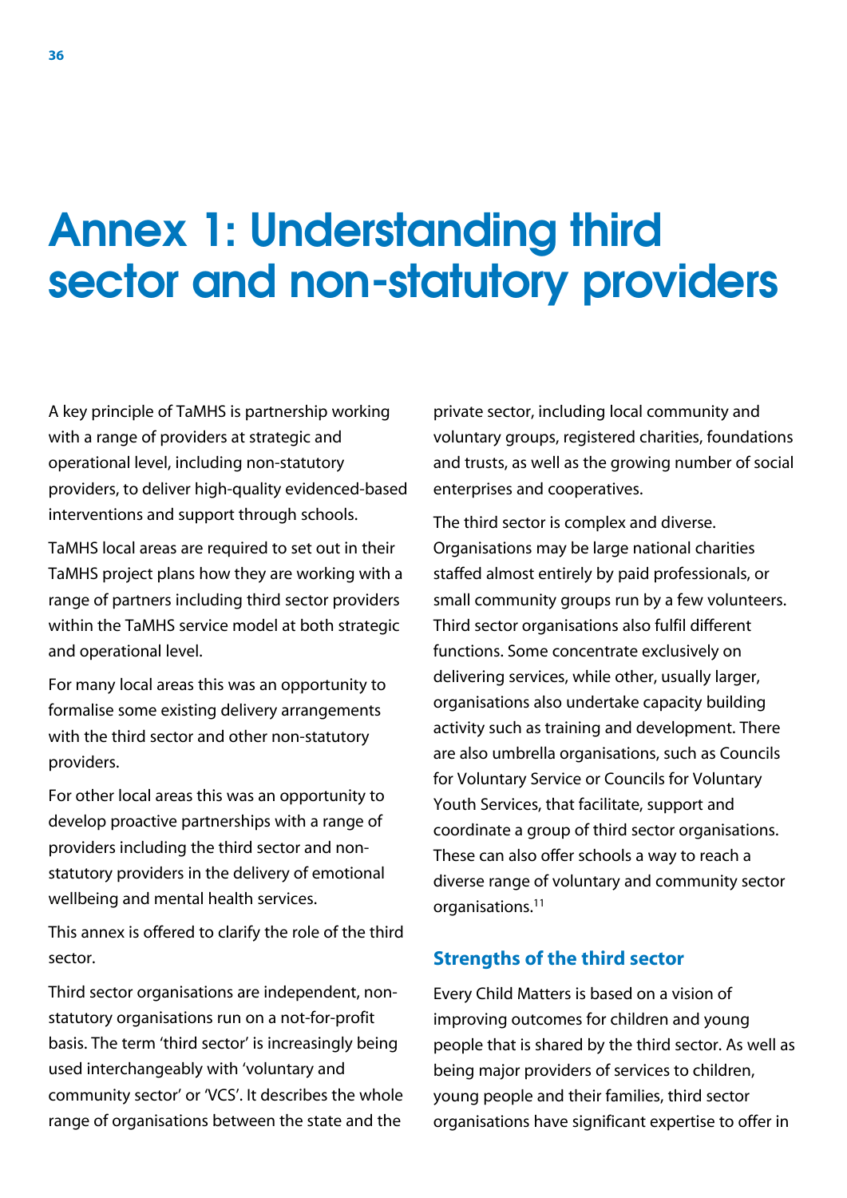# Annex 1: Understanding third sector and non-statutory providers

A key principle of TaMHS is partnership working with a range of providers at strategic and operational level, including non-statutory providers, to deliver high-quality evidenced-based interventions and support through schools.

TaMHS local areas are required to set out in their TaMHS project plans how they are working with a range of partners including third sector providers within the TaMHS service model at both strategic and operational level.

For many local areas this was an opportunity to formalise some existing delivery arrangements with the third sector and other non-statutory providers.

For other local areas this was an opportunity to develop proactive partnerships with a range of providers including the third sector and non-statutory providers in the delivery of emotional wellbeing and mental health services.

This annex is offered to clarify the role of the third sector.

Third sector organisations are independent, non-statutory organisations run on a not-for-profit basis. The term 'third sector' is increasingly being used interchangeably with 'voluntary and community sector' or 'VCS'. It describes the whole range of organisations between the state and the private sector, including local community and voluntary groups, registered charities, foundations and trusts, as well as the growing number of social enterprises and cooperatives.

The third sector is complex and diverse. Organisations may be large national charities staffed almost entirely by paid professionals, or small community groups run by a few volunteers. Third sector organisations also fulfil different functions. Some concentrate exclusively on delivering services, while other, usually larger, organisations also undertake capacity building activity such as training and development. There are also umbrella organisations, such as Councils for Voluntary Service or Councils for Voluntary Youth Services, that facilitate, support and coordinate a group of third sector organisations. These can also offer schools a way to reach a diverse range of voluntary and community sector organisations.[11]

### Strengths of the third sector

Every Child Matters is based on a vision of improving outcomes for children and young people that is shared by the third sector. As well as being major providers of services to children, young people and their families, third sector organisations have significant expertise to offer in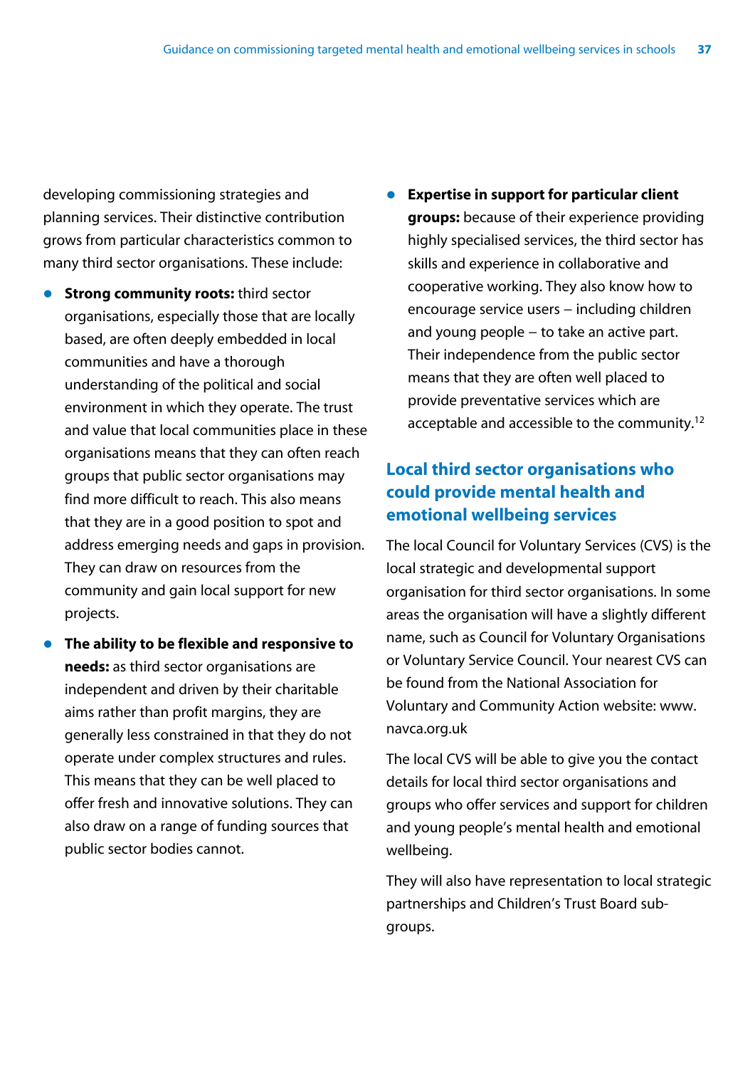developing commissioning strategies and planning services. Their distinctive contribution grows from particular characteristics common to many third sector organisations. These include:

- **Strong community roots:** third sector organisations, especially those that are locally based, are often deeply embedded in local communities and have a thorough understanding of the political and social environment in which they operate. The trust and value that local communities place in these organisations means that they can often reach groups that public sector organisations may find more difficult to reach. This also means that they are in a good position to spot and address emerging needs and gaps in provision. They can draw on resources from the community and gain local support for new projects.
- **The ability to be flexible and responsive to needs:** as third sector organisations are independent and driven by their charitable aims rather than profit margins, they are generally less constrained in that they do not operate under complex structures and rules. This means that they can be well placed to offer fresh and innovative solutions. They can also draw on a range of funding sources that public sector bodies cannot.
- **Expertise in support for particular client groups:** because of their experience providing highly specialised services, the third sector has skills and experience in collaborative and cooperative working. They also know how to encourage service users – including children and young people – to take an active part. Their independence from the public sector means that they are often well placed to provide preventative services which are acceptable and accessible to the community.[12]

## Local third sector organisations who could provide mental health and emotional wellbeing services

The local Council for Voluntary Services (CVS) is the local strategic and developmental support organisation for third sector organisations. In some areas the organisation will have a slightly different name, such as Council for Voluntary Organisations or Voluntary Service Council. Your nearest CVS can be found from the National Association for Voluntary and Community Action website: www.navca.org.uk

The local CVS will be able to give you the contact details for local third sector organisations and groups who offer services and support for children and young people's mental health and emotional wellbeing.

They will also have representation to local strategic partnerships and Children's Trust Board sub-groups.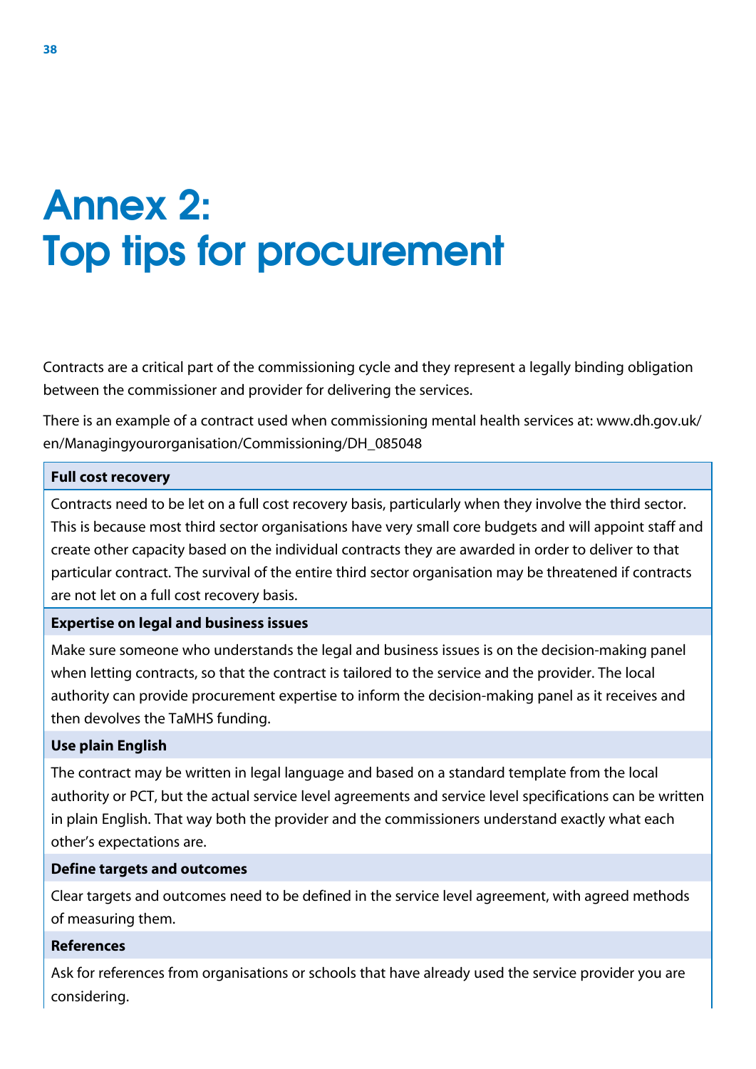# Annex 2: Top tips for procurement

Contracts are a critical part of the commissioning cycle and they represent a legally binding obligation between the commissioner and provider for delivering the services.

There is an example of a contract used when commissioning mental health services at: www.dh.gov.uk/en/Managingyourorganisation/Commissioning/DH_085048

**Full cost recovery**

Contracts need to be let on a full cost recovery basis, particularly when they involve the third sector. This is because most third sector organisations have very small core budgets and will appoint staff and create other capacity based on the individual contracts they are awarded in order to deliver to that particular contract. The survival of the entire third sector organisation may be threatened if contracts are not let on a full cost recovery basis.

**Expertise on legal and business issues**

Make sure someone who understands the legal and business issues is on the decision-making panel when letting contracts, so that the contract is tailored to the service and the provider. The local authority can provide procurement expertise to inform the decision-making panel as it receives and then devolves the TaMHS funding.

**Use plain English**

The contract may be written in legal language and based on a standard template from the local authority or PCT, but the actual service level agreements and service level specifications can be written in plain English. That way both the provider and the commissioners understand exactly what each other's expectations are.

**Define targets and outcomes**

Clear targets and outcomes need to be defined in the service level agreement, with agreed methods of measuring them.

**References**

Ask for references from organisations or schools that have already used the service provider you are considering.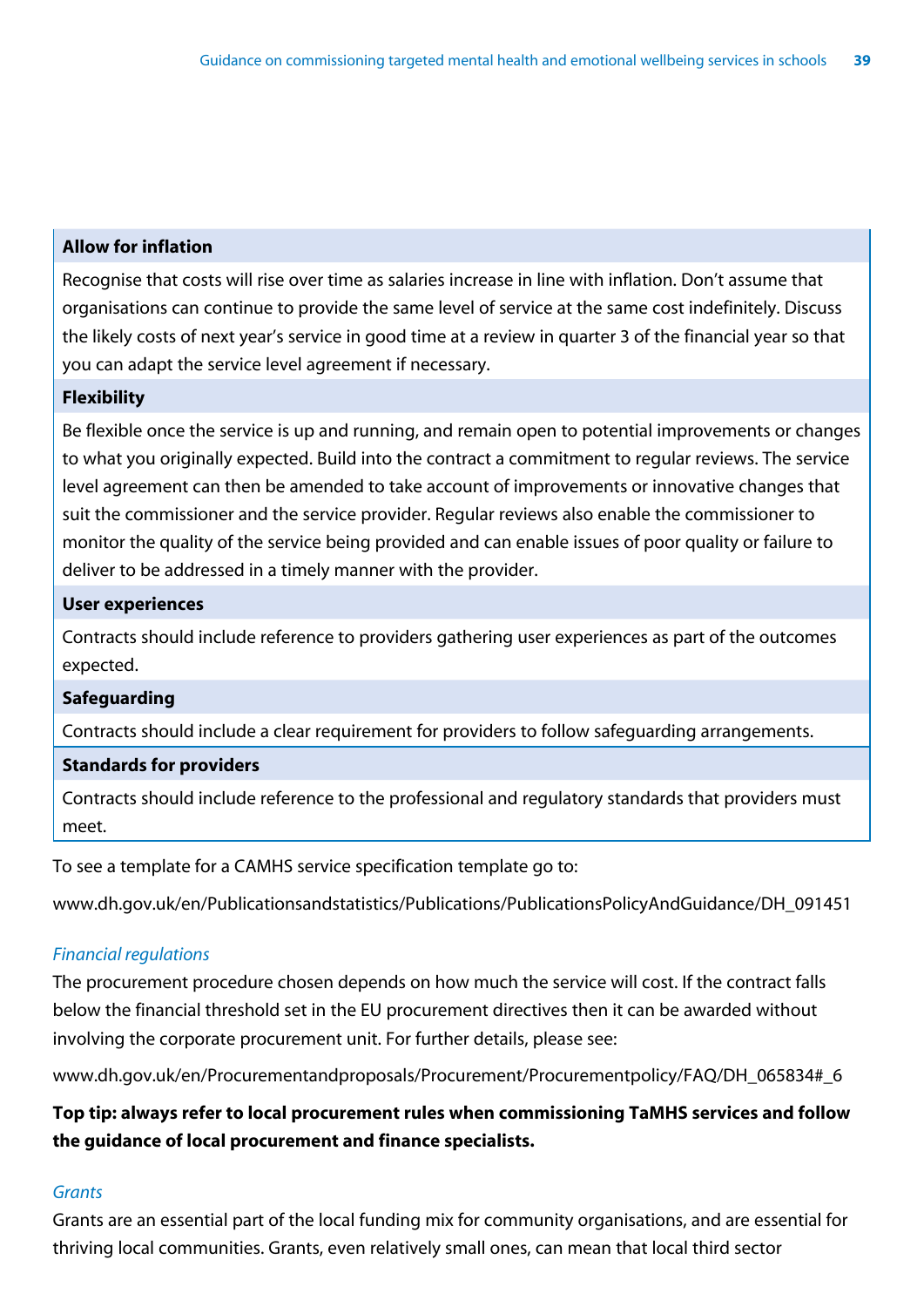| **Allow for inflation** |
|---|
| Recognise that costs will rise over time as salaries increase in line with inflation. Don't assume that organisations can continue to provide the same level of service at the same cost indefinitely. Discuss the likely costs of next year's service in good time at a review in quarter 3 of the financial year so that you can adapt the service level agreement if necessary. |
| **Flexibility** |
| Be flexible once the service is up and running, and remain open to potential improvements or changes to what you originally expected. Build into the contract a commitment to regular reviews. The service level agreement can then be amended to take account of improvements or innovative changes that suit the commissioner and the service provider. Regular reviews also enable the commissioner to monitor the quality of the service being provided and can enable issues of poor quality or failure to deliver to be addressed in a timely manner with the provider. |
| **User experiences** |
| Contracts should include reference to providers gathering user experiences as part of the outcomes expected. |
| **Safeguarding** |
| Contracts should include a clear requirement for providers to follow safeguarding arrangements. |
| **Standards for providers** |
| Contracts should include reference to the professional and regulatory standards that providers must meet. |

To see a template for a CAMHS service specification template go to:

www.dh.gov.uk/en/Publicationsandstatistics/Publications/PublicationsPolicyAndGuidance/DH_091451

*Financial regulations*

The procurement procedure chosen depends on how much the service will cost. If the contract falls below the financial threshold set in the EU procurement directives then it can be awarded without involving the corporate procurement unit. For further details, please see:

www.dh.gov.uk/en/Procurementandproposals/Procurement/Procurementpolicy/FAQ/DH_065834#_6

**Top tip: always refer to local procurement rules when commissioning TaMHS services and follow the guidance of local procurement and finance specialists.**

*Grants*

Grants are an essential part of the local funding mix for community organisations, and are essential for thriving local communities. Grants, even relatively small ones, can mean that local third sector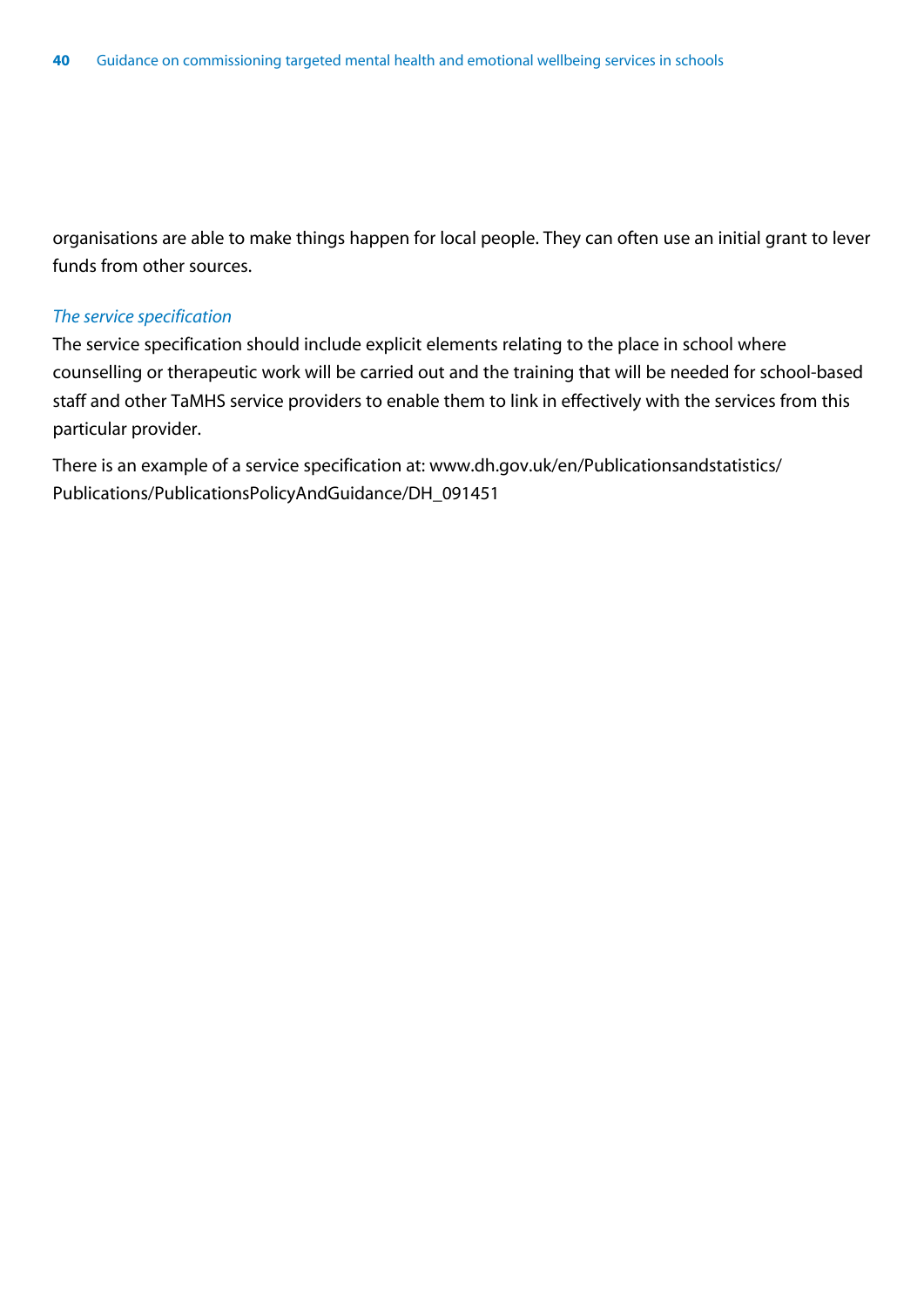organisations are able to make things happen for local people. They can often use an initial grant to lever funds from other sources.

*The service specification*

The service specification should include explicit elements relating to the place in school where counselling or therapeutic work will be carried out and the training that will be needed for school-based staff and other TaMHS service providers to enable them to link in effectively with the services from this particular provider.

There is an example of a service specification at: www.dh.gov.uk/en/Publicationsandstatistics/Publications/PublicationsPolicyAndGuidance/DH_091451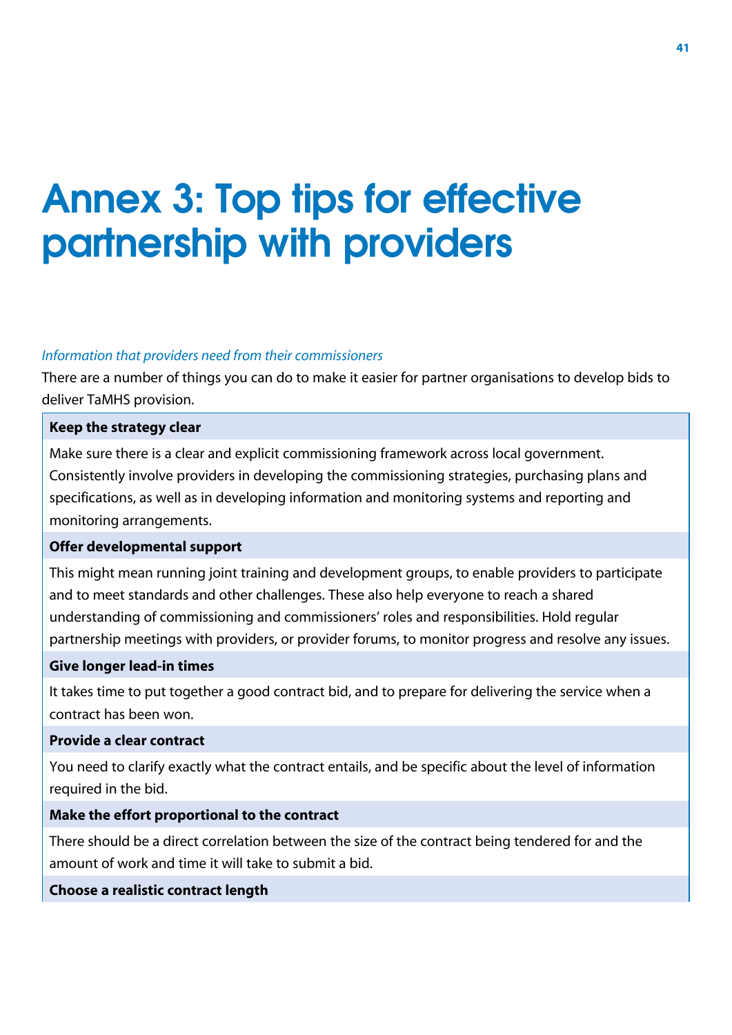# Annex 3: Top tips for effective partnership with providers

*Information that providers need from their commissioners*

There are a number of things you can do to make it easier for partner organisations to develop bids to deliver TaMHS provision.

| Keep the strategy clear |
|---|
| Make sure there is a clear and explicit commissioning framework across local government. Consistently involve providers in developing the commissioning strategies, purchasing plans and specifications, as well as in developing information and monitoring systems and reporting and monitoring arrangements. |
| **Offer developmental support** |
| This might mean running joint training and development groups, to enable providers to participate and to meet standards and other challenges. These also help everyone to reach a shared understanding of commissioning and commissioners' roles and responsibilities. Hold regular partnership meetings with providers, or provider forums, to monitor progress and resolve any issues. |
| **Give longer lead-in times** |
| It takes time to put together a good contract bid, and to prepare for delivering the service when a contract has been won. |
| **Provide a clear contract** |
| You need to clarify exactly what the contract entails, and be specific about the level of information required in the bid. |
| **Make the effort proportional to the contract** |
| There should be a direct correlation between the size of the contract being tendered for and the amount of work and time it will take to submit a bid. |
| **Choose a realistic contract length** |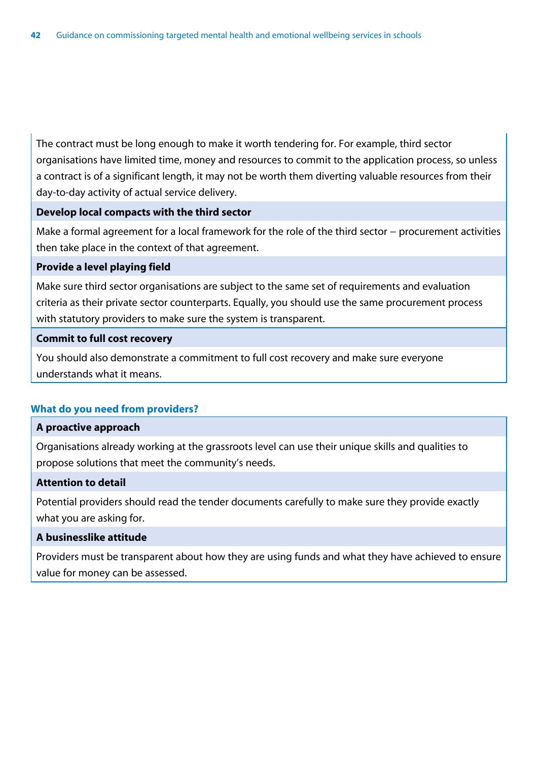The contract must be long enough to make it worth tendering for. For example, third sector organisations have limited time, money and resources to commit to the application process, so unless a contract is of a significant length, it may not be worth them diverting valuable resources from their day-to-day activity of actual service delivery.

**Develop local compacts with the third sector**

Make a formal agreement for a local framework for the role of the third sector – procurement activities then take place in the context of that agreement.

**Provide a level playing field**

Make sure third sector organisations are subject to the same set of requirements and evaluation criteria as their private sector counterparts. Equally, you should use the same procurement process with statutory providers to make sure the system is transparent.

**Commit to full cost recovery**

You should also demonstrate a commitment to full cost recovery and make sure everyone understands what it means.

### What do you need from providers?

**A proactive approach**

Organisations already working at the grassroots level can use their unique skills and qualities to propose solutions that meet the community's needs.

**Attention to detail**

Potential providers should read the tender documents carefully to make sure they provide exactly what you are asking for.

**A businesslike attitude**

Providers must be transparent about how they are using funds and what they have achieved to ensure value for money can be assessed.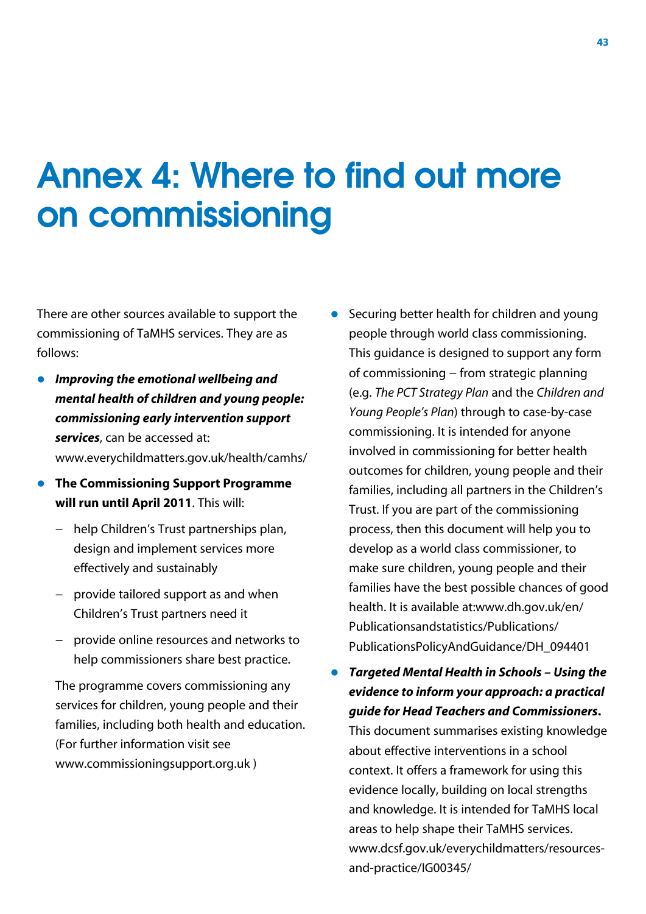# Annex 4: Where to find out more on commissioning

There are other sources available to support the commissioning of TaMHS services. They are as follows:

- ***Improving the emotional wellbeing and mental health of children and young people: commissioning early intervention support services***, can be accessed at: www.everychildmatters.gov.uk/health/camhs/
- **The Commissioning Support Programme will run until April 2011**. This will:
  - help Children's Trust partnerships plan, design and implement services more effectively and sustainably
  - provide tailored support as and when Children's Trust partners need it
  - provide online resources and networks to help commissioners share best practice.

  The programme covers commissioning any services for children, young people and their families, including both health and education. (For further information visit see www.commissioningsupport.org.uk )
- Securing better health for children and young people through world class commissioning. This guidance is designed to support any form of commissioning – from strategic planning (e.g. *The PCT Strategy Plan* and the *Children and Young People's Plan*) through to case-by-case commissioning. It is intended for anyone involved in commissioning for better health outcomes for children, young people and their families, including all partners in the Children's Trust. If you are part of the commissioning process, then this document will help you to develop as a world class commissioner, to make sure children, young people and their families have the best possible chances of good health. It is available at:www.dh.gov.uk/en/Publicationsandstatistics/Publications/PublicationsPolicyAndGuidance/DH_094401
- ***Targeted Mental Health in Schools – Using the evidence to inform your approach: a practical guide for Head Teachers and Commissioners*.** This document summarises existing knowledge about effective interventions in a school context. It offers a framework for using this evidence locally, building on local strengths and knowledge. It is intended for TaMHS local areas to help shape their TaMHS services. www.dcsf.gov.uk/everychildmatters/resources-and-practice/IG00345/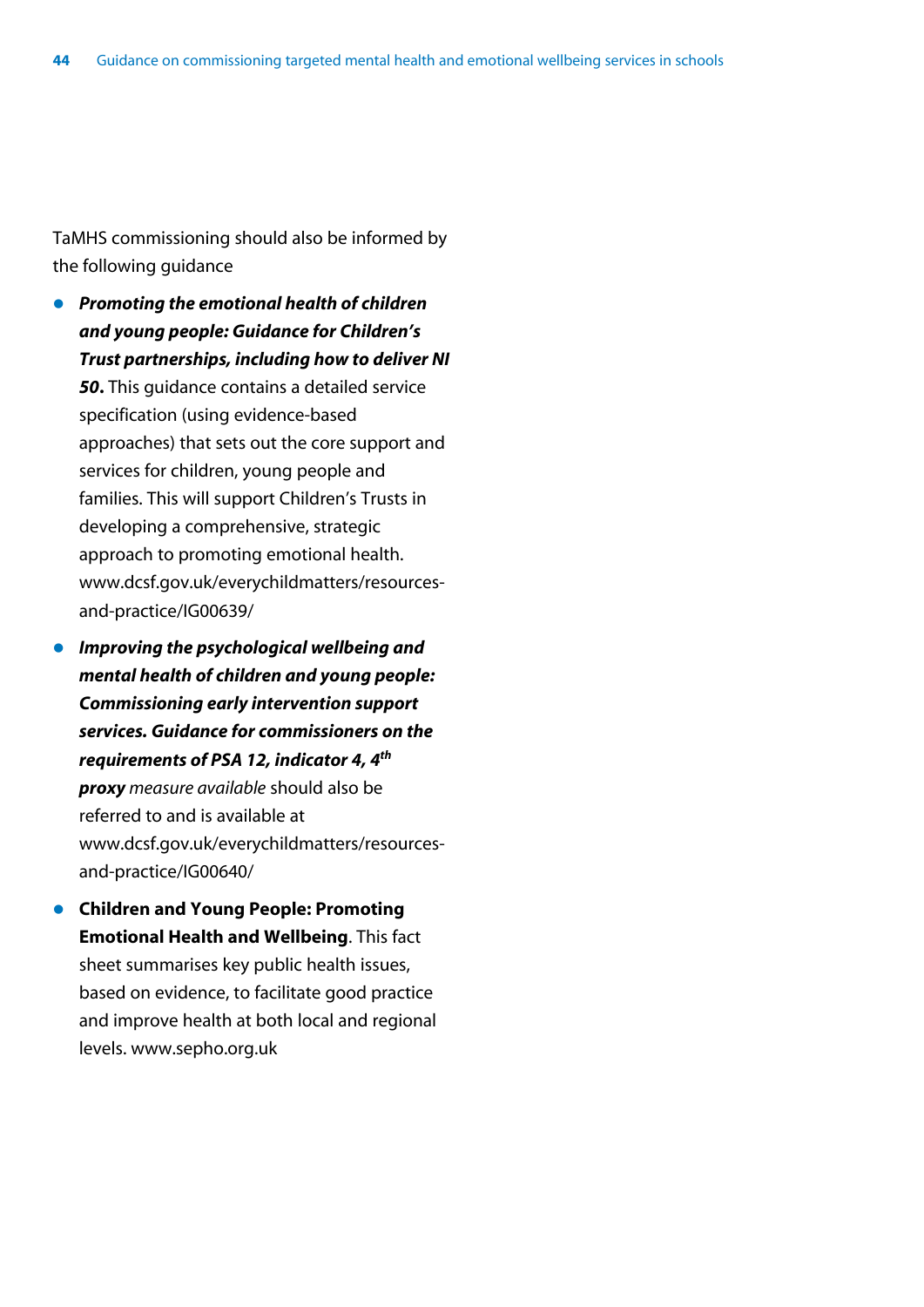TaMHS commissioning should also be informed by the following guidance

- ***Promoting the emotional health of children and young people: Guidance for Children's Trust partnerships, including how to deliver NI 50.*** This guidance contains a detailed service specification (using evidence-based approaches) that sets out the core support and services for children, young people and families. This will support Children's Trusts in developing a comprehensive, strategic approach to promoting emotional health. www.dcsf.gov.uk/everychildmatters/resources-and-practice/IG00639/
- ***Improving the psychological wellbeing and mental health of children and young people: Commissioning early intervention support services. Guidance for commissioners on the requirements of PSA 12, indicator 4, 4th proxy*** *measure available* should also be referred to and is available at www.dcsf.gov.uk/everychildmatters/resources-and-practice/IG00640/
- **Children and Young People: Promoting Emotional Health and Wellbeing**. This fact sheet summarises key public health issues, based on evidence, to facilitate good practice and improve health at both local and regional levels. www.sepho.org.uk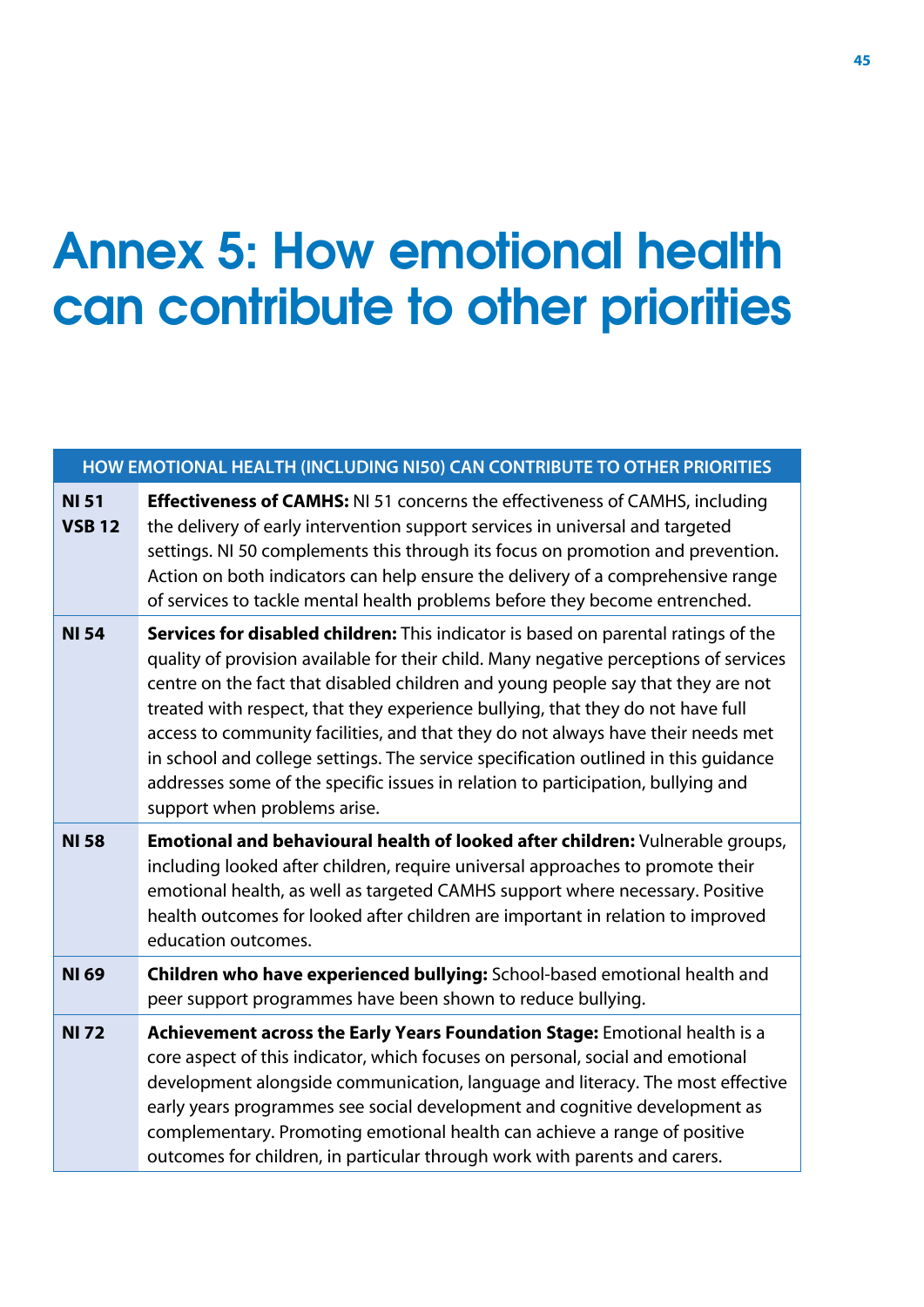# Annex 5: How emotional health can contribute to other priorities

| HOW EMOTIONAL HEALTH (INCLUDING NI50) CAN CONTRIBUTE TO OTHER PRIORITIES | |
|---|---|
| **NI 51 VSB 12** | **Effectiveness of CAMHS:** NI 51 concerns the effectiveness of CAMHS, including the delivery of early intervention support services in universal and targeted settings. NI 50 complements this through its focus on promotion and prevention. Action on both indicators can help ensure the delivery of a comprehensive range of services to tackle mental health problems before they become entrenched. |
| **NI 54** | **Services for disabled children:** This indicator is based on parental ratings of the quality of provision available for their child. Many negative perceptions of services centre on the fact that disabled children and young people say that they are not treated with respect, that they experience bullying, that they do not have full access to community facilities, and that they do not always have their needs met in school and college settings. The service specification outlined in this guidance addresses some of the specific issues in relation to participation, bullying and support when problems arise. |
| **NI 58** | **Emotional and behavioural health of looked after children:** Vulnerable groups, including looked after children, require universal approaches to promote their emotional health, as well as targeted CAMHS support where necessary. Positive health outcomes for looked after children are important in relation to improved education outcomes. |
| **NI 69** | **Children who have experienced bullying:** School-based emotional health and peer support programmes have been shown to reduce bullying. |
| **NI 72** | **Achievement across the Early Years Foundation Stage:** Emotional health is a core aspect of this indicator, which focuses on personal, social and emotional development alongside communication, language and literacy. The most effective early years programmes see social development and cognitive development as complementary. Promoting emotional health can achieve a range of positive outcomes for children, in particular through work with parents and carers. |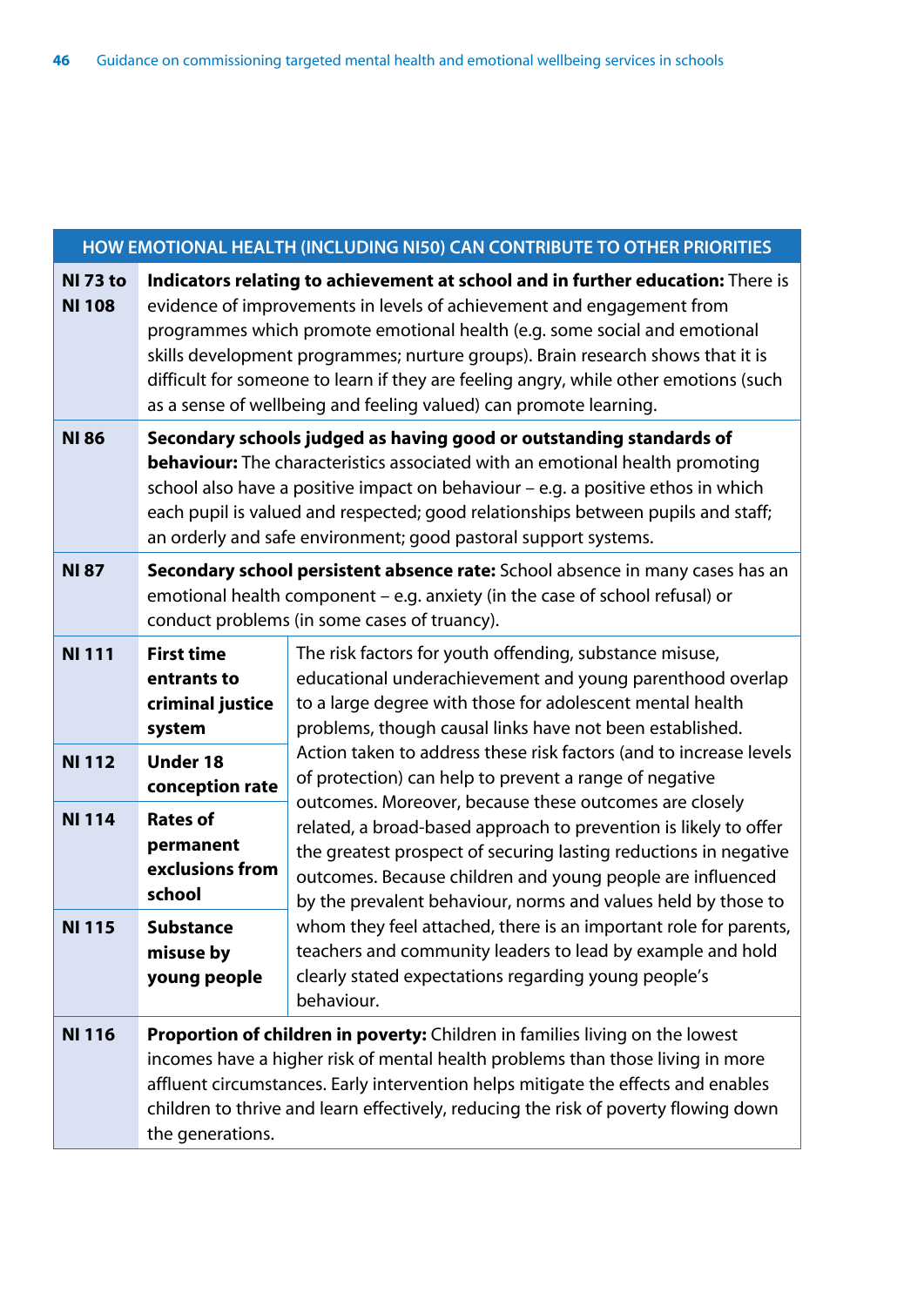| HOW EMOTIONAL HEALTH (INCLUDING NI50) CAN CONTRIBUTE TO OTHER PRIORITIES | | |
|---|---|---|
| NI 73 to NI 108 | **Indicators relating to achievement at school and in further education:** There is evidence of improvements in levels of achievement and engagement from programmes which promote emotional health (e.g. some social and emotional skills development programmes; nurture groups). Brain research shows that it is difficult for someone to learn if they are feeling angry, while other emotions (such as a sense of wellbeing and feeling valued) can promote learning. | |
| NI 86 | **Secondary schools judged as having good or outstanding standards of behaviour:** The characteristics associated with an emotional health promoting school also have a positive impact on behaviour – e.g. a positive ethos in which each pupil is valued and respected; good relationships between pupils and staff; an orderly and safe environment; good pastoral support systems. | |
| NI 87 | **Secondary school persistent absence rate:** School absence in many cases has an emotional health component – e.g. anxiety (in the case of school refusal) or conduct problems (in some cases of truancy). | |
| NI 111 | **First time entrants to criminal justice system** | The risk factors for youth offending, substance misuse, educational underachievement and young parenthood overlap to a large degree with those for adolescent mental health problems, though causal links have not been established. Action taken to address these risk factors (and to increase levels of protection) can help to prevent a range of negative outcomes. Moreover, because these outcomes are closely related, a broad-based approach to prevention is likely to offer the greatest prospect of securing lasting reductions in negative outcomes. Because children and young people are influenced by the prevalent behaviour, norms and values held by those to whom they feel attached, there is an important role for parents, teachers and community leaders to lead by example and hold clearly stated expectations regarding young people's behaviour. |
| NI 112 | **Under 18 conception rate** | |
| NI 114 | **Rates of permanent exclusions from school** | |
| NI 115 | **Substance misuse by young people** | |
| NI 116 | **Proportion of children in poverty:** Children in families living on the lowest incomes have a higher risk of mental health problems than those living in more affluent circumstances. Early intervention helps mitigate the effects and enables children to thrive and learn effectively, reducing the risk of poverty flowing down the generations. | |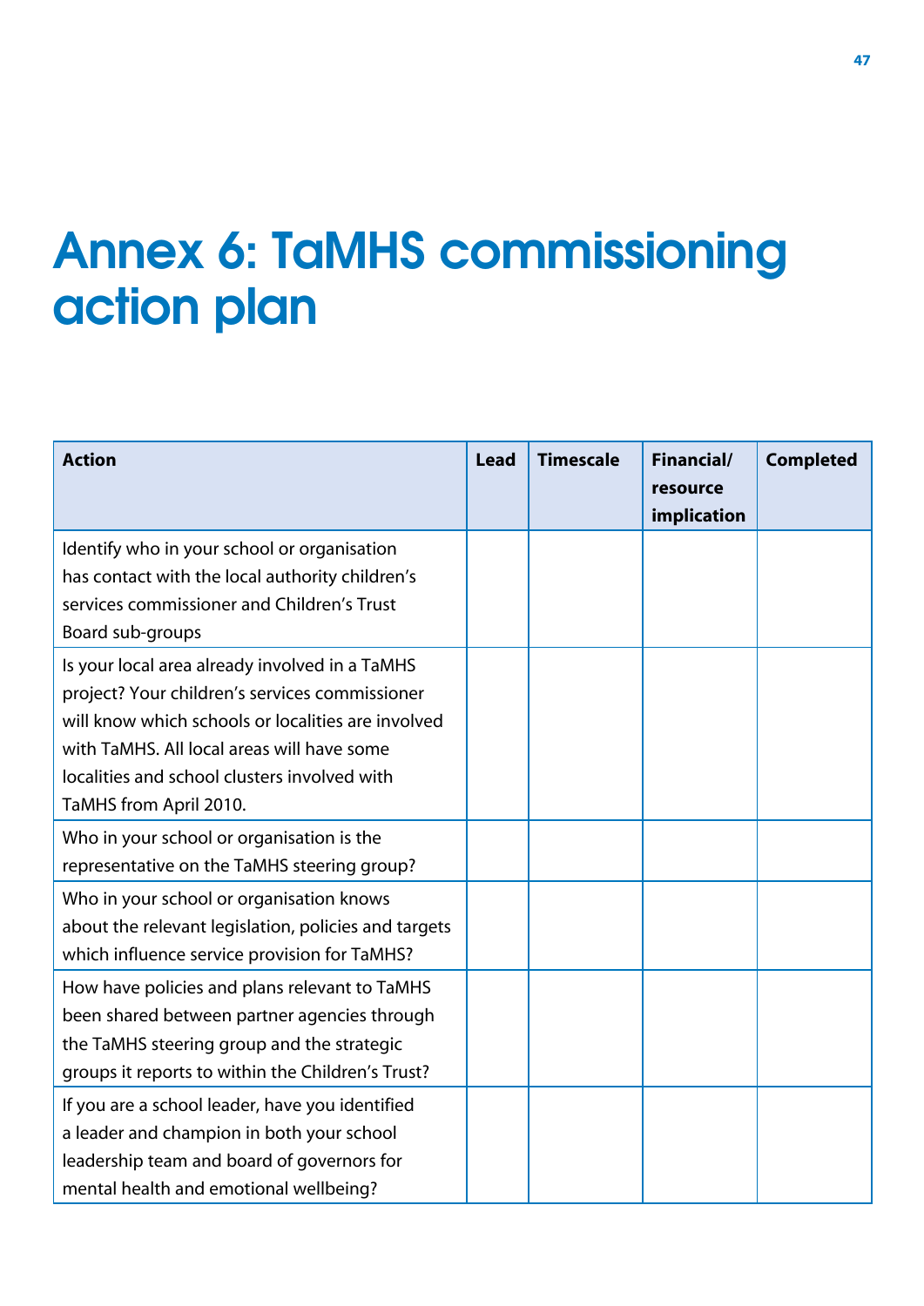# Annex 6: TaMHS commissioning action plan

| Action | Lead | Timescale | Financial/ resource implication | Completed |
|---|---|---|---|---|
| Identify who in your school or organisation has contact with the local authority children's services commissioner and Children's Trust Board sub-groups | | | | |
| Is your local area already involved in a TaMHS project? Your children's services commissioner will know which schools or localities are involved with TaMHS. All local areas will have some localities and school clusters involved with TaMHS from April 2010. | | | | |
| Who in your school or organisation is the representative on the TaMHS steering group? | | | | |
| Who in your school or organisation knows about the relevant legislation, policies and targets which influence service provision for TaMHS? | | | | |
| How have policies and plans relevant to TaMHS been shared between partner agencies through the TaMHS steering group and the strategic groups it reports to within the Children's Trust? | | | | |
| If you are a school leader, have you identified a leader and champion in both your school leadership team and board of governors for mental health and emotional wellbeing? | | | | |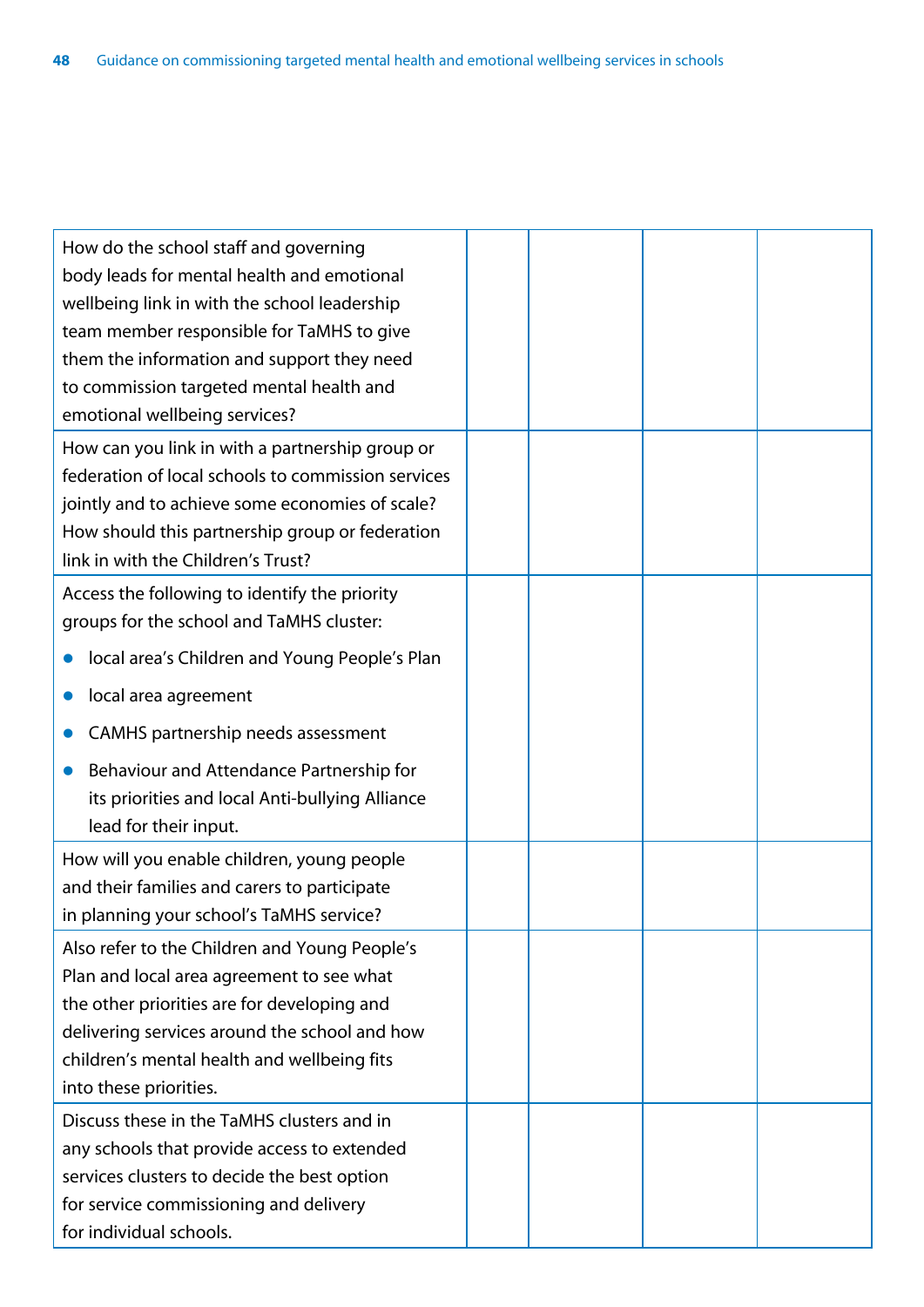| | | | | |
|---|---|---|---|---|
| How do the school staff and governing body leads for mental health and emotional wellbeing link in with the school leadership team member responsible for TaMHS to give them the information and support they need to commission targeted mental health and emotional wellbeing services? | | | | |
| How can you link in with a partnership group or federation of local schools to commission services jointly and to achieve some economies of scale? How should this partnership group or federation link in with the Children's Trust? | | | | |
| Access the following to identify the priority groups for the school and TaMHS cluster:<br>• local area's Children and Young People's Plan<br>• local area agreement<br>• CAMHS partnership needs assessment<br>• Behaviour and Attendance Partnership for its priorities and local Anti-bullying Alliance lead for their input. | | | | |
| How will you enable children, young people and their families and carers to participate in planning your school's TaMHS service? | | | | |
| Also refer to the Children and Young People's Plan and local area agreement to see what the other priorities are for developing and delivering services around the school and how children's mental health and wellbeing fits into these priorities. | | | | |
| Discuss these in the TaMHS clusters and in any schools that provide access to extended services clusters to decide the best option for service commissioning and delivery for individual schools. | | | | |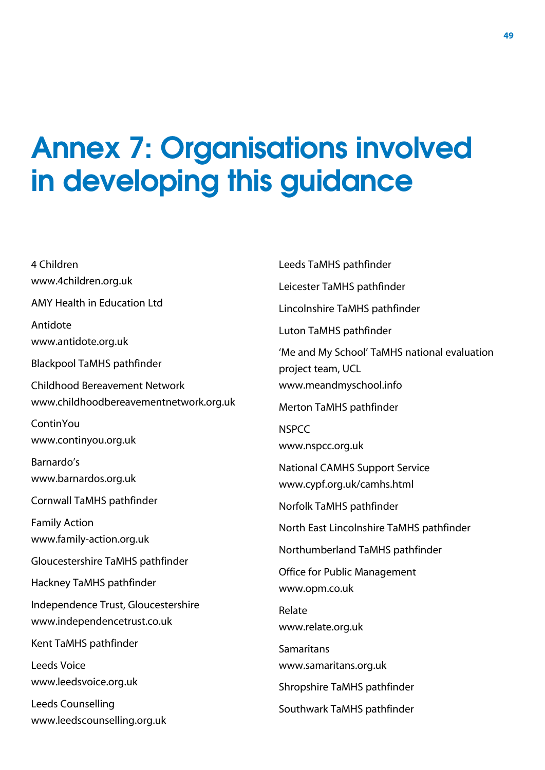# Annex 7: Organisations involved in developing this guidance

4 Children
www.4children.org.uk

AMY Health in Education Ltd

Antidote
www.antidote.org.uk

Blackpool TaMHS pathfinder

Childhood Bereavement Network
www.childhoodbereavementnetwork.org.uk

ContinYou
www.continyou.org.uk

Barnardo's
www.barnardos.org.uk

Cornwall TaMHS pathfinder

Family Action
www.family-action.org.uk

Gloucestershire TaMHS pathfinder

Hackney TaMHS pathfinder

Independence Trust, Gloucestershire
www.independencetrust.co.uk

Kent TaMHS pathfinder

Leeds Voice
www.leedsvoice.org.uk

Leeds Counselling
www.leedscounselling.org.uk

Leeds TaMHS pathfinder

Leicester TaMHS pathfinder

Lincolnshire TaMHS pathfinder

Luton TaMHS pathfinder

'Me and My School' TaMHS national evaluation project team, UCL
www.meandmyschool.info

Merton TaMHS pathfinder

NSPCC
www.nspcc.org.uk

National CAMHS Support Service
www.cypf.org.uk/camhs.html

Norfolk TaMHS pathfinder

North East Lincolnshire TaMHS pathfinder

Northumberland TaMHS pathfinder

Office for Public Management
www.opm.co.uk

Relate
www.relate.org.uk

Samaritans
www.samaritans.org.uk

Shropshire TaMHS pathfinder

Southwark TaMHS pathfinder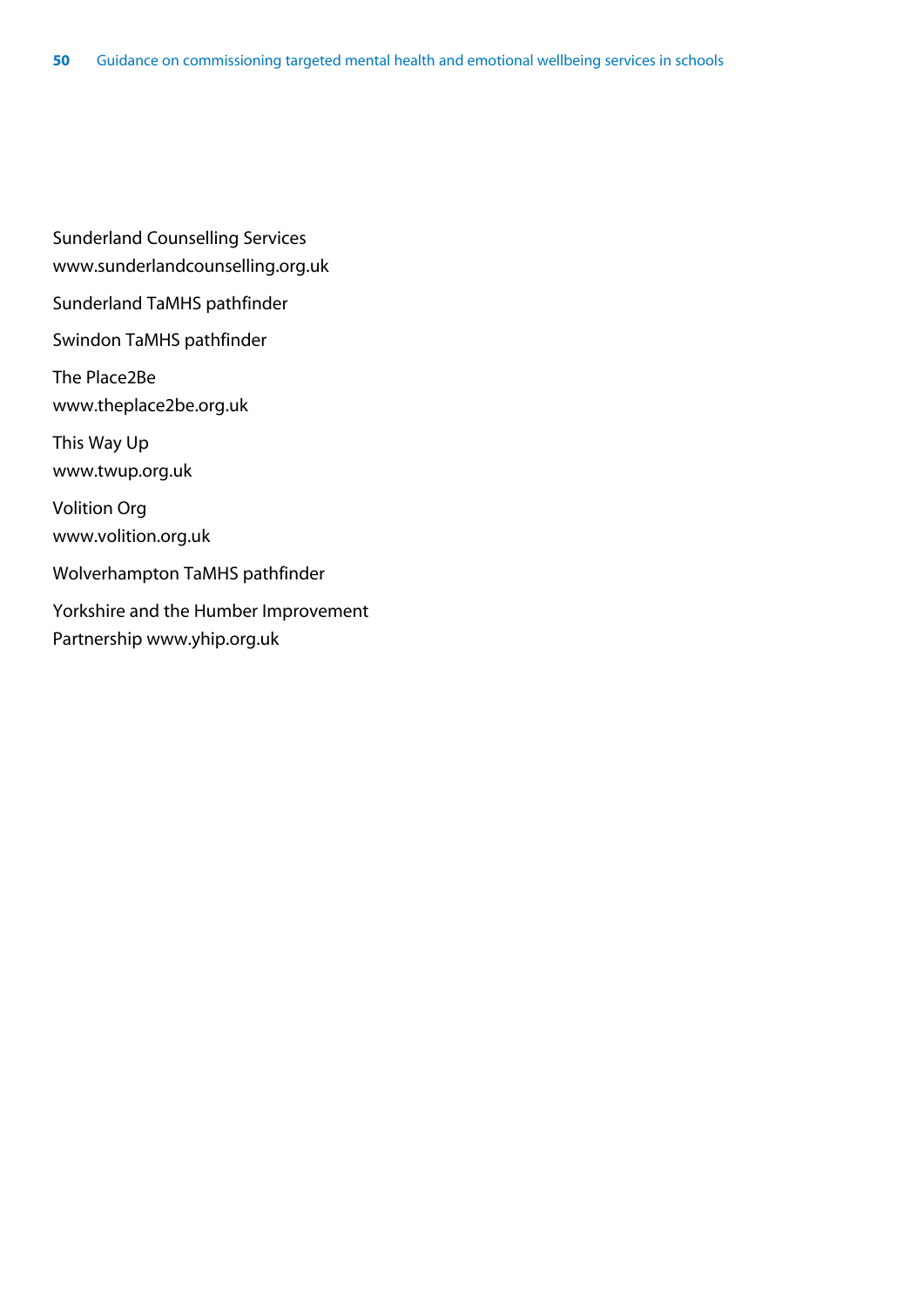Sunderland Counselling Services
www.sunderlandcounselling.org.uk

Sunderland TaMHS pathfinder

Swindon TaMHS pathfinder

The Place2Be
www.theplace2be.org.uk

This Way Up
www.twup.org.uk

Volition Org
www.volition.org.uk

Wolverhampton TaMHS pathfinder

Yorkshire and the Humber Improvement Partnership www.yhip.org.uk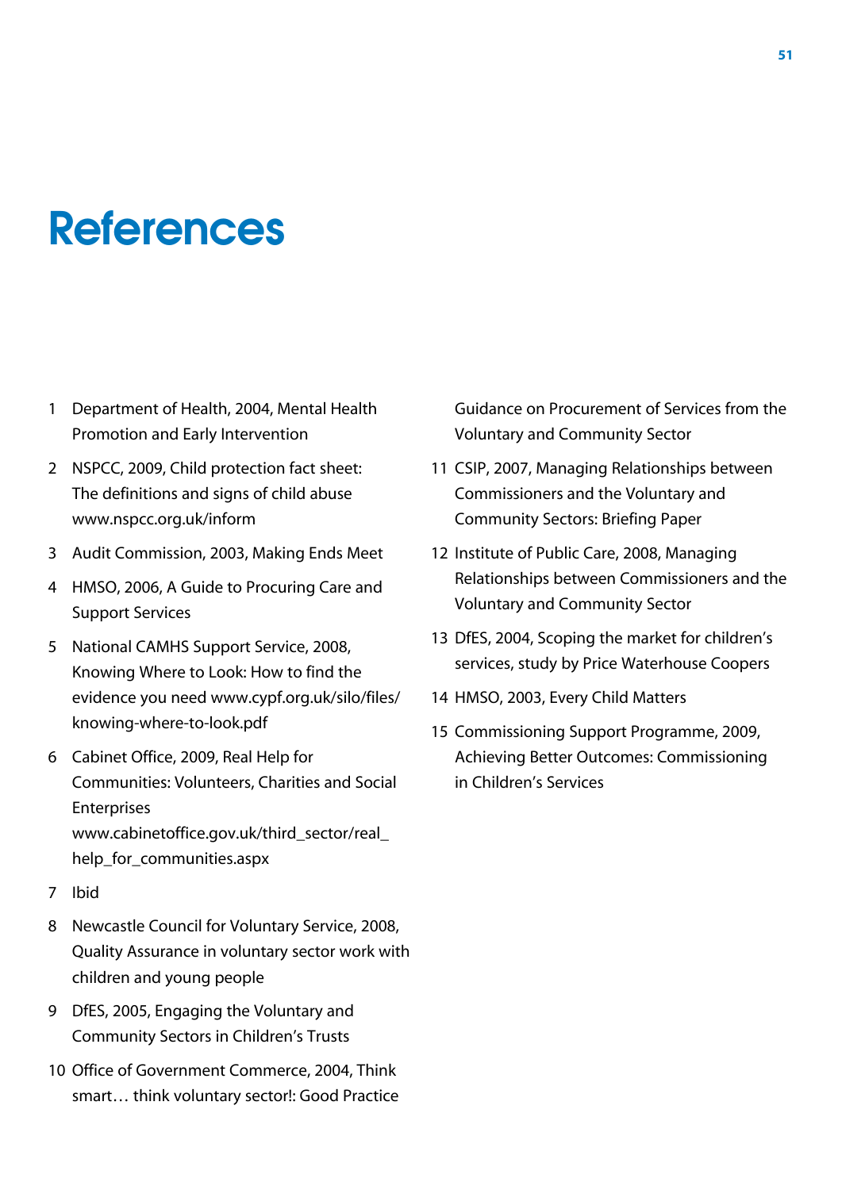# References

1. Department of Health, 2004, Mental Health Promotion and Early Intervention
2. NSPCC, 2009, Child protection fact sheet: The definitions and signs of child abuse www.nspcc.org.uk/inform
3. Audit Commission, 2003, Making Ends Meet
4. HMSO, 2006, A Guide to Procuring Care and Support Services
5. National CAMHS Support Service, 2008, Knowing Where to Look: How to find the evidence you need www.cypf.org.uk/silo/files/knowing-where-to-look.pdf
6. Cabinet Office, 2009, Real Help for Communities: Volunteers, Charities and Social Enterprises www.cabinetoffice.gov.uk/third_sector/real_help_for_communities.aspx
7. Ibid
8. Newcastle Council for Voluntary Service, 2008, Quality Assurance in voluntary sector work with children and young people
9. DfES, 2005, Engaging the Voluntary and Community Sectors in Children's Trusts
10. Office of Government Commerce, 2004, Think smart… think voluntary sector!: Good Practice Guidance on Procurement of Services from the Voluntary and Community Sector
11. CSIP, 2007, Managing Relationships between Commissioners and the Voluntary and Community Sectors: Briefing Paper
12. Institute of Public Care, 2008, Managing Relationships between Commissioners and the Voluntary and Community Sector
13. DfES, 2004, Scoping the market for children's services, study by Price Waterhouse Coopers
14. HMSO, 2003, Every Child Matters
15. Commissioning Support Programme, 2009, Achieving Better Outcomes: Commissioning in Children's Services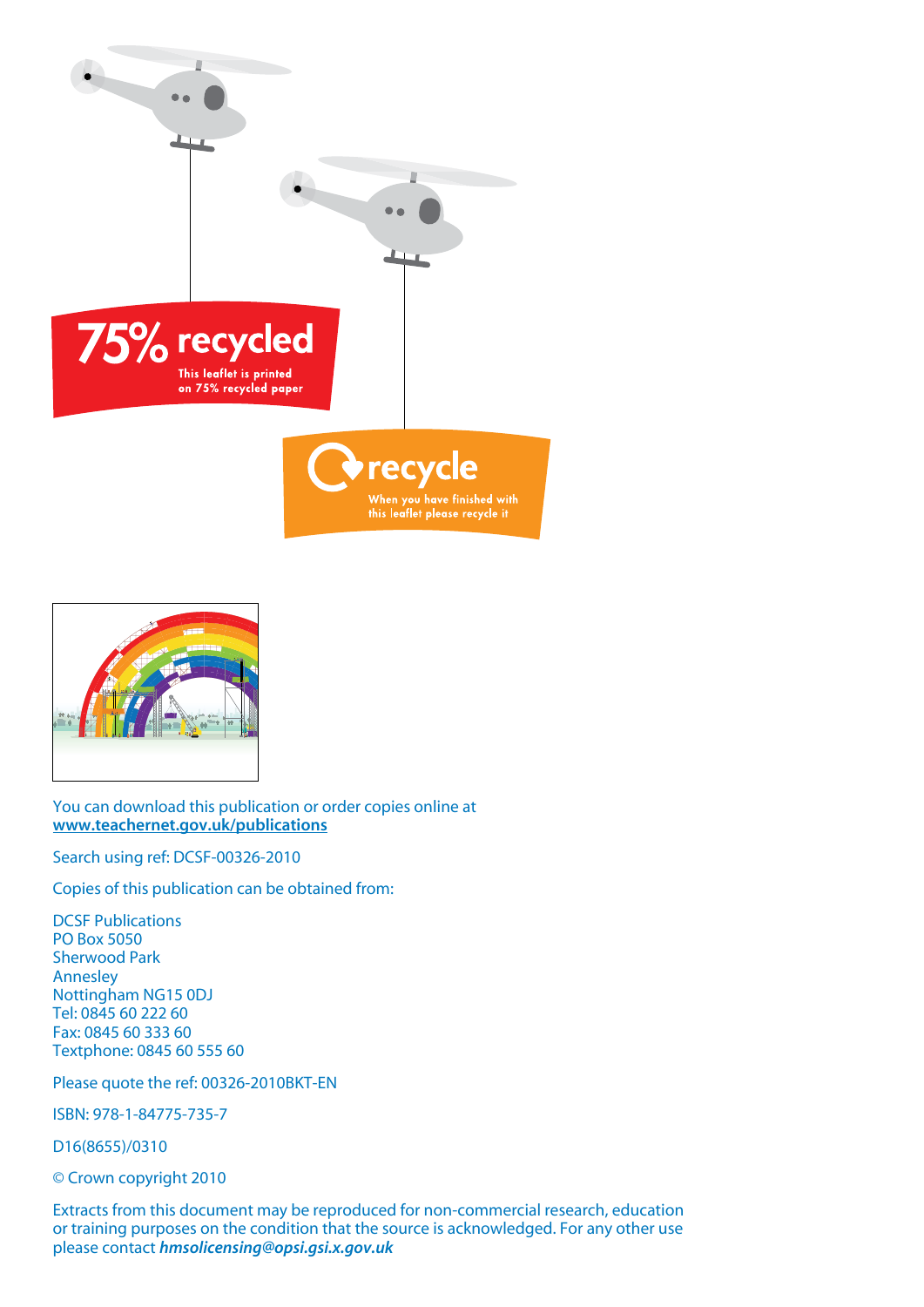**75% recycled**

This leaflet is printed on 75% recycled paper

**recycle**

When you have finished with this leaflet please recycle it

You can download this publication or order copies online at
**www.teachernet.gov.uk/publications**

Search using ref: DCSF-00326-2010

Copies of this publication can be obtained from:

DCSF Publications
PO Box 5050
Sherwood Park
Annesley
Nottingham NG15 0DJ
Tel: 0845 60 222 60
Fax: 0845 60 333 60
Textphone: 0845 60 555 60

Please quote the ref: 00326-2010BKT-EN

ISBN: 978-1-84775-735-7

D16(8655)/0310

© Crown copyright 2010

Extracts from this document may be reproduced for non-commercial research, education or training purposes on the condition that the source is acknowledged. For any other use please contact ***hmsolicensing@opsi.gsi.x.gov.uk***